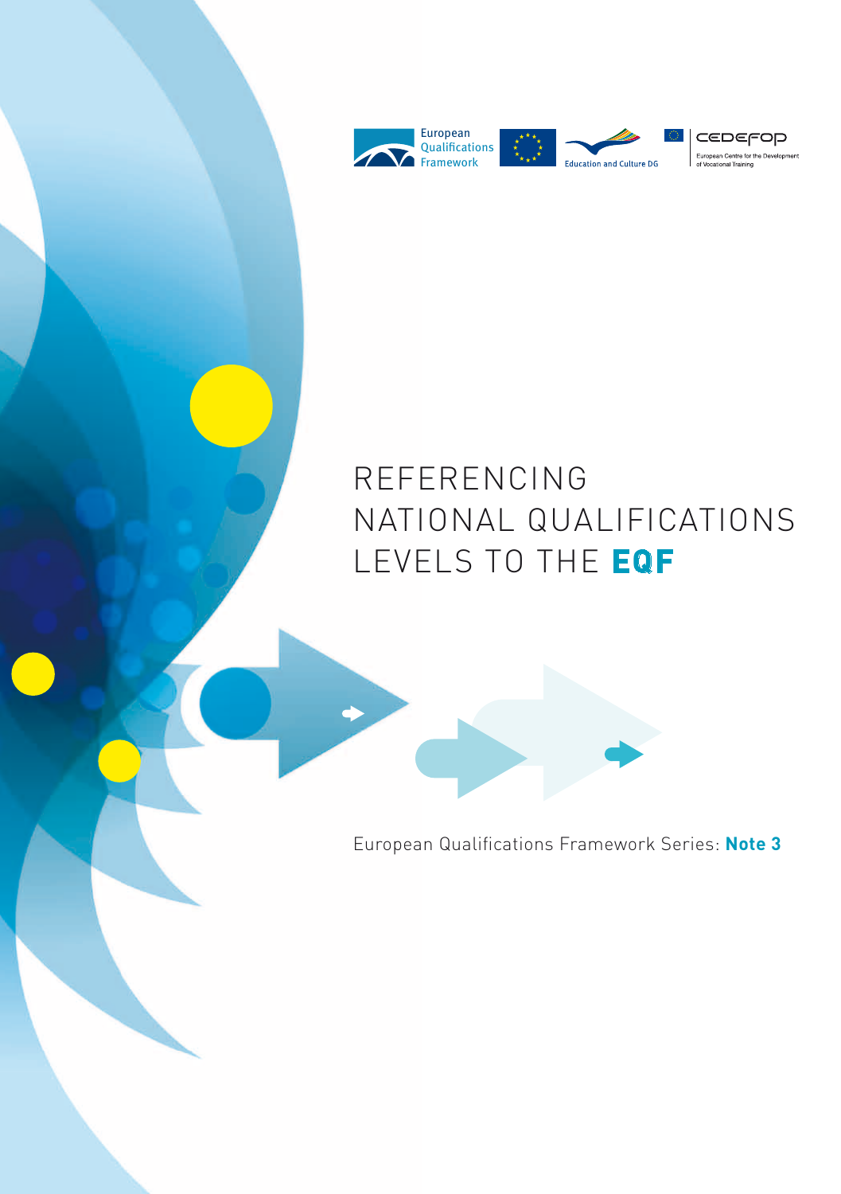European Qualifications Framework

Education and Culture DG

CEDEFOP
European Centre for the Development of Vocational Training

# REFERENCING NATIONAL QUALIFICATIONS LEVELS TO THE **EQF**

European Qualifications Framework Series: **Note 3**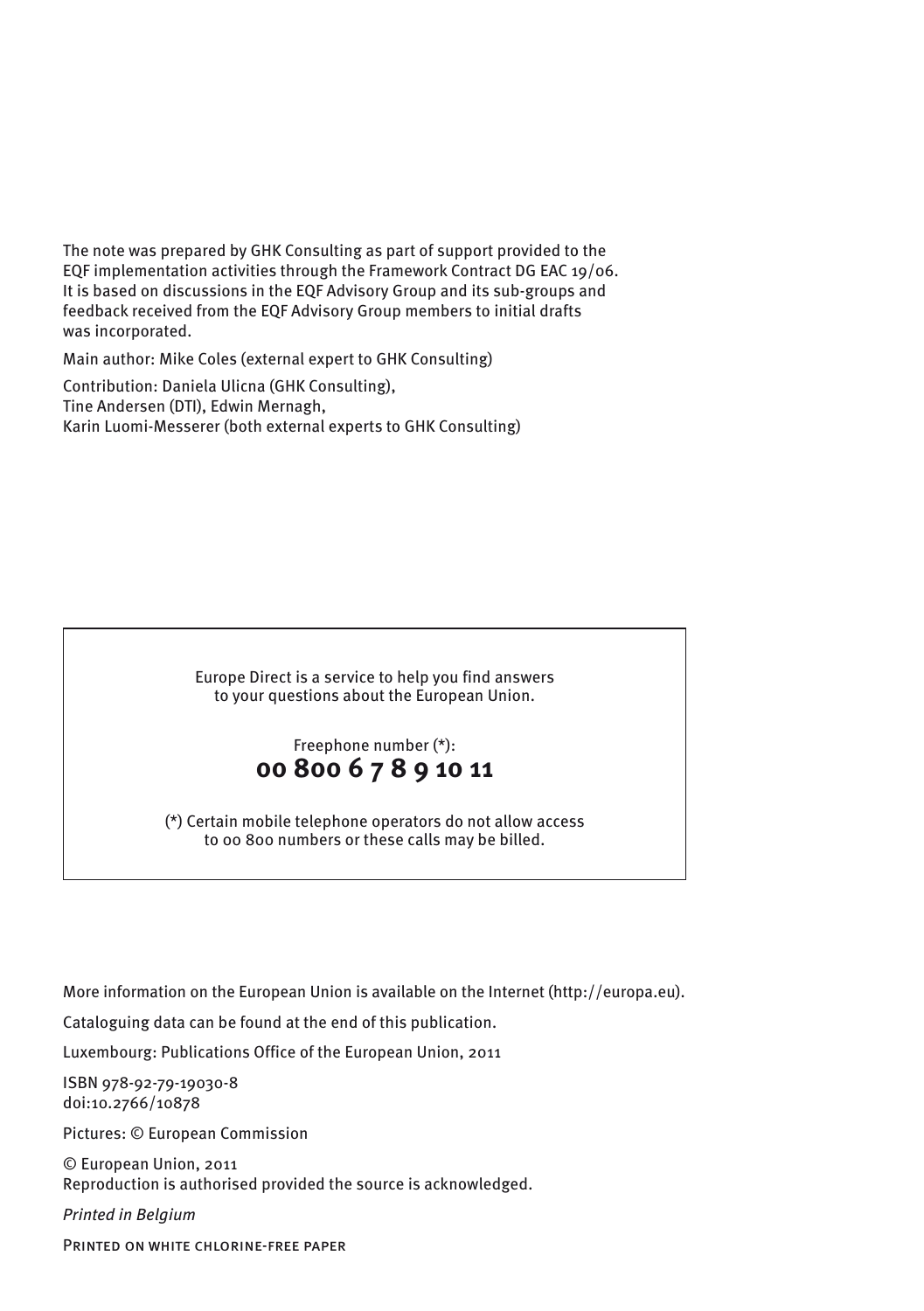The note was prepared by GHK Consulting as part of support provided to the EQF implementation activities through the Framework Contract DG EAC 19/06. It is based on discussions in the EQF Advisory Group and its sub-groups and feedback received from the EQF Advisory Group members to initial drafts was incorporated.

Main author: Mike Coles (external expert to GHK Consulting)

Contribution: Daniela Ulicna (GHK Consulting), Tine Andersen (DTI), Edwin Mernagh, Karin Luomi-Messerer (both external experts to GHK Consulting)

Europe Direct is a service to help you find answers to your questions about the European Union.

Freephone number (*):

**00 800 6 7 8 9 10 11**

(*) Certain mobile telephone operators do not allow access to 00 800 numbers or these calls may be billed.

More information on the European Union is available on the Internet (http://europa.eu).

Cataloguing data can be found at the end of this publication.

Luxembourg: Publications Office of the European Union, 2011

ISBN 978-92-79-19030-8
doi:10.2766/10878

Pictures: © European Commission

© European Union, 2011
Reproduction is authorised provided the source is acknowledged.

*Printed in Belgium*

Printed on white chlorine-free paper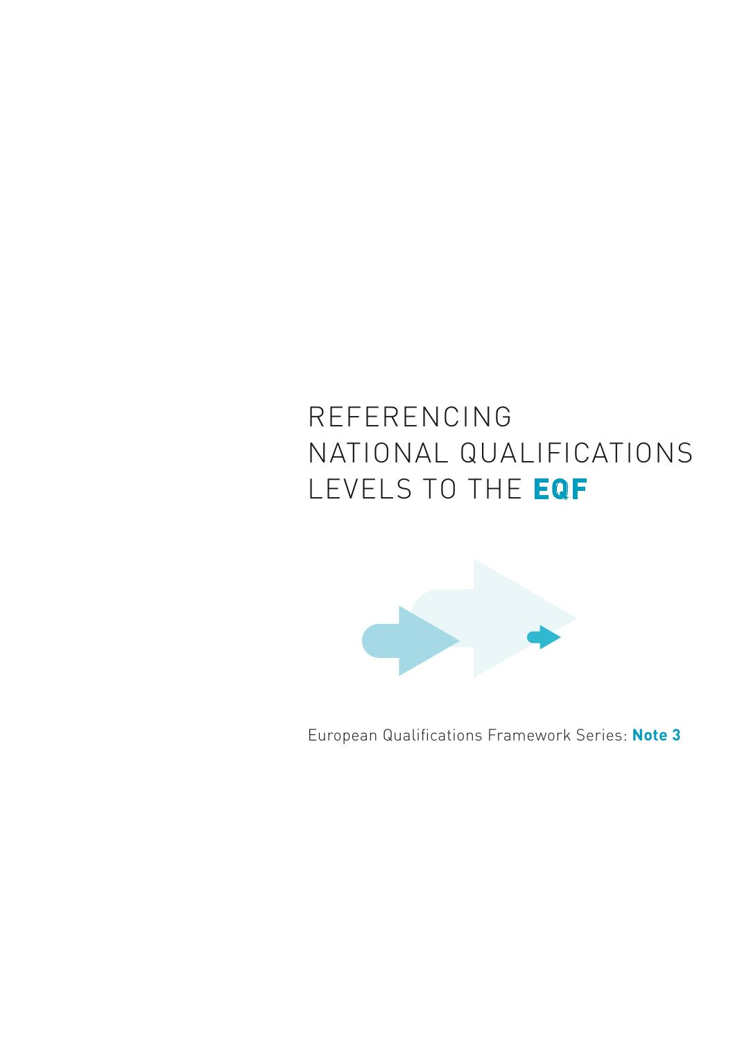# REFERENCING NATIONAL QUALIFICATIONS LEVELS TO THE **EQF**

European Qualifications Framework Series: **Note 3**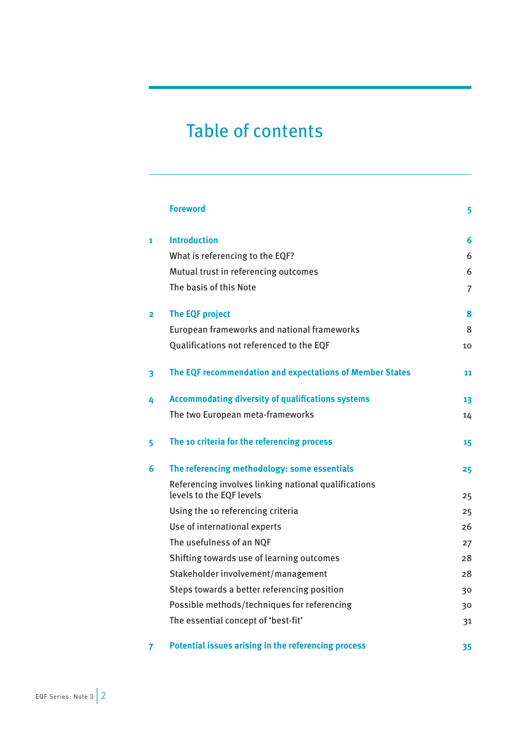# Table of contents

| | | |
|---|---|---|
| | **Foreword** | **5** |
| **1** | **Introduction** | **6** |
| | What is referencing to the EQF? | 6 |
| | Mutual trust in referencing outcomes | 6 |
| | The basis of this Note | 7 |
| **2** | **The EQF project** | **8** |
| | European frameworks and national frameworks | 8 |
| | Qualifications not referenced to the EQF | 10 |
| **3** | **The EQF recommendation and expectations of Member States** | **11** |
| **4** | **Accommodating diversity of qualifications systems** | **13** |
| | The two European meta-frameworks | 14 |
| **5** | **The 10 criteria for the referencing process** | **15** |
| **6** | **The referencing methodology: some essentials** | **25** |
| | Referencing involves linking national qualifications levels to the EQF levels | 25 |
| | Using the 10 referencing criteria | 25 |
| | Use of international experts | 26 |
| | The usefulness of an NQF | 27 |
| | Shifting towards use of learning outcomes | 28 |
| | Stakeholder involvement/management | 28 |
| | Steps towards a better referencing position | 30 |
| | Possible methods/techniques for referencing | 30 |
| | The essential concept of 'best-fit' | 31 |
| **7** | **Potential issues arising in the referencing process** | **35** |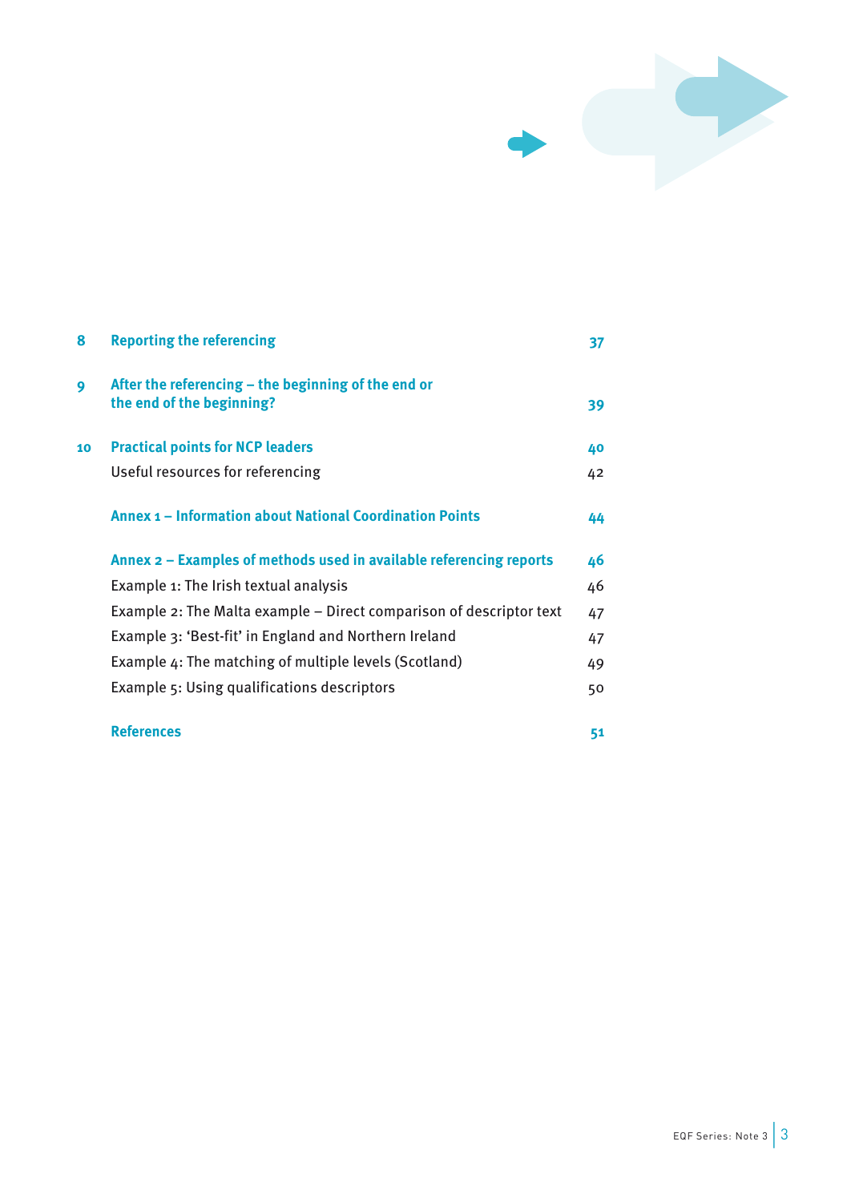| | | |
|---|---|---|
| **8** | **Reporting the referencing** | **37** |
| **9** | **After the referencing – the beginning of the end or the end of the beginning?** | **39** |
| **10** | **Practical points for NCP leaders** | **40** |
| | Useful resources for referencing | 42 |
| | **Annex 1 – Information about National Coordination Points** | **44** |
| | **Annex 2 – Examples of methods used in available referencing reports** | **46** |
| | Example 1: The Irish textual analysis | 46 |
| | Example 2: The Malta example – Direct comparison of descriptor text | 47 |
| | Example 3: 'Best-fit' in England and Northern Ireland | 47 |
| | Example 4: The matching of multiple levels (Scotland) | 49 |
| | Example 5: Using qualifications descriptors | 50 |
| | **References** | **51** |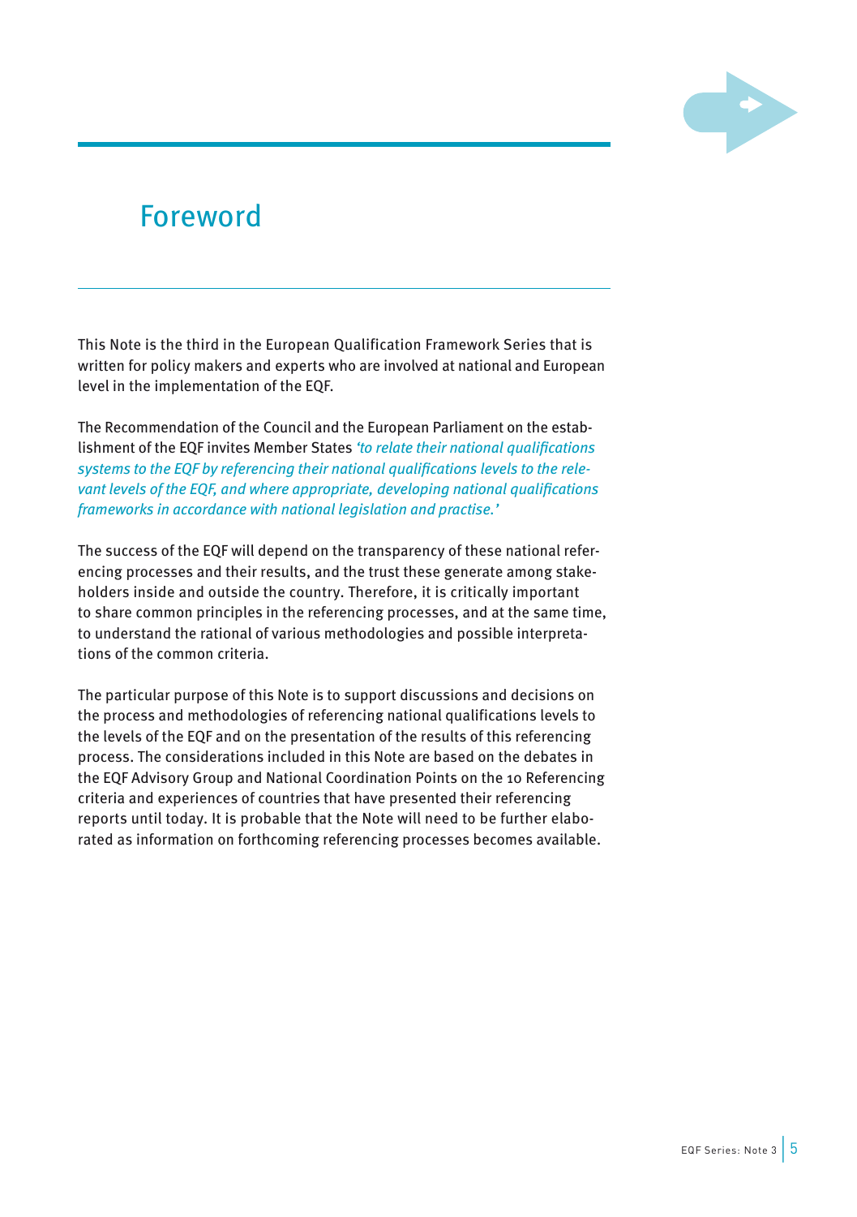# Foreword

This Note is the third in the European Qualification Framework Series that is written for policy makers and experts who are involved at national and European level in the implementation of the EQF.

The Recommendation of the Council and the European Parliament on the establishment of the EQF invites Member States *'to relate their national qualifications systems to the EQF by referencing their national qualifications levels to the relevant levels of the EQF, and where appropriate, developing national qualifications frameworks in accordance with national legislation and practise.'*

The success of the EQF will depend on the transparency of these national referencing processes and their results, and the trust these generate among stakeholders inside and outside the country. Therefore, it is critically important to share common principles in the referencing processes, and at the same time, to understand the rational of various methodologies and possible interpretations of the common criteria.

The particular purpose of this Note is to support discussions and decisions on the process and methodologies of referencing national qualifications levels to the levels of the EQF and on the presentation of the results of this referencing process. The considerations included in this Note are based on the debates in the EQF Advisory Group and National Coordination Points on the 10 Referencing criteria and experiences of countries that have presented their referencing reports until today. It is probable that the Note will need to be further elaborated as information on forthcoming referencing processes becomes available.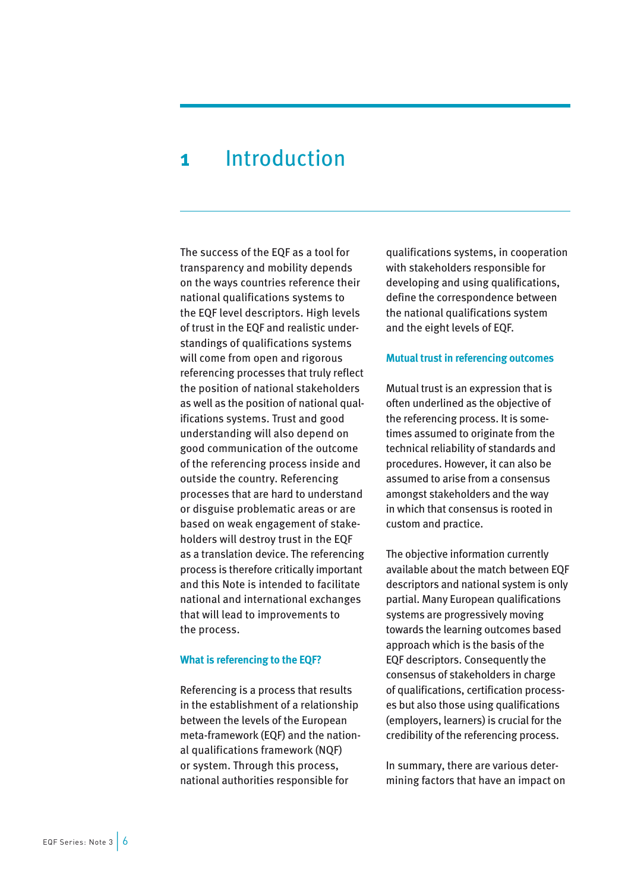# 1 Introduction

The success of the EQF as a tool for transparency and mobility depends on the ways countries reference their national qualifications systems to the EQF level descriptors. High levels of trust in the EQF and realistic understandings of qualifications systems will come from open and rigorous referencing processes that truly reflect the position of national stakeholders as well as the position of national qualifications systems. Trust and good understanding will also depend on good communication of the outcome of the referencing process inside and outside the country. Referencing processes that are hard to understand or disguise problematic areas or are based on weak engagement of stakeholders will destroy trust in the EQF as a translation device. The referencing process is therefore critically important and this Note is intended to facilitate national and international exchanges that will lead to improvements to the process.

### What is referencing to the EQF?

Referencing is a process that results in the establishment of a relationship between the levels of the European meta-framework (EQF) and the national qualifications framework (NQF) or system. Through this process, national authorities responsible for qualifications systems, in cooperation with stakeholders responsible for developing and using qualifications, define the correspondence between the national qualifications system and the eight levels of EQF.

### Mutual trust in referencing outcomes

Mutual trust is an expression that is often underlined as the objective of the referencing process. It is sometimes assumed to originate from the technical reliability of standards and procedures. However, it can also be assumed to arise from a consensus amongst stakeholders and the way in which that consensus is rooted in custom and practice.

The objective information currently available about the match between EQF descriptors and national system is only partial. Many European qualifications systems are progressively moving towards the learning outcomes based approach which is the basis of the EQF descriptors. Consequently the consensus of stakeholders in charge of qualifications, certification processes but also those using qualifications (employers, learners) is crucial for the credibility of the referencing process.

In summary, there are various determining factors that have an impact on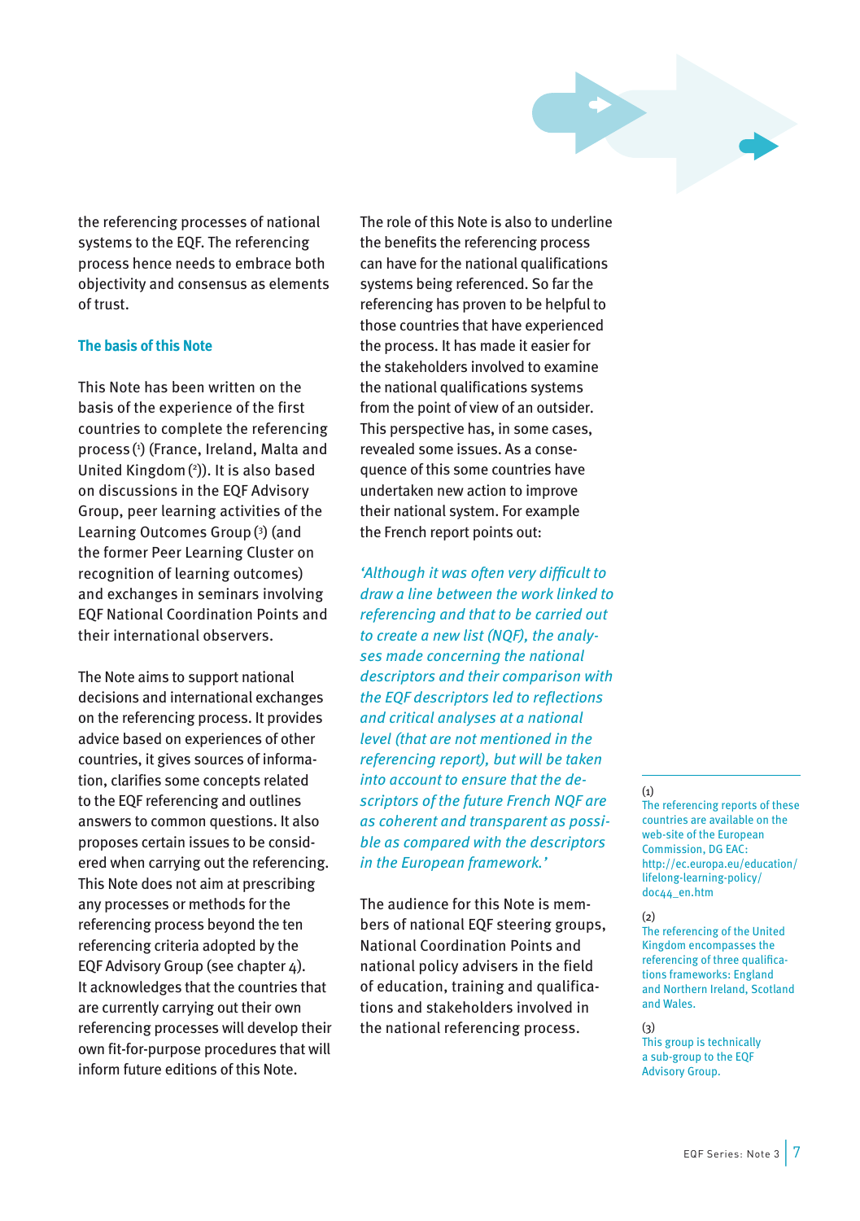the referencing processes of national systems to the EQF. The referencing process hence needs to embrace both objectivity and consensus as elements of trust.

### The basis of this Note

This Note has been written on the basis of the experience of the first countries to complete the referencing process [1] (France, Ireland, Malta and United Kingdom [2]). It is also based on discussions in the EQF Advisory Group, peer learning activities of the Learning Outcomes Group [3] (and the former Peer Learning Cluster on recognition of learning outcomes) and exchanges in seminars involving EQF National Coordination Points and their international observers.

The Note aims to support national decisions and international exchanges on the referencing process. It provides advice based on experiences of other countries, it gives sources of information, clarifies some concepts related to the EQF referencing and outlines answers to common questions. It also proposes certain issues to be considered when carrying out the referencing. This Note does not aim at prescribing any processes or methods for the referencing process beyond the ten referencing criteria adopted by the EQF Advisory Group (see chapter 4). It acknowledges that the countries that are currently carrying out their own referencing processes will develop their own fit-for-purpose procedures that will inform future editions of this Note.

The role of this Note is also to underline the benefits the referencing process can have for the national qualifications systems being referenced. So far the referencing has proven to be helpful to those countries that have experienced the process. It has made it easier for the stakeholders involved to examine the national qualifications systems from the point of view of an outsider. This perspective has, in some cases, revealed some issues. As a consequence of this some countries have undertaken new action to improve their national system. For example the French report points out:

*'Although it was often very difficult to draw a line between the work linked to referencing and that to be carried out to create a new list (NQF), the analyses made concerning the national descriptors and their comparison with the EQF descriptors led to reflections and critical analyses at a national level (that are not mentioned in the referencing report), but will be taken into account to ensure that the descriptors of the future French NQF are as coherent and transparent as possible as compared with the descriptors in the European framework.'*

The audience for this Note is members of national EQF steering groups, National Coordination Points and national policy advisers in the field of education, training and qualifications and stakeholders involved in the national referencing process.

---

(1) The referencing reports of these countries are available on the web-site of the European Commission, DG EAC: http://ec.europa.eu/education/lifelong-learning-policy/doc44_en.htm

(2) The referencing of the United Kingdom encompasses the referencing of three qualifications frameworks: England and Northern Ireland, Scotland and Wales.

(3) This group is technically a sub-group to the EQF Advisory Group.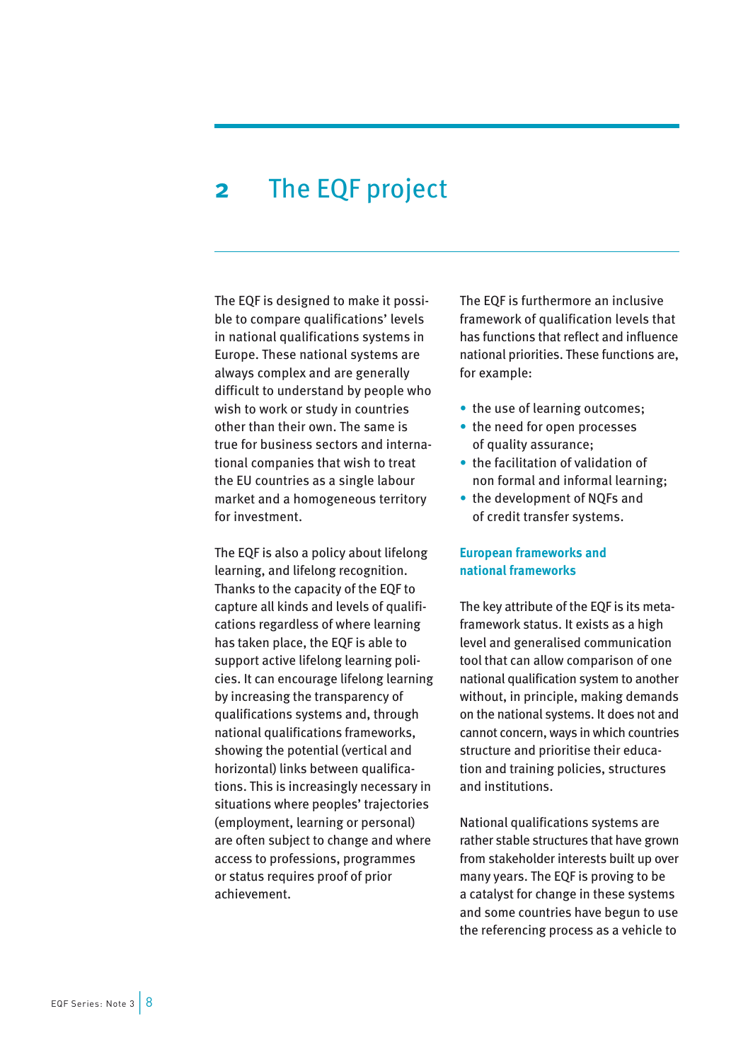# 2 The EQF project

The EQF is designed to make it possible to compare qualifications' levels in national qualifications systems in Europe. These national systems are always complex and are generally difficult to understand by people who wish to work or study in countries other than their own. The same is true for business sectors and international companies that wish to treat the EU countries as a single labour market and a homogeneous territory for investment.

The EQF is also a policy about lifelong learning, and lifelong recognition. Thanks to the capacity of the EQF to capture all kinds and levels of qualifications regardless of where learning has taken place, the EQF is able to support active lifelong learning policies. It can encourage lifelong learning by increasing the transparency of qualifications systems and, through national qualifications frameworks, showing the potential (vertical and horizontal) links between qualifications. This is increasingly necessary in situations where peoples' trajectories (employment, learning or personal) are often subject to change and where access to professions, programmes or status requires proof of prior achievement.

The EQF is furthermore an inclusive framework of qualification levels that has functions that reflect and influence national priorities. These functions are, for example:

- the use of learning outcomes;
- the need for open processes of quality assurance;
- the facilitation of validation of non formal and informal learning;
- the development of NQFs and of credit transfer systems.

### European frameworks and national frameworks

The key attribute of the EQF is its meta-framework status. It exists as a high level and generalised communication tool that can allow comparison of one national qualification system to another without, in principle, making demands on the national systems. It does not and cannot concern, ways in which countries structure and prioritise their education and training policies, structures and institutions.

National qualifications systems are rather stable structures that have grown from stakeholder interests built up over many years. The EQF is proving to be a catalyst for change in these systems and some countries have begun to use the referencing process as a vehicle to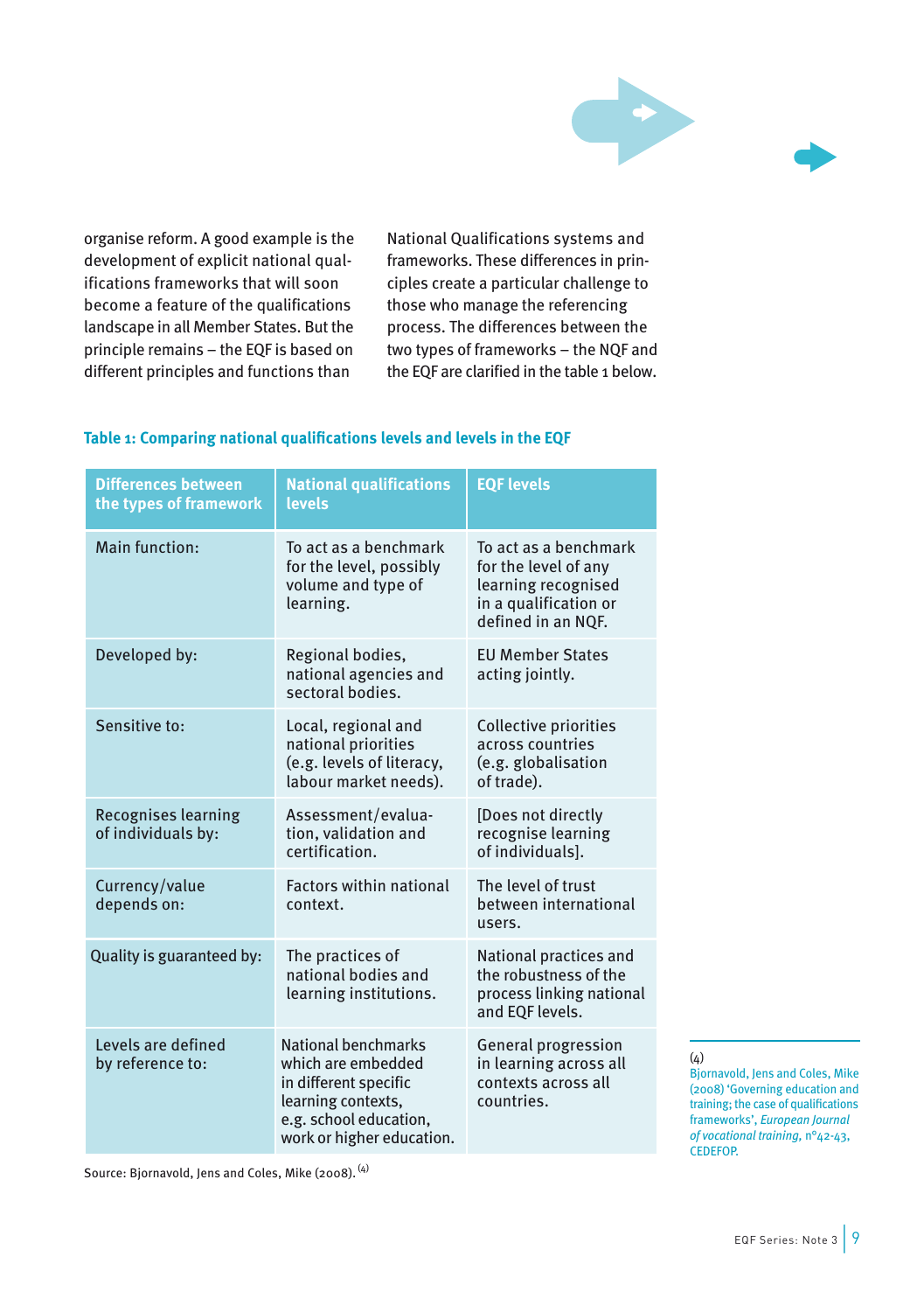organise reform. A good example is the development of explicit national qualifications frameworks that will soon become a feature of the qualifications landscape in all Member States. But the principle remains – the EQF is based on different principles and functions than National Qualifications systems and frameworks. These differences in principles create a particular challenge to those who manage the referencing process. The differences between the two types of frameworks – the NQF and the EQF are clarified in the table 1 below.

**Table 1: Comparing national qualifications levels and levels in the EQF**

| Differences between the types of framework | National qualifications levels | EQF levels |
|---|---|---|
| Main function: | To act as a benchmark for the level, possibly volume and type of learning. | To act as a benchmark for the level of any learning recognised in a qualification or defined in an NQF. |
| Developed by: | Regional bodies, national agencies and sectoral bodies. | EU Member States acting jointly. |
| Sensitive to: | Local, regional and national priorities (e.g. levels of literacy, labour market needs). | Collective priorities across countries (e.g. globalisation of trade). |
| Recognises learning of individuals by: | Assessment/evaluation, validation and certification. | [Does not directly recognise learning of individuals]. |
| Currency/value depends on: | Factors within national context. | The level of trust between international users. |
| Quality is guaranteed by: | The practices of national bodies and learning institutions. | National practices and the robustness of the process linking national and EQF levels. |
| Levels are defined by reference to: | National benchmarks which are embedded in different specific learning contexts, e.g. school education, work or higher education. | General progression in learning across all contexts across all countries. |

Source: Bjornavold, Jens and Coles, Mike (2008). [4]

(4) Bjornavold, Jens and Coles, Mike (2008) 'Governing education and training; the case of qualifications frameworks', *European Journal of vocational training*, n°42-43, CEDEFOP.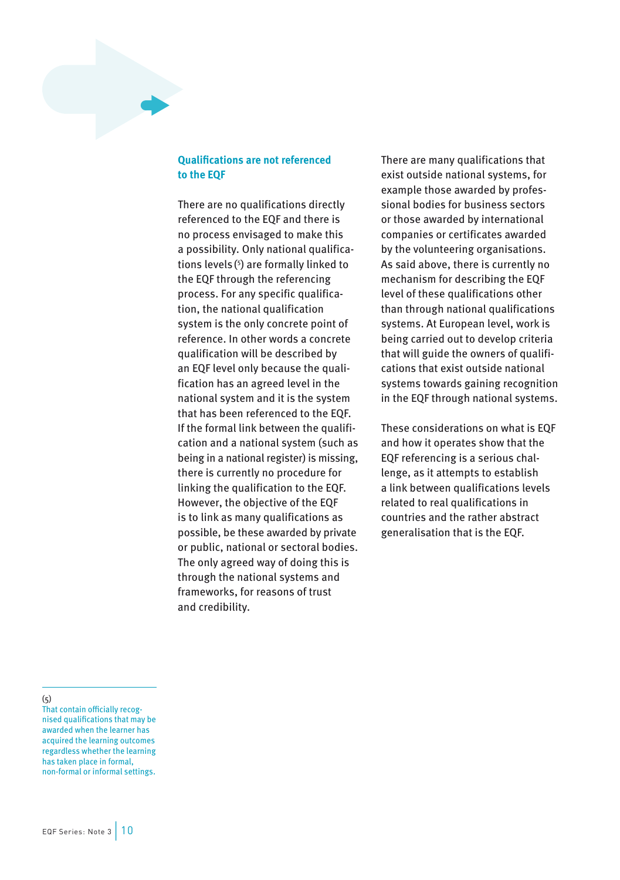## Qualifications are not referenced to the EQF

There are no qualifications directly referenced to the EQF and there is no process envisaged to make this a possibility. Only national qualifications levels [5] are formally linked to the EQF through the referencing process. For any specific qualification, the national qualification system is the only concrete point of reference. In other words a concrete qualification will be described by an EQF level only because the qualification has an agreed level in the national system and it is the system that has been referenced to the EQF. If the formal link between the qualification and a national system (such as being in a national register) is missing, there is currently no procedure for linking the qualification to the EQF. However, the objective of the EQF is to link as many qualifications as possible, be these awarded by private or public, national or sectoral bodies. The only agreed way of doing this is through the national systems and frameworks, for reasons of trust and credibility.

There are many qualifications that exist outside national systems, for example those awarded by professional bodies for business sectors or those awarded by international companies or certificates awarded by the volunteering organisations. As said above, there is currently no mechanism for describing the EQF level of these qualifications other than through national qualifications systems. At European level, work is being carried out to develop criteria that will guide the owners of qualifications that exist outside national systems towards gaining recognition in the EQF through national systems.

These considerations on what is EQF and how it operates show that the EQF referencing is a serious challenge, as it attempts to establish a link between qualifications levels related to real qualifications in countries and the rather abstract generalisation that is the EQF.

---

(5) That contain officially recognised qualifications that may be awarded when the learner has acquired the learning outcomes regardless whether the learning has taken place in formal, non-formal or informal settings.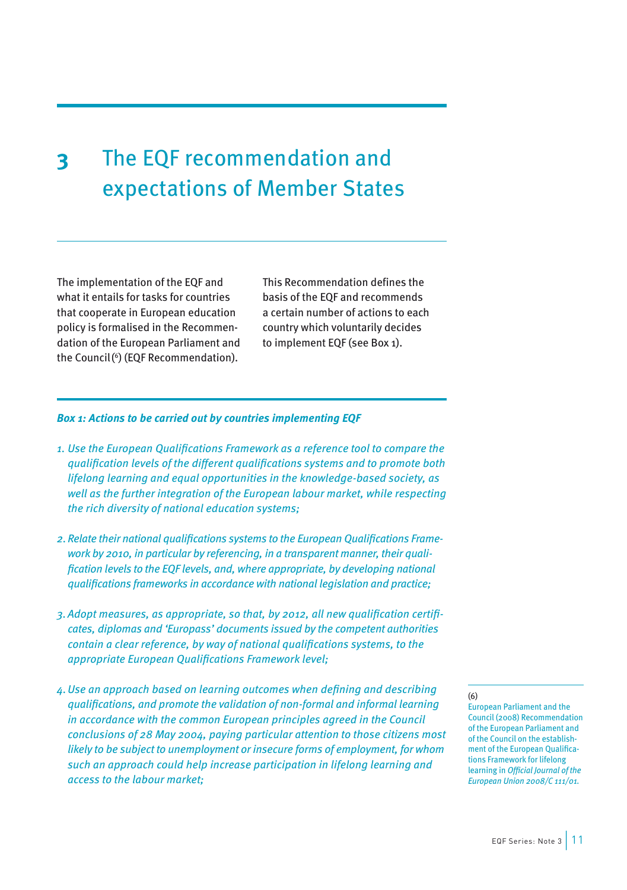# 3 The EQF recommendation and expectations of Member States

The implementation of the EQF and what it entails for tasks for countries that cooperate in European education policy is formalised in the Recommendation of the European Parliament and the Council [6] (EQF Recommendation).

This Recommendation defines the basis of the EQF and recommends a certain number of actions to each country which voluntarily decides to implement EQF (see Box 1).

***Box 1: Actions to be carried out by countries implementing EQF***

1. *Use the European Qualifications Framework as a reference tool to compare the qualification levels of the different qualifications systems and to promote both lifelong learning and equal opportunities in the knowledge-based society, as well as the further integration of the European labour market, while respecting the rich diversity of national education systems;*

2. *Relate their national qualifications systems to the European Qualifications Framework by 2010, in particular by referencing, in a transparent manner, their qualification levels to the EQF levels, and, where appropriate, by developing national qualifications frameworks in accordance with national legislation and practice;*

3. *Adopt measures, as appropriate, so that, by 2012, all new qualification certificates, diplomas and 'Europass' documents issued by the competent authorities contain a clear reference, by way of national qualifications systems, to the appropriate European Qualifications Framework level;*

4. *Use an approach based on learning outcomes when defining and describing qualifications, and promote the validation of non-formal and informal learning in accordance with the common European principles agreed in the Council conclusions of 28 May 2004, paying particular attention to those citizens most likely to be subject to unemployment or insecure forms of employment, for whom such an approach could help increase participation in lifelong learning and access to the labour market;*

(6) European Parliament and the Council (2008) Recommendation of the European Parliament and of the Council on the establishment of the European Qualifications Framework for lifelong learning in *Official Journal of the European Union 2008/C 111/01*.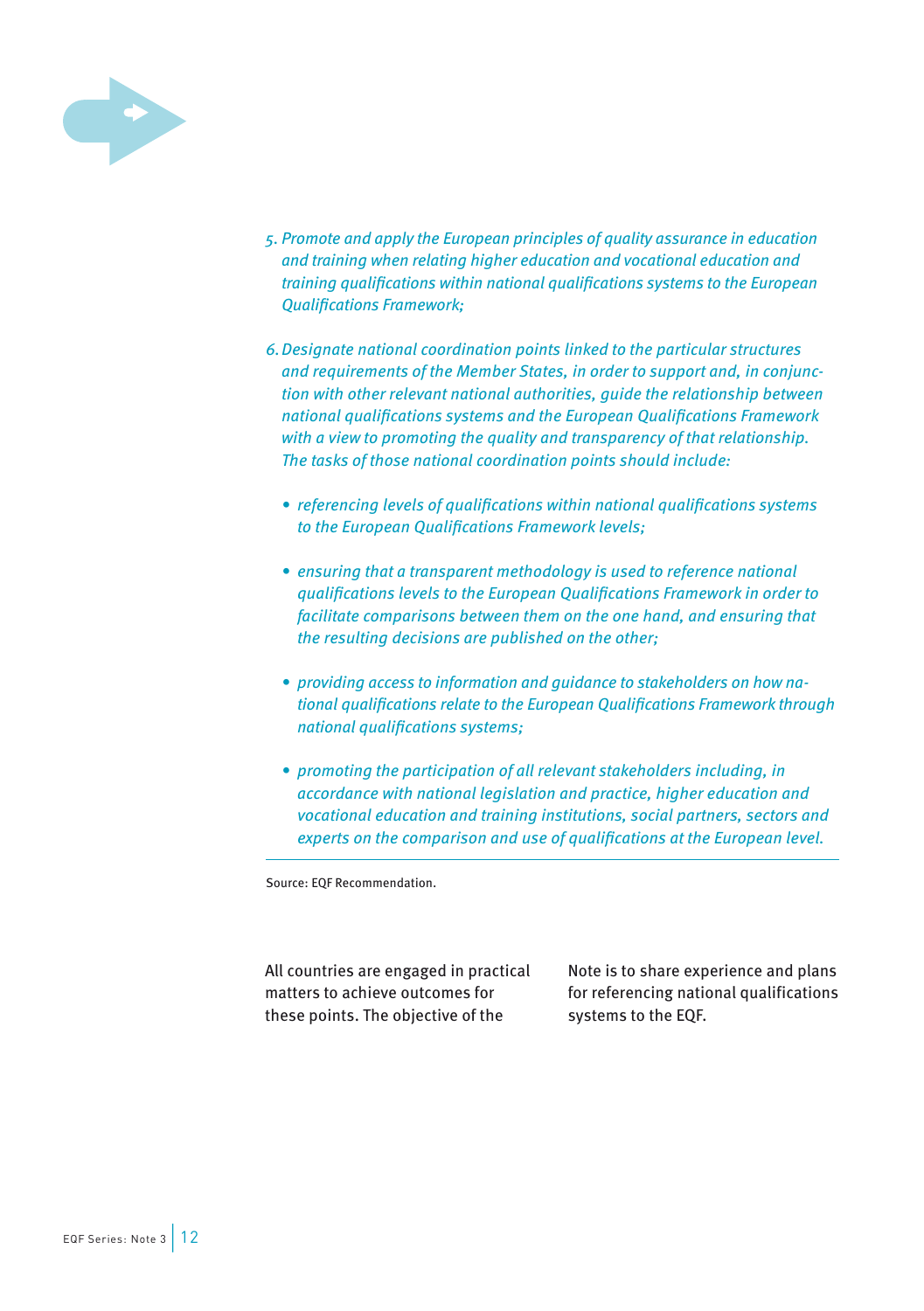5. *Promote and apply the European principles of quality assurance in education and training when relating higher education and vocational education and training qualifications within national qualifications systems to the European Qualifications Framework;*

6. *Designate national coordination points linked to the particular structures and requirements of the Member States, in order to support and, in conjunction with other relevant national authorities, guide the relationship between national qualifications systems and the European Qualifications Framework with a view to promoting the quality and transparency of that relationship. The tasks of those national coordination points should include:*

   - *referencing levels of qualifications within national qualifications systems to the European Qualifications Framework levels;*
   - *ensuring that a transparent methodology is used to reference national qualifications levels to the European Qualifications Framework in order to facilitate comparisons between them on the one hand, and ensuring that the resulting decisions are published on the other;*
   - *providing access to information and guidance to stakeholders on how national qualifications relate to the European Qualifications Framework through national qualifications systems;*
   - *promoting the participation of all relevant stakeholders including, in accordance with national legislation and practice, higher education and vocational education and training institutions, social partners, sectors and experts on the comparison and use of qualifications at the European level.*

Source: EQF Recommendation.

All countries are engaged in practical matters to achieve outcomes for these points. The objective of the Note is to share experience and plans for referencing national qualifications systems to the EQF.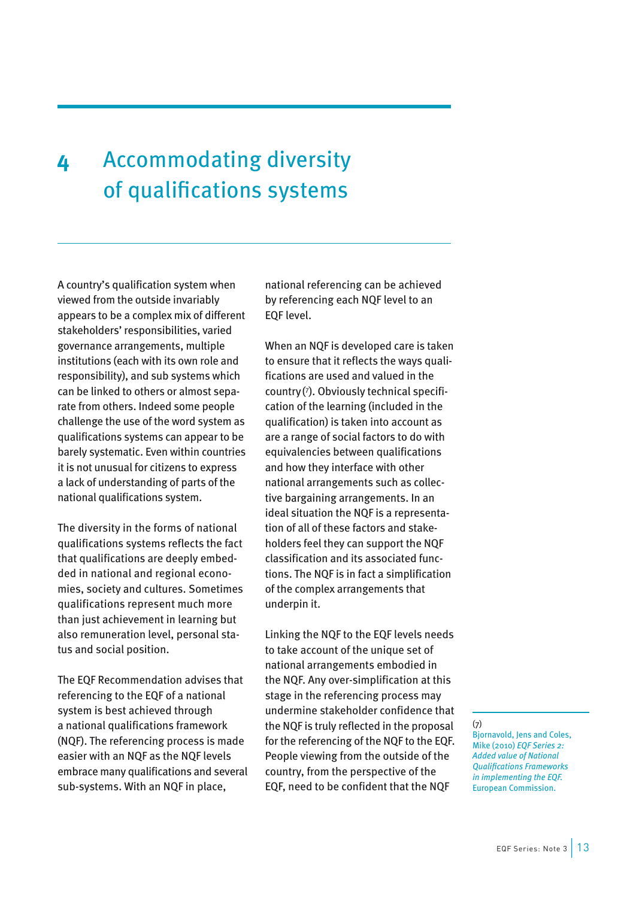# 4 Accommodating diversity of qualifications systems

A country's qualification system when viewed from the outside invariably appears to be a complex mix of different stakeholders' responsibilities, varied governance arrangements, multiple institutions (each with its own role and responsibility), and sub systems which can be linked to others or almost separate from others. Indeed some people challenge the use of the word system as qualifications systems can appear to be barely systematic. Even within countries it is not unusual for citizens to express a lack of understanding of parts of the national qualifications system.

The diversity in the forms of national qualifications systems reflects the fact that qualifications are deeply embedded in national and regional economies, society and cultures. Sometimes qualifications represent much more than just achievement in learning but also remuneration level, personal status and social position.

The EQF Recommendation advises that referencing to the EQF of a national system is best achieved through a national qualifications framework (NQF). The referencing process is made easier with an NQF as the NQF levels embrace many qualifications and several sub-systems. With an NQF in place, national referencing can be achieved by referencing each NQF level to an EQF level.

When an NQF is developed care is taken to ensure that it reflects the ways qualifications are used and valued in the country [7]. Obviously technical specification of the learning (included in the qualification) is taken into account as are a range of social factors to do with equivalencies between qualifications and how they interface with other national arrangements such as collective bargaining arrangements. In an ideal situation the NQF is a representation of all of these factors and stakeholders feel they can support the NQF classification and its associated functions. The NQF is in fact a simplification of the complex arrangements that underpin it.

Linking the NQF to the EQF levels needs to take account of the unique set of national arrangements embodied in the NQF. Any over-simplification at this stage in the referencing process may undermine stakeholder confidence that the NQF is truly reflected in the proposal for the referencing of the NQF to the EQF. People viewing from the outside of the country, from the perspective of the EQF, need to be confident that the NQF

(7) Bjornavold, Jens and Coles, Mike (2010) *EQF Series 2: Added value of National Qualifications Frameworks in implementing the EQF.* European Commission.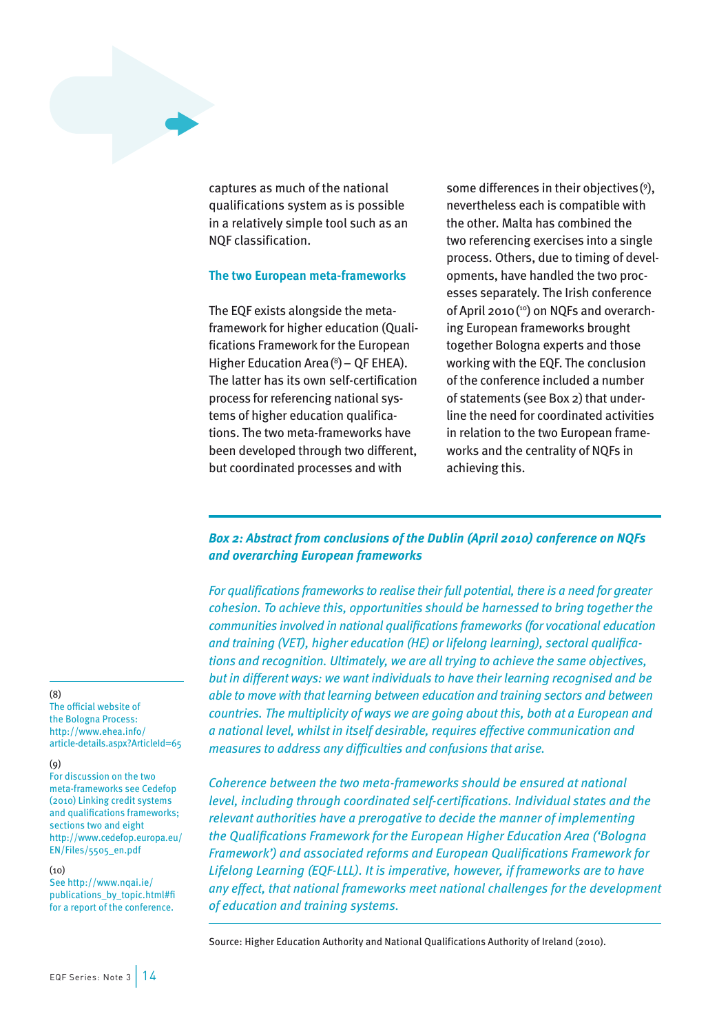captures as much of the national qualifications system as is possible in a relatively simple tool such as an NQF classification.

### The two European meta-frameworks

The EQF exists alongside the meta-framework for higher education (Qualifications Framework for the European Higher Education Area [8] – QF EHEA). The latter has its own self-certification process for referencing national systems of higher education qualifications. The two meta-frameworks have been developed through two different, but coordinated processes and with some differences in their objectives [9], nevertheless each is compatible with the other. Malta has combined the two referencing exercises into a single process. Others, due to timing of developments, have handled the two processes separately. The Irish conference of April 2010 [10] on NQFs and overarching European frameworks brought together Bologna experts and those working with the EQF. The conclusion of the conference included a number of statements (see Box 2) that underline the need for coordinated activities in relation to the two European frameworks and the centrality of NQFs in achieving this.

***Box 2: Abstract from conclusions of the Dublin (April 2010) conference on NQFs and overarching European frameworks***

*For qualifications frameworks to realise their full potential, there is a need for greater cohesion. To achieve this, opportunities should be harnessed to bring together the communities involved in national qualifications frameworks (for vocational education and training (VET), higher education (HE) or lifelong learning), sectoral qualifications and recognition. Ultimately, we are all trying to achieve the same objectives, but in different ways: we want individuals to have their learning recognised and be able to move with that learning between education and training sectors and between countries. The multiplicity of ways we are going about this, both at a European and a national level, whilst in itself desirable, requires effective communication and measures to address any difficulties and confusions that arise.*

*Coherence between the two meta-frameworks should be ensured at national level, including through coordinated self-certifications. Individual states and the relevant authorities have a prerogative to decide the manner of implementing the Qualifications Framework for the European Higher Education Area ('Bologna Framework') and associated reforms and European Qualifications Framework for Lifelong Learning (EQF-LLL). It is imperative, however, if frameworks are to have any effect, that national frameworks meet national challenges for the development of education and training systems.*

Source: Higher Education Authority and National Qualifications Authority of Ireland (2010).

---

(8) The official website of the Bologna Process: http://www.ehea.info/article-details.aspx?ArticleId=65

(9) For discussion on the two meta-frameworks see Cedefop (2010) Linking credit systems and qualifications frameworks; sections two and eight http://www.cedefop.europa.eu/EN/Files/5505_en.pdf

(10) See http://www.nqai.ie/publications_by_topic.html#fi for a report of the conference.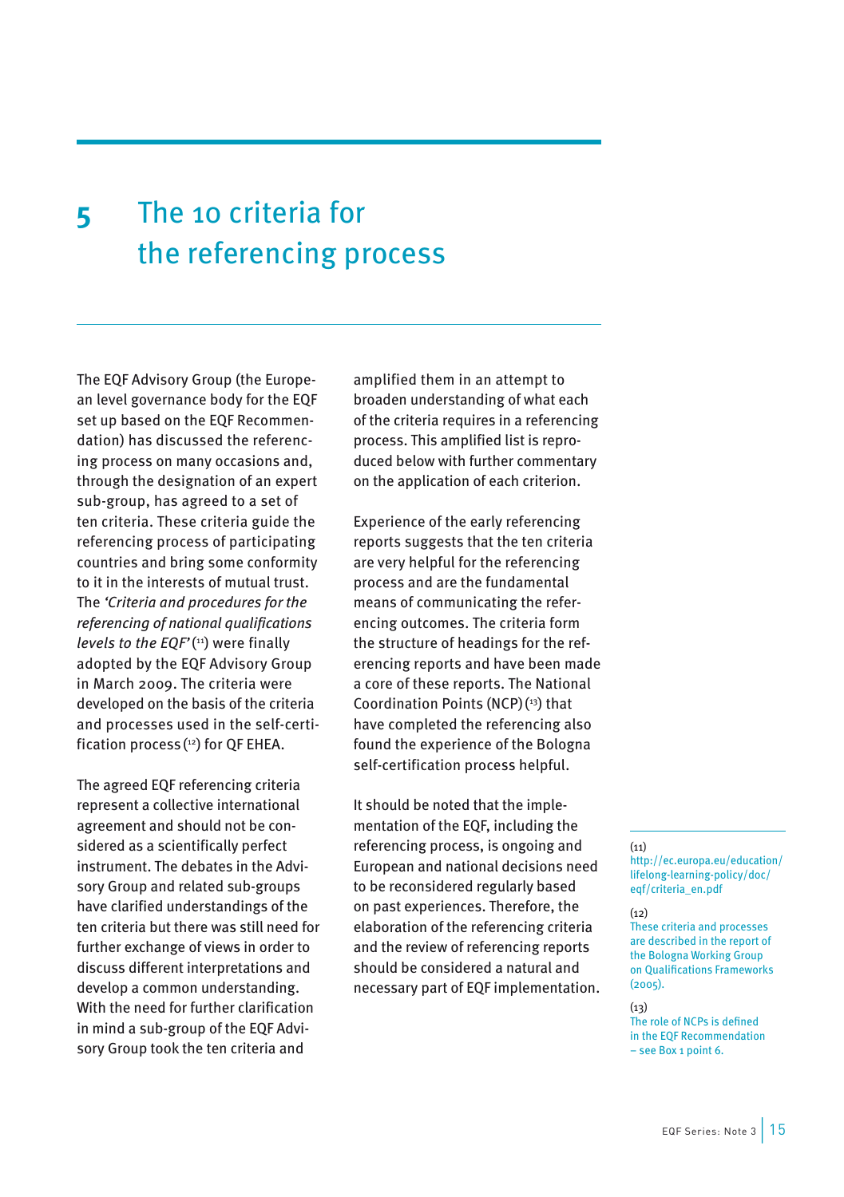# 5 The 10 criteria for the referencing process

The EQF Advisory Group (the European level governance body for the EQF set up based on the EQF Recommendation) has discussed the referencing process on many occasions and, through the designation of an expert sub-group, has agreed to a set of ten criteria. These criteria guide the referencing process of participating countries and bring some conformity to it in the interests of mutual trust. The *'Criteria and procedures for the referencing of national qualifications levels to the EQF'* [11] were finally adopted by the EQF Advisory Group in March 2009. The criteria were developed on the basis of the criteria and processes used in the self-certification process [12] for QF EHEA.

The agreed EQF referencing criteria represent a collective international agreement and should not be considered as a scientifically perfect instrument. The debates in the Advisory Group and related sub-groups have clarified understandings of the ten criteria but there was still need for further exchange of views in order to discuss different interpretations and develop a common understanding. With the need for further clarification in mind a sub-group of the EQF Advisory Group took the ten criteria and amplified them in an attempt to broaden understanding of what each of the criteria requires in a referencing process. This amplified list is reproduced below with further commentary on the application of each criterion.

Experience of the early referencing reports suggests that the ten criteria are very helpful for the referencing process and are the fundamental means of communicating the referencing outcomes. The criteria form the structure of headings for the referencing reports and have been made a core of these reports. The National Coordination Points (NCP) [13] that have completed the referencing also found the experience of the Bologna self-certification process helpful.

It should be noted that the implementation of the EQF, including the referencing process, is ongoing and European and national decisions need to be reconsidered regularly based on past experiences. Therefore, the elaboration of the referencing criteria and the review of referencing reports should be considered a natural and necessary part of EQF implementation.

---

(11) http://ec.europa.eu/education/lifelong-learning-policy/doc/eqf/criteria_en.pdf

(12) These criteria and processes are described in the report of the Bologna Working Group on Qualifications Frameworks (2005).

(13) The role of NCPs is defined in the EQF Recommendation – see Box 1 point 6.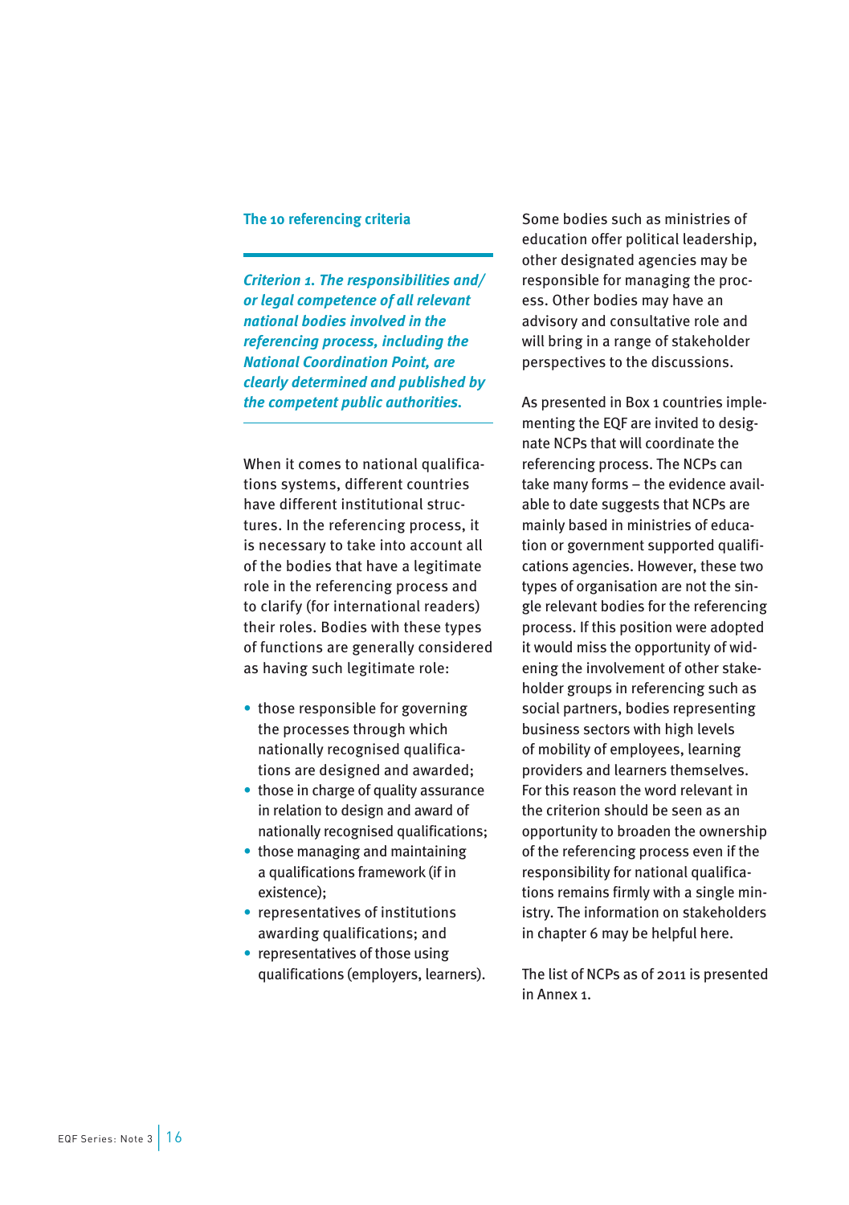### The 10 referencing criteria

***Criterion 1. The responsibilities and/or legal competence of all relevant national bodies involved in the referencing process, including the National Coordination Point, are clearly determined and published by the competent public authorities.***

When it comes to national qualifications systems, different countries have different institutional structures. In the referencing process, it is necessary to take into account all of the bodies that have a legitimate role in the referencing process and to clarify (for international readers) their roles. Bodies with these types of functions are generally considered as having such legitimate role:

- those responsible for governing the processes through which nationally recognised qualifications are designed and awarded;
- those in charge of quality assurance in relation to design and award of nationally recognised qualifications;
- those managing and maintaining a qualifications framework (if in existence);
- representatives of institutions awarding qualifications; and
- representatives of those using qualifications (employers, learners).

Some bodies such as ministries of education offer political leadership, other designated agencies may be responsible for managing the process. Other bodies may have an advisory and consultative role and will bring in a range of stakeholder perspectives to the discussions.

As presented in Box 1 countries implementing the EQF are invited to designate NCPs that will coordinate the referencing process. The NCPs can take many forms – the evidence available to date suggests that NCPs are mainly based in ministries of education or government supported qualifications agencies. However, these two types of organisation are not the single relevant bodies for the referencing process. If this position were adopted it would miss the opportunity of widening the involvement of other stakeholder groups in referencing such as social partners, bodies representing business sectors with high levels of mobility of employees, learning providers and learners themselves. For this reason the word relevant in the criterion should be seen as an opportunity to broaden the ownership of the referencing process even if the responsibility for national qualifications remains firmly with a single ministry. The information on stakeholders in chapter 6 may be helpful here.

The list of NCPs as of 2011 is presented in Annex 1.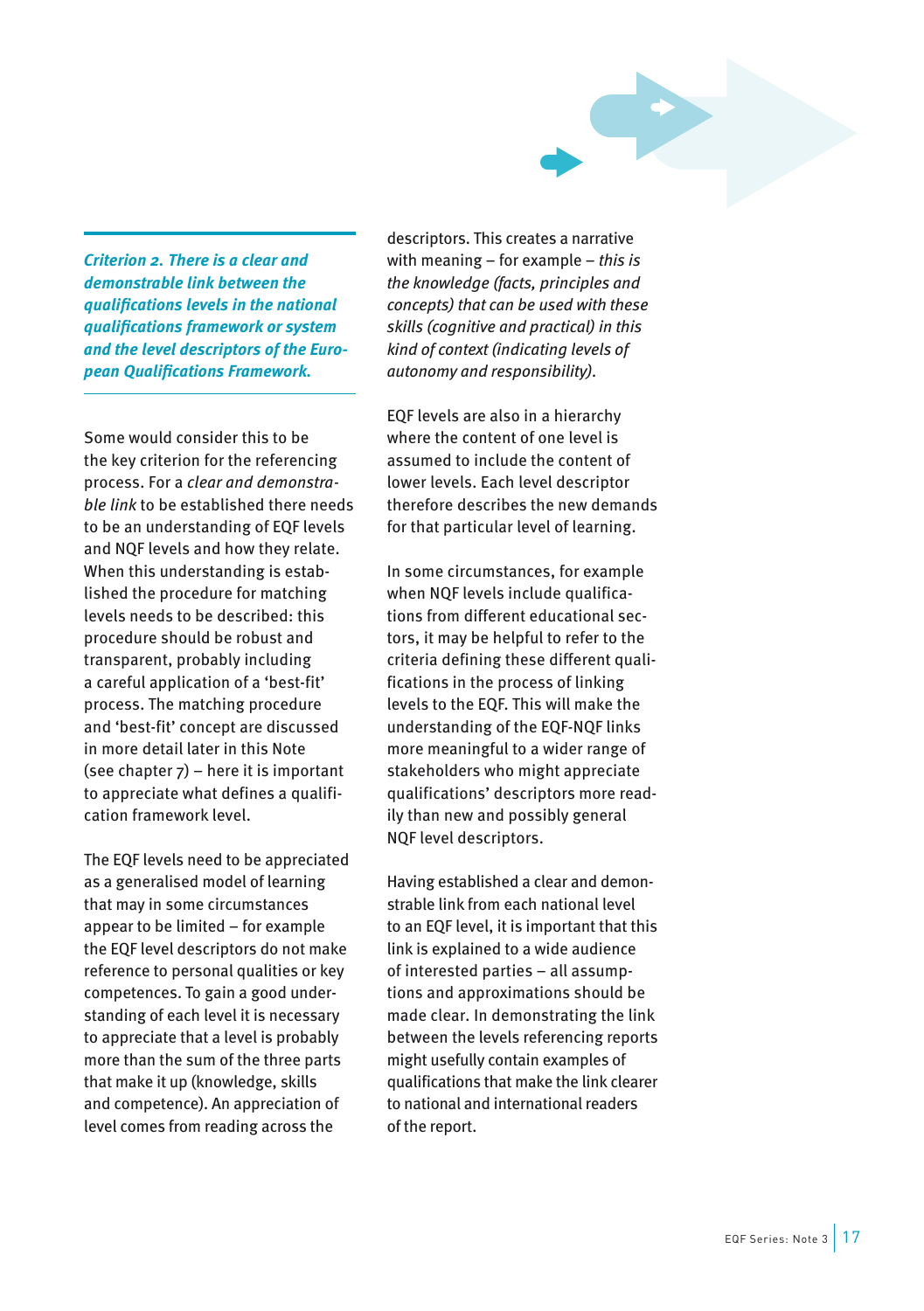***Criterion 2. There is a clear and demonstrable link between the qualifications levels in the national qualifications framework or system and the level descriptors of the European Qualifications Framework.***

Some would consider this to be the key criterion for the referencing process. For a *clear and demonstrable link* to be established there needs to be an understanding of EQF levels and NQF levels and how they relate. When this understanding is established the procedure for matching levels needs to be described: this procedure should be robust and transparent, probably including a careful application of a 'best-fit' process. The matching procedure and 'best-fit' concept are discussed in more detail later in this Note (see chapter 7) – here it is important to appreciate what defines a qualification framework level.

The EQF levels need to be appreciated as a generalised model of learning that may in some circumstances appear to be limited – for example the EQF level descriptors do not make reference to personal qualities or key competences. To gain a good understanding of each level it is necessary to appreciate that a level is probably more than the sum of the three parts that make it up (knowledge, skills and competence). An appreciation of level comes from reading across the descriptors. This creates a narrative with meaning – for example – *this is the knowledge (facts, principles and concepts) that can be used with these skills (cognitive and practical) in this kind of context (indicating levels of autonomy and responsibility).*

EQF levels are also in a hierarchy where the content of one level is assumed to include the content of lower levels. Each level descriptor therefore describes the new demands for that particular level of learning.

In some circumstances, for example when NQF levels include qualifications from different educational sectors, it may be helpful to refer to the criteria defining these different qualifications in the process of linking levels to the EQF. This will make the understanding of the EQF-NQF links more meaningful to a wider range of stakeholders who might appreciate qualifications' descriptors more readily than new and possibly general NQF level descriptors.

Having established a clear and demonstrable link from each national level to an EQF level, it is important that this link is explained to a wide audience of interested parties – all assumptions and approximations should be made clear. In demonstrating the link between the levels referencing reports might usefully contain examples of qualifications that make the link clearer to national and international readers of the report.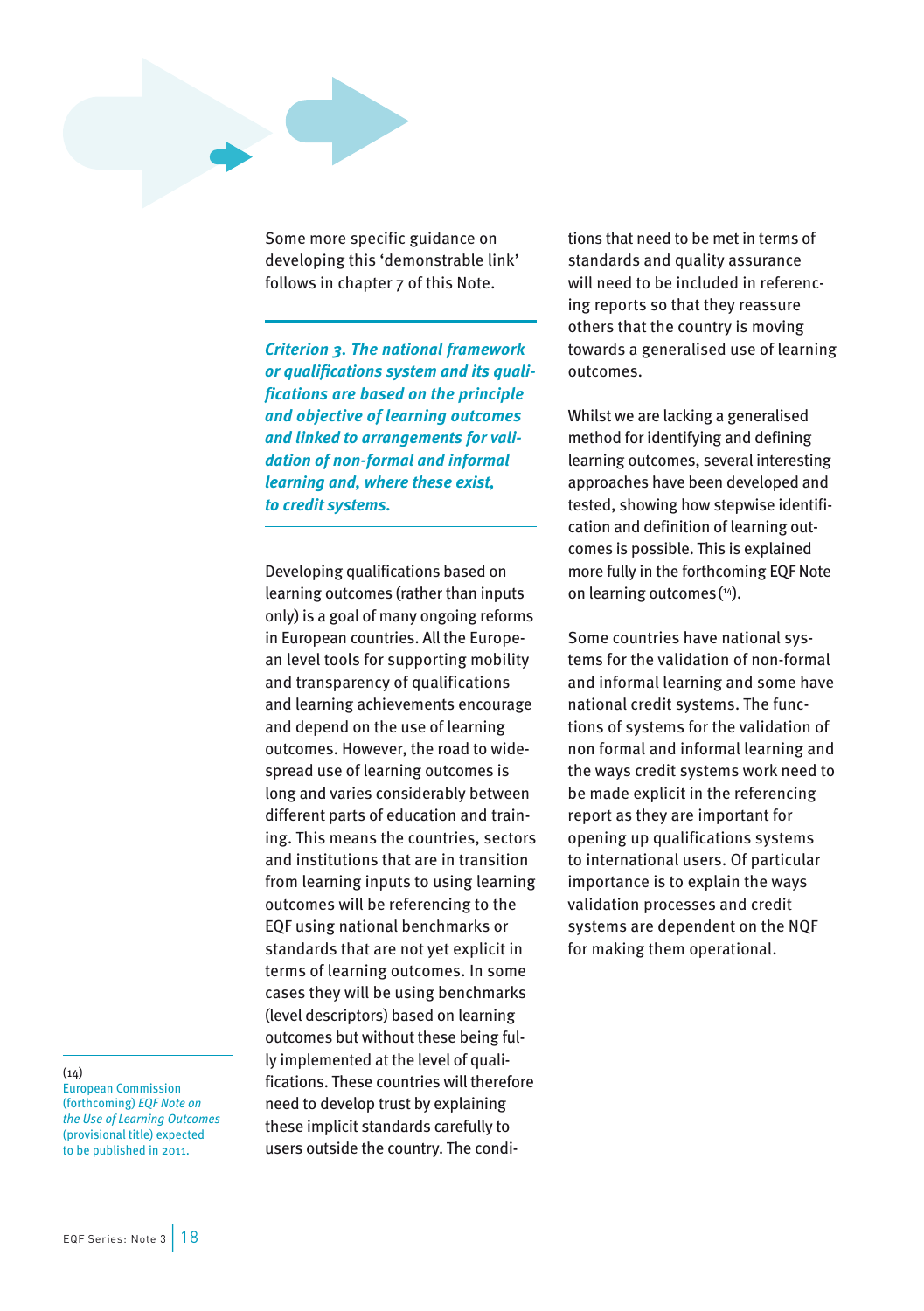Some more specific guidance on developing this 'demonstrable link' follows in chapter 7 of this Note.

***Criterion 3. The national framework or qualifications system and its qualifications are based on the principle and objective of learning outcomes and linked to arrangements for validation of non-formal and informal learning and, where these exist, to credit systems.***

Developing qualifications based on learning outcomes (rather than inputs only) is a goal of many ongoing reforms in European countries. All the European level tools for supporting mobility and transparency of qualifications and learning achievements encourage and depend on the use of learning outcomes. However, the road to widespread use of learning outcomes is long and varies considerably between different parts of education and training. This means the countries, sectors and institutions that are in transition from learning inputs to using learning outcomes will be referencing to the EQF using national benchmarks or standards that are not yet explicit in terms of learning outcomes. In some cases they will be using benchmarks (level descriptors) based on learning outcomes but without these being fully implemented at the level of qualifications. These countries will therefore need to develop trust by explaining these implicit standards carefully to users outside the country. The conditions that need to be met in terms of standards and quality assurance will need to be included in referencing reports so that they reassure others that the country is moving towards a generalised use of learning outcomes.

Whilst we are lacking a generalised method for identifying and defining learning outcomes, several interesting approaches have been developed and tested, showing how stepwise identification and definition of learning outcomes is possible. This is explained more fully in the forthcoming EQF Note on learning outcomes [14].

Some countries have national systems for the validation of non-formal and informal learning and some have national credit systems. The functions of systems for the validation of non formal and informal learning and the ways credit systems work need to be made explicit in the referencing report as they are important for opening up qualifications systems to international users. Of particular importance is to explain the ways validation processes and credit systems are dependent on the NQF for making them operational.

(14) European Commission (forthcoming) *EQF Note on the Use of Learning Outcomes* (provisional title) expected to be published in 2011.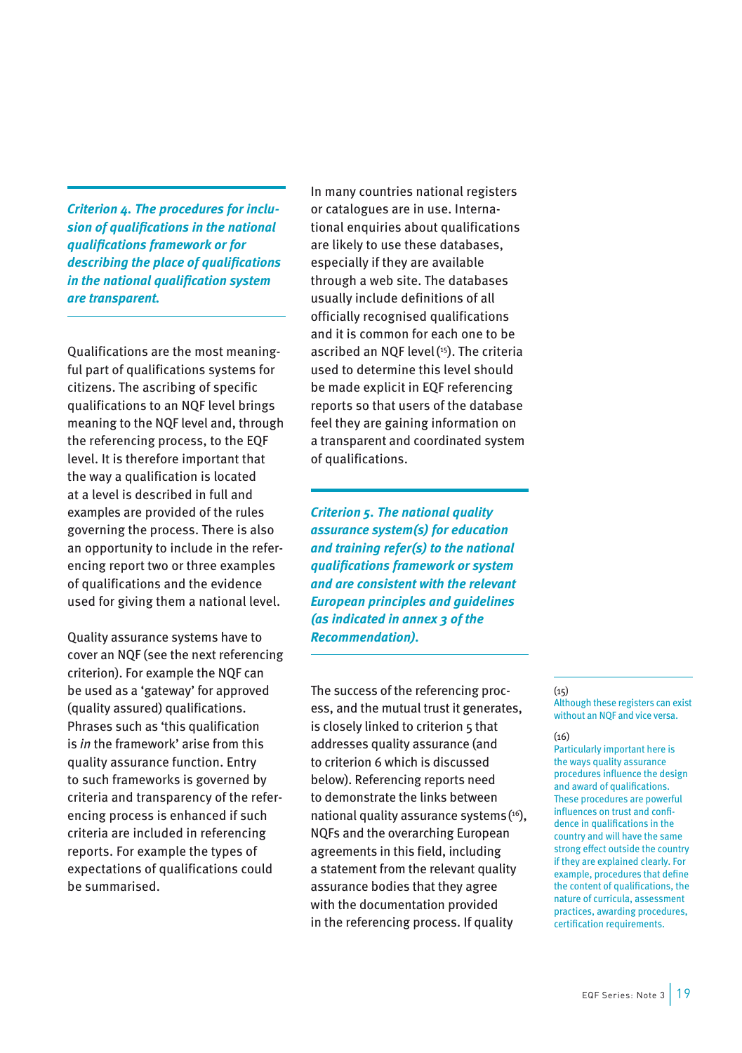***Criterion 4. The procedures for inclusion of qualifications in the national qualifications framework or for describing the place of qualifications in the national qualification system are transparent.***

Qualifications are the most meaningful part of qualifications systems for citizens. The ascribing of specific qualifications to an NQF level brings meaning to the NQF level and, through the referencing process, to the EQF level. It is therefore important that the way a qualification is located at a level is described in full and examples are provided of the rules governing the process. There is also an opportunity to include in the referencing report two or three examples of qualifications and the evidence used for giving them a national level.

Quality assurance systems have to cover an NQF (see the next referencing criterion). For example the NQF can be used as a 'gateway' for approved (quality assured) qualifications. Phrases such as 'this qualification is *in* the framework' arise from this quality assurance function. Entry to such frameworks is governed by criteria and transparency of the referencing process is enhanced if such criteria are included in referencing reports. For example the types of expectations of qualifications could be summarised.

In many countries national registers or catalogues are in use. International enquiries about qualifications are likely to use these databases, especially if they are available through a web site. The databases usually include definitions of all officially recognised qualifications and it is common for each one to be ascribed an NQF level [15]. The criteria used to determine this level should be made explicit in EQF referencing reports so that users of the database feel they are gaining information on a transparent and coordinated system of qualifications.

***Criterion 5. The national quality assurance system(s) for education and training refer(s) to the national qualifications framework or system and are consistent with the relevant European principles and guidelines (as indicated in annex 3 of the Recommendation).***

The success of the referencing process, and the mutual trust it generates, is closely linked to criterion 5 that addresses quality assurance (and to criterion 6 which is discussed below). Referencing reports need to demonstrate the links between national quality assurance systems [16], NQFs and the overarching European agreements in this field, including a statement from the relevant quality assurance bodies that they agree with the documentation provided in the referencing process. If quality

(15)
Although these registers can exist without an NQF and vice versa.

(16)
Particularly important here is the ways quality assurance procedures influence the design and award of qualifications. These procedures are powerful influences on trust and confidence in qualifications in the country and will have the same strong effect outside the country if they are explained clearly. For example, procedures that define the content of qualifications, the nature of curricula, assessment practices, awarding procedures, certification requirements.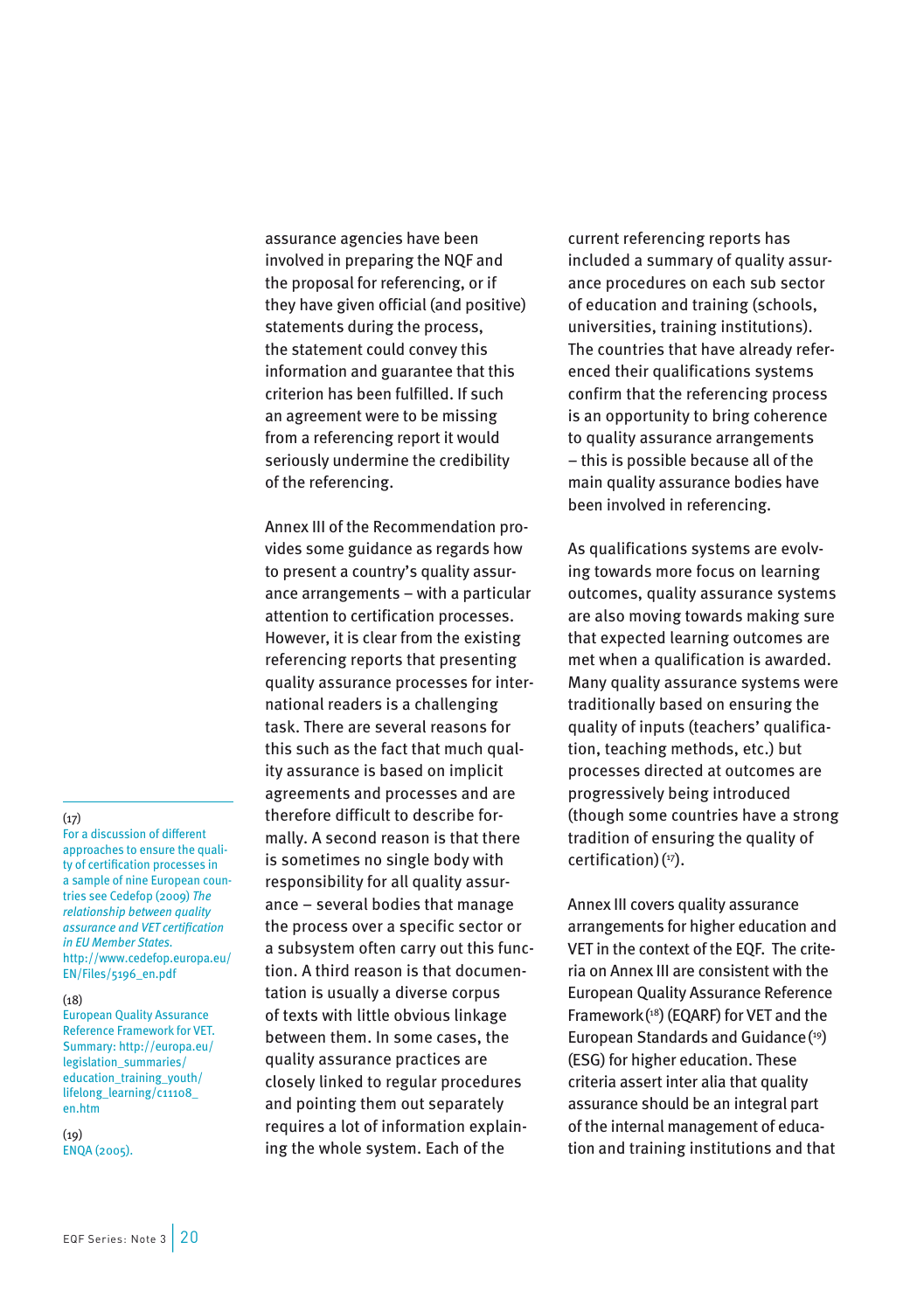assurance agencies have been involved in preparing the NQF and the proposal for referencing, or if they have given official (and positive) statements during the process, the statement could convey this information and guarantee that this criterion has been fulfilled. If such an agreement were to be missing from a referencing report it would seriously undermine the credibility of the referencing.

Annex III of the Recommendation provides some guidance as regards how to present a country's quality assurance arrangements – with a particular attention to certification processes. However, it is clear from the existing referencing reports that presenting quality assurance processes for international readers is a challenging task. There are several reasons for this such as the fact that much quality assurance is based on implicit agreements and processes and are therefore difficult to describe formally. A second reason is that there is sometimes no single body with responsibility for all quality assurance – several bodies that manage the process over a specific sector or a subsystem often carry out this function. A third reason is that documentation is usually a diverse corpus of texts with little obvious linkage between them. In some cases, the quality assurance practices are closely linked to regular procedures and pointing them out separately requires a lot of information explaining the whole system. Each of the current referencing reports has included a summary of quality assurance procedures on each sub sector of education and training (schools, universities, training institutions). The countries that have already referenced their qualifications systems confirm that the referencing process is an opportunity to bring coherence to quality assurance arrangements – this is possible because all of the main quality assurance bodies have been involved in referencing.

As qualifications systems are evolving towards more focus on learning outcomes, quality assurance systems are also moving towards making sure that expected learning outcomes are met when a qualification is awarded. Many quality assurance systems were traditionally based on ensuring the quality of inputs (teachers' qualification, teaching methods, etc.) but processes directed at outcomes are progressively being introduced (though some countries have a strong tradition of ensuring the quality of certification) [17].

Annex III covers quality assurance arrangements for higher education and VET in the context of the EQF. The criteria on Annex III are consistent with the European Quality Assurance Reference Framework [18] (EQARF) for VET and the European Standards and Guidance [19] (ESG) for higher education. These criteria assert inter alia that quality assurance should be an integral part of the internal management of education and training institutions and that

---

(17) For a discussion of different approaches to ensure the quality of certification processes in a sample of nine European countries see Cedefop (2009) *The relationship between quality assurance and VET certification in EU Member States.* http://www.cedefop.europa.eu/EN/Files/5196_en.pdf

(18) European Quality Assurance Reference Framework for VET. Summary: http://europa.eu/legislation_summaries/education_training_youth/lifelong_learning/c11108_en.htm

(19) ENQA (2005).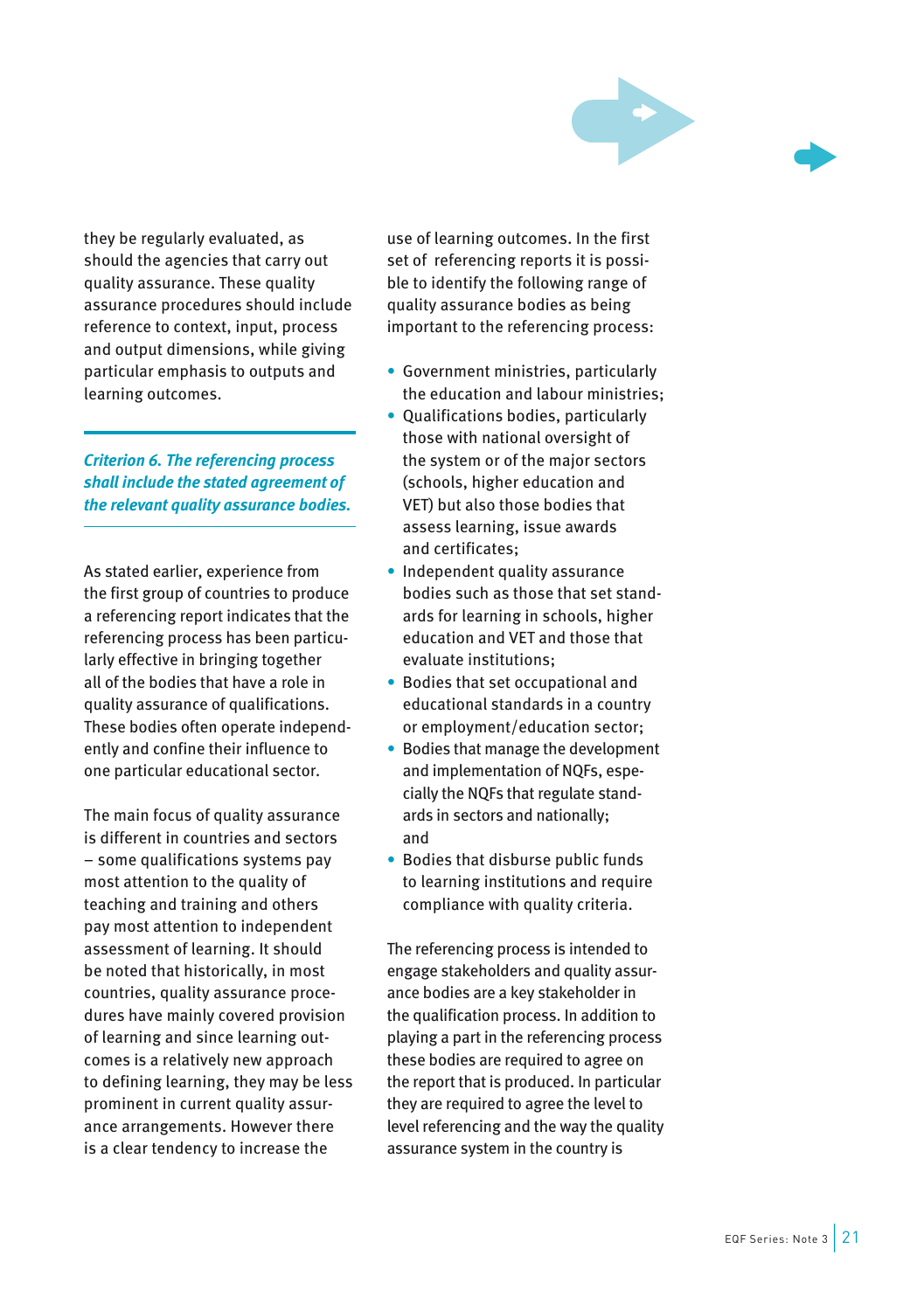they be regularly evaluated, as should the agencies that carry out quality assurance. These quality assurance procedures should include reference to context, input, process and output dimensions, while giving particular emphasis to outputs and learning outcomes.

***Criterion 6. The referencing process shall include the stated agreement of the relevant quality assurance bodies.***

As stated earlier, experience from the first group of countries to produce a referencing report indicates that the referencing process has been particularly effective in bringing together all of the bodies that have a role in quality assurance of qualifications. These bodies often operate independently and confine their influence to one particular educational sector.

The main focus of quality assurance is different in countries and sectors – some qualifications systems pay most attention to the quality of teaching and training and others pay most attention to independent assessment of learning. It should be noted that historically, in most countries, quality assurance procedures have mainly covered provision of learning and since learning outcomes is a relatively new approach to defining learning, they may be less prominent in current quality assurance arrangements. However there is a clear tendency to increase the use of learning outcomes. In the first set of referencing reports it is possible to identify the following range of quality assurance bodies as being important to the referencing process:

- Government ministries, particularly the education and labour ministries;
- Qualifications bodies, particularly those with national oversight of the system or of the major sectors (schools, higher education and VET) but also those bodies that assess learning, issue awards and certificates;
- Independent quality assurance bodies such as those that set standards for learning in schools, higher education and VET and those that evaluate institutions;
- Bodies that set occupational and educational standards in a country or employment/education sector;
- Bodies that manage the development and implementation of NQFs, especially the NQFs that regulate standards in sectors and nationally; and
- Bodies that disburse public funds to learning institutions and require compliance with quality criteria.

The referencing process is intended to engage stakeholders and quality assurance bodies are a key stakeholder in the qualification process. In addition to playing a part in the referencing process these bodies are required to agree on the report that is produced. In particular they are required to agree the level to level referencing and the way the quality assurance system in the country is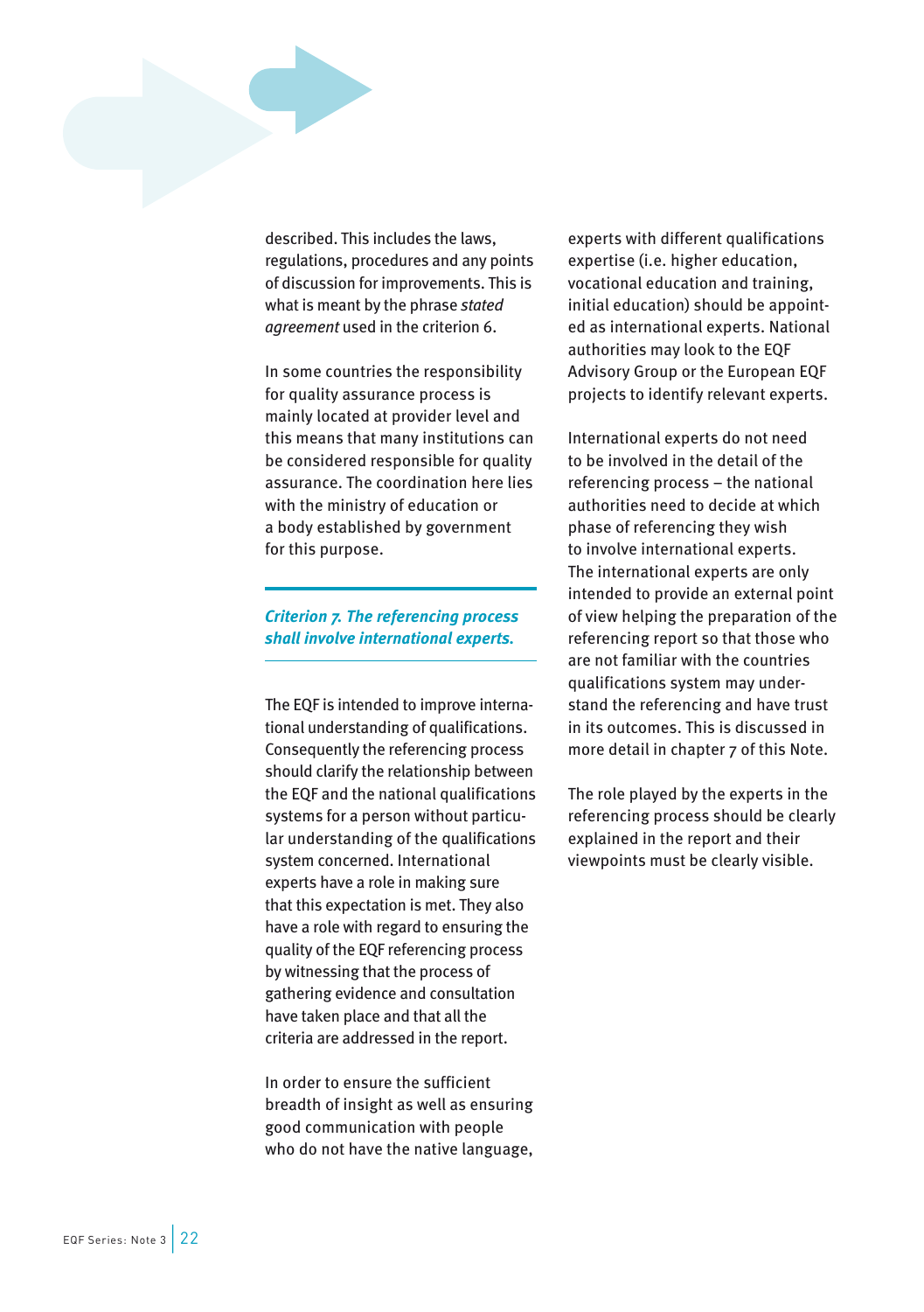described. This includes the laws, regulations, procedures and any points of discussion for improvements. This is what is meant by the phrase *stated agreement* used in the criterion 6.

In some countries the responsibility for quality assurance process is mainly located at provider level and this means that many institutions can be considered responsible for quality assurance. The coordination here lies with the ministry of education or a body established by government for this purpose.

### *Criterion 7. The referencing process shall involve international experts.*

The EQF is intended to improve international understanding of qualifications. Consequently the referencing process should clarify the relationship between the EQF and the national qualifications systems for a person without particular understanding of the qualifications system concerned. International experts have a role in making sure that this expectation is met. They also have a role with regard to ensuring the quality of the EQF referencing process by witnessing that the process of gathering evidence and consultation have taken place and that all the criteria are addressed in the report.

In order to ensure the sufficient breadth of insight as well as ensuring good communication with people who do not have the native language, experts with different qualifications expertise (i.e. higher education, vocational education and training, initial education) should be appointed as international experts. National authorities may look to the EQF Advisory Group or the European EQF projects to identify relevant experts.

International experts do not need to be involved in the detail of the referencing process – the national authorities need to decide at which phase of referencing they wish to involve international experts. The international experts are only intended to provide an external point of view helping the preparation of the referencing report so that those who are not familiar with the countries qualifications system may understand the referencing and have trust in its outcomes. This is discussed in more detail in chapter 7 of this Note.

The role played by the experts in the referencing process should be clearly explained in the report and their viewpoints must be clearly visible.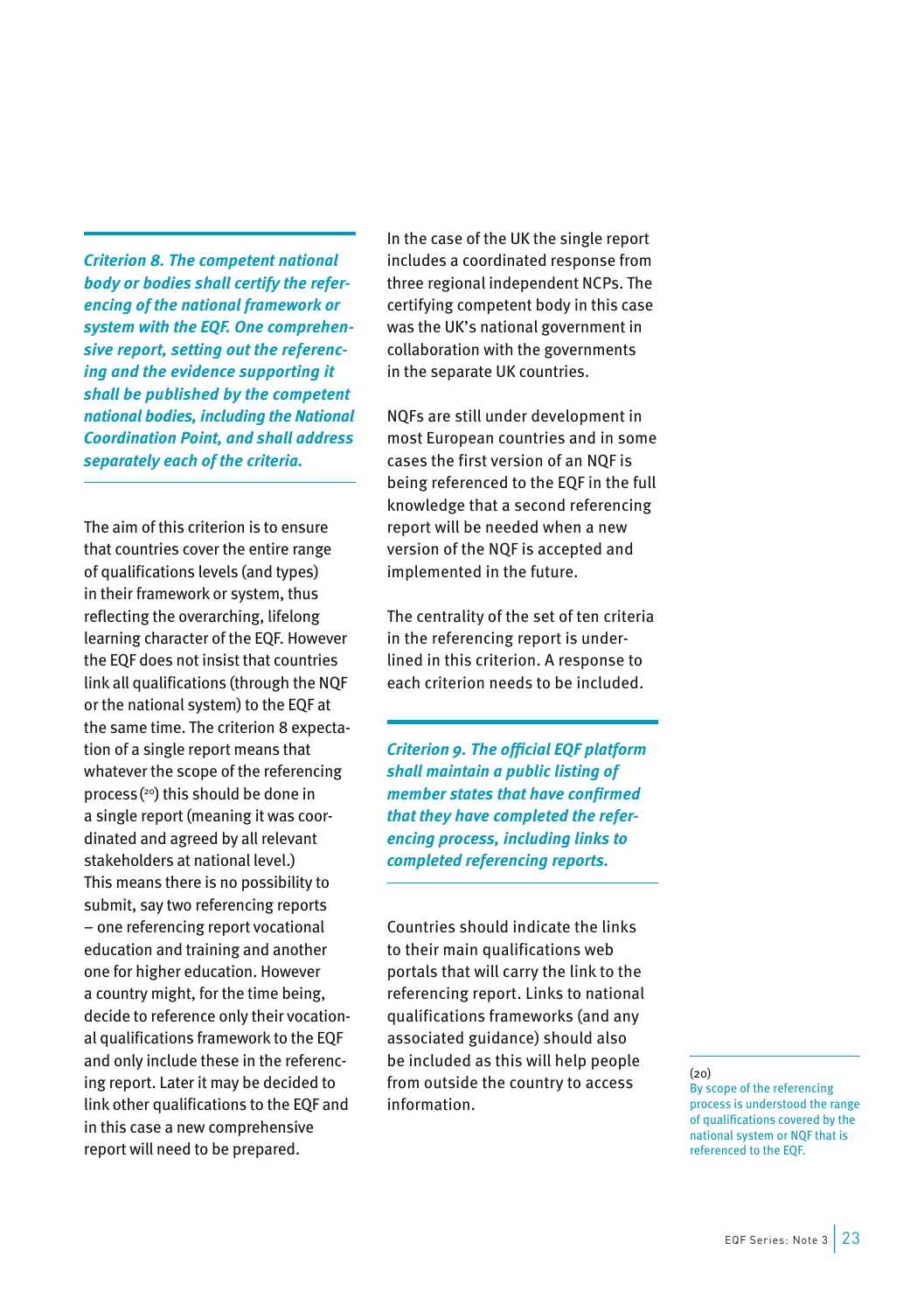***Criterion 8. The competent national body or bodies shall certify the referencing of the national framework or system with the EQF. One comprehensive report, setting out the referencing and the evidence supporting it shall be published by the competent national bodies, including the National Coordination Point, and shall address separately each of the criteria.***

The aim of this criterion is to ensure that countries cover the entire range of qualifications levels (and types) in their framework or system, thus reflecting the overarching, lifelong learning character of the EQF. However the EQF does not insist that countries link all qualifications (through the NQF or the national system) to the EQF at the same time. The criterion 8 expectation of a single report means that whatever the scope of the referencing process [20] this should be done in a single report (meaning it was coordinated and agreed by all relevant stakeholders at national level.) This means there is no possibility to submit, say two referencing reports – one referencing report vocational education and training and another one for higher education. However a country might, for the time being, decide to reference only their vocational qualifications framework to the EQF and only include these in the referencing report. Later it may be decided to link other qualifications to the EQF and in this case a new comprehensive report will need to be prepared.

In the case of the UK the single report includes a coordinated response from three regional independent NCPs. The certifying competent body in this case was the UK's national government in collaboration with the governments in the separate UK countries.

NQFs are still under development in most European countries and in some cases the first version of an NQF is being referenced to the EQF in the full knowledge that a second referencing report will be needed when a new version of the NQF is accepted and implemented in the future.

The centrality of the set of ten criteria in the referencing report is underlined in this criterion. A response to each criterion needs to be included.

***Criterion 9. The official EQF platform shall maintain a public listing of member states that have confirmed that they have completed the referencing process, including links to completed referencing reports.***

Countries should indicate the links to their main qualifications web portals that will carry the link to the referencing report. Links to national qualifications frameworks (and any associated guidance) should also be included as this will help people from outside the country to access information.

---

(20) By scope of the referencing process is understood the range of qualifications covered by the national system or NQF that is referenced to the EQF.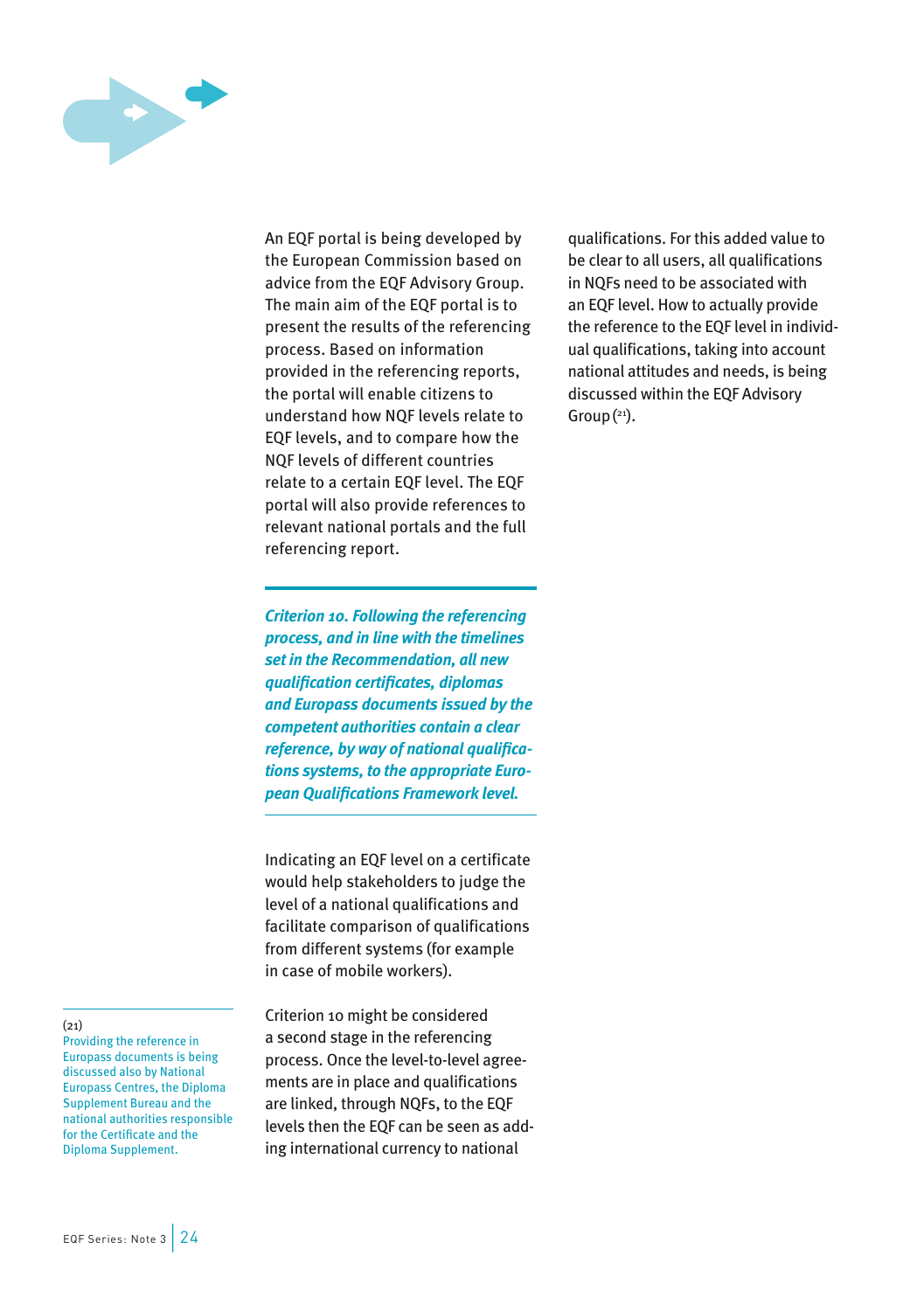An EQF portal is being developed by the European Commission based on advice from the EQF Advisory Group. The main aim of the EQF portal is to present the results of the referencing process. Based on information provided in the referencing reports, the portal will enable citizens to understand how NQF levels relate to EQF levels, and to compare how the NQF levels of different countries relate to a certain EQF level. The EQF portal will also provide references to relevant national portals and the full referencing report.

***Criterion 10. Following the referencing process, and in line with the timelines set in the Recommendation, all new qualification certificates, diplomas and Europass documents issued by the competent authorities contain a clear reference, by way of national qualifications systems, to the appropriate European Qualifications Framework level.***

Indicating an EQF level on a certificate would help stakeholders to judge the level of a national qualifications and facilitate comparison of qualifications from different systems (for example in case of mobile workers).

Criterion 10 might be considered a second stage in the referencing process. Once the level-to-level agreements are in place and qualifications are linked, through NQFs, to the EQF levels then the EQF can be seen as adding international currency to national qualifications. For this added value to be clear to all users, all qualifications in NQFs need to be associated with an EQF level. How to actually provide the reference to the EQF level in individual qualifications, taking into account national attitudes and needs, is being discussed within the EQF Advisory Group [21].

(21) Providing the reference in Europass documents is being discussed also by National Europass Centres, the Diploma Supplement Bureau and the national authorities responsible for the Certificate and the Diploma Supplement.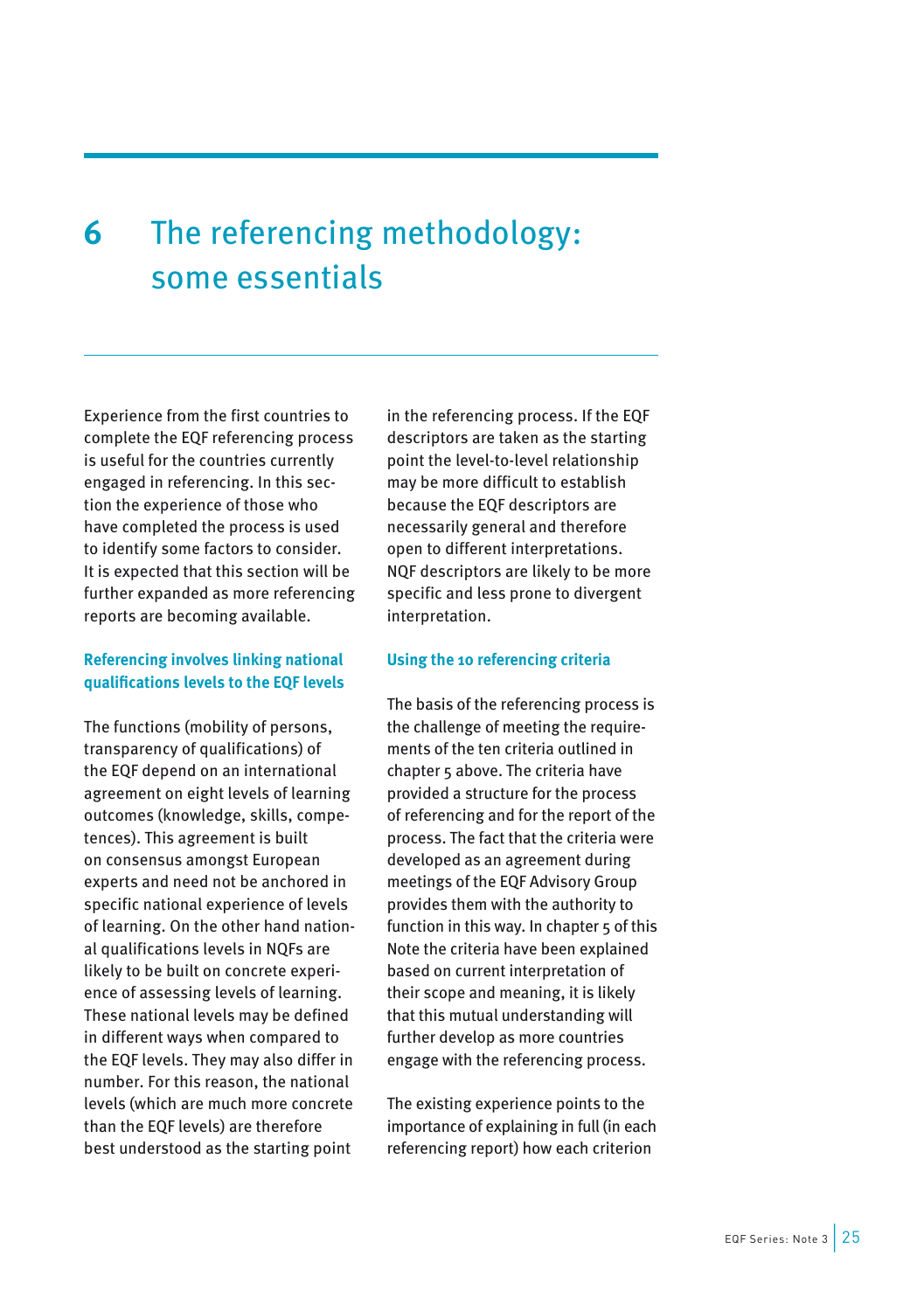# 6 The referencing methodology: some essentials

Experience from the first countries to complete the EQF referencing process is useful for the countries currently engaged in referencing. In this section the experience of those who have completed the process is used to identify some factors to consider. It is expected that this section will be further expanded as more referencing reports are becoming available.

### Referencing involves linking national qualifications levels to the EQF levels

The functions (mobility of persons, transparency of qualifications) of the EQF depend on an international agreement on eight levels of learning outcomes (knowledge, skills, competences). This agreement is built on consensus amongst European experts and need not be anchored in specific national experience of levels of learning. On the other hand national qualifications levels in NQFs are likely to be built on concrete experience of assessing levels of learning. These national levels may be defined in different ways when compared to the EQF levels. They may also differ in number. For this reason, the national levels (which are much more concrete than the EQF levels) are therefore best understood as the starting point in the referencing process. If the EQF descriptors are taken as the starting point the level-to-level relationship may be more difficult to establish because the EQF descriptors are necessarily general and therefore open to different interpretations. NQF descriptors are likely to be more specific and less prone to divergent interpretation.

### Using the 10 referencing criteria

The basis of the referencing process is the challenge of meeting the requirements of the ten criteria outlined in chapter 5 above. The criteria have provided a structure for the process of referencing and for the report of the process. The fact that the criteria were developed as an agreement during meetings of the EQF Advisory Group provides them with the authority to function in this way. In chapter 5 of this Note the criteria have been explained based on current interpretation of their scope and meaning, it is likely that this mutual understanding will further develop as more countries engage with the referencing process.

The existing experience points to the importance of explaining in full (in each referencing report) how each criterion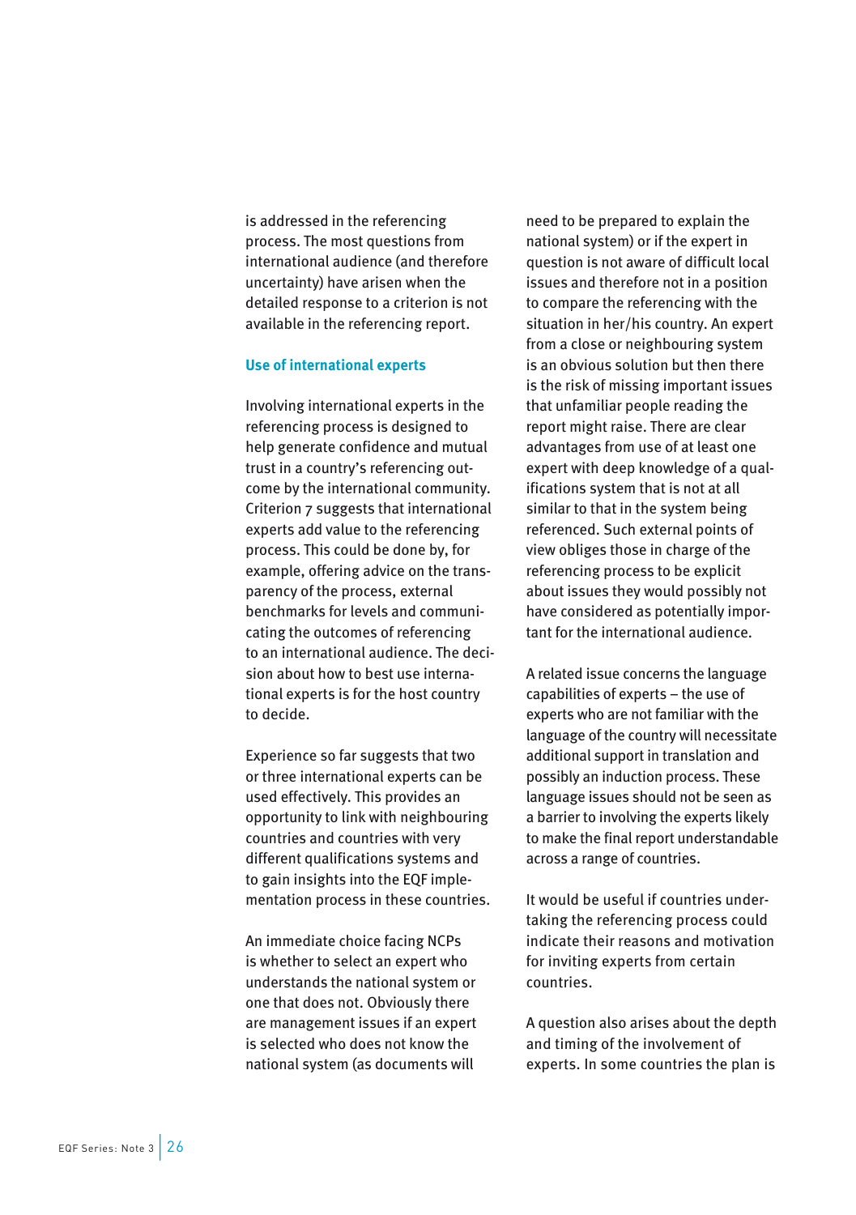is addressed in the referencing process. The most questions from international audience (and therefore uncertainty) have arisen when the detailed response to a criterion is not available in the referencing report.

### Use of international experts

Involving international experts in the referencing process is designed to help generate confidence and mutual trust in a country's referencing outcome by the international community. Criterion 7 suggests that international experts add value to the referencing process. This could be done by, for example, offering advice on the transparency of the process, external benchmarks for levels and communicating the outcomes of referencing to an international audience. The decision about how to best use international experts is for the host country to decide.

Experience so far suggests that two or three international experts can be used effectively. This provides an opportunity to link with neighbouring countries and countries with very different qualifications systems and to gain insights into the EQF implementation process in these countries.

An immediate choice facing NCPs is whether to select an expert who understands the national system or one that does not. Obviously there are management issues if an expert is selected who does not know the national system (as documents will need to be prepared to explain the national system) or if the expert in question is not aware of difficult local issues and therefore not in a position to compare the referencing with the situation in her/his country. An expert from a close or neighbouring system is an obvious solution but then there is the risk of missing important issues that unfamiliar people reading the report might raise. There are clear advantages from use of at least one expert with deep knowledge of a qualifications system that is not at all similar to that in the system being referenced. Such external points of view obliges those in charge of the referencing process to be explicit about issues they would possibly not have considered as potentially important for the international audience.

A related issue concerns the language capabilities of experts – the use of experts who are not familiar with the language of the country will necessitate additional support in translation and possibly an induction process. These language issues should not be seen as a barrier to involving the experts likely to make the final report understandable across a range of countries.

It would be useful if countries undertaking the referencing process could indicate their reasons and motivation for inviting experts from certain countries.

A question also arises about the depth and timing of the involvement of experts. In some countries the plan is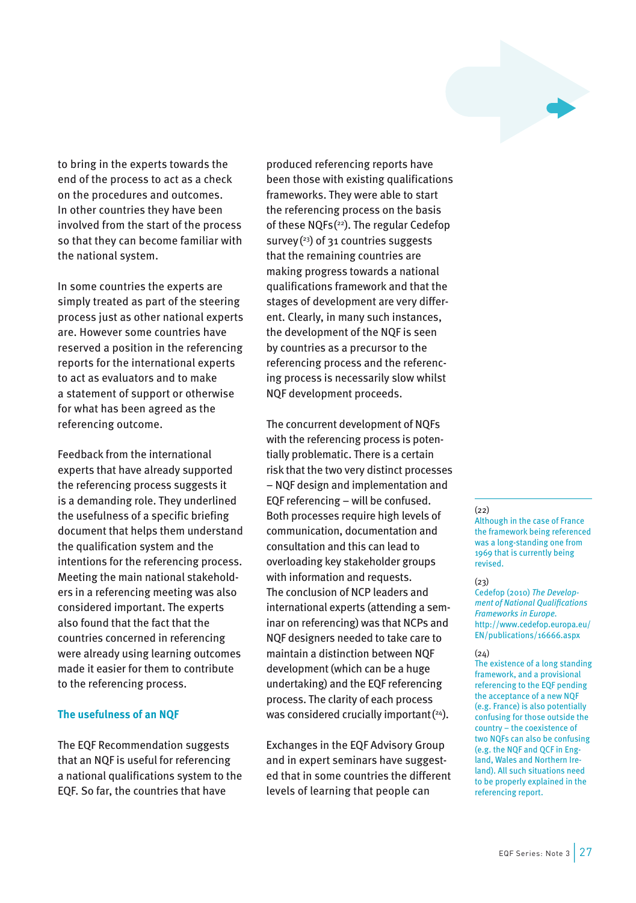to bring in the experts towards the end of the process to act as a check on the procedures and outcomes. In other countries they have been involved from the start of the process so that they can become familiar with the national system.

In some countries the experts are simply treated as part of the steering process just as other national experts are. However some countries have reserved a position in the referencing reports for the international experts to act as evaluators and to make a statement of support or otherwise for what has been agreed as the referencing outcome.

Feedback from the international experts that have already supported the referencing process suggests it is a demanding role. They underlined the usefulness of a specific briefing document that helps them understand the qualification system and the intentions for the referencing process. Meeting the main national stakeholders in a referencing meeting was also considered important. The experts also found that the fact that the countries concerned in referencing were already using learning outcomes made it easier for them to contribute to the referencing process.

### The usefulness of an NQF

The EQF Recommendation suggests that an NQF is useful for referencing a national qualifications system to the EQF. So far, the countries that have produced referencing reports have been those with existing qualifications frameworks. They were able to start the referencing process on the basis of these NQFs [22]. The regular Cedefop survey [23] of 31 countries suggests that the remaining countries are making progress towards a national qualifications framework and that the stages of development are very different. Clearly, in many such instances, the development of the NQF is seen by countries as a precursor to the referencing process and the referencing process is necessarily slow whilst NQF development proceeds.

The concurrent development of NQFs with the referencing process is potentially problematic. There is a certain risk that the two very distinct processes – NQF design and implementation and EQF referencing – will be confused. Both processes require high levels of communication, documentation and consultation and this can lead to overloading key stakeholder groups with information and requests. The conclusion of NCP leaders and international experts (attending a seminar on referencing) was that NCPs and NQF designers needed to take care to maintain a distinction between NQF development (which can be a huge undertaking) and the EQF referencing process. The clarity of each process was considered crucially important [24].

Exchanges in the EQF Advisory Group and in expert seminars have suggested that in some countries the different levels of learning that people can

---

(22) Although in the case of France the framework being referenced was a long-standing one from 1969 that is currently being revised.

(23) Cedefop (2010) *The Development of National Qualifications Frameworks in Europe.* http://www.cedefop.europa.eu/EN/publications/16666.aspx

(24) The existence of a long standing framework, and a provisional referencing to the EQF pending the acceptance of a new NQF (e.g. France) is also potentially confusing for those outside the country – the coexistence of two NQFs can also be confusing (e.g. the NQF and QCF in England, Wales and Northern Ireland). All such situations need to be properly explained in the referencing report.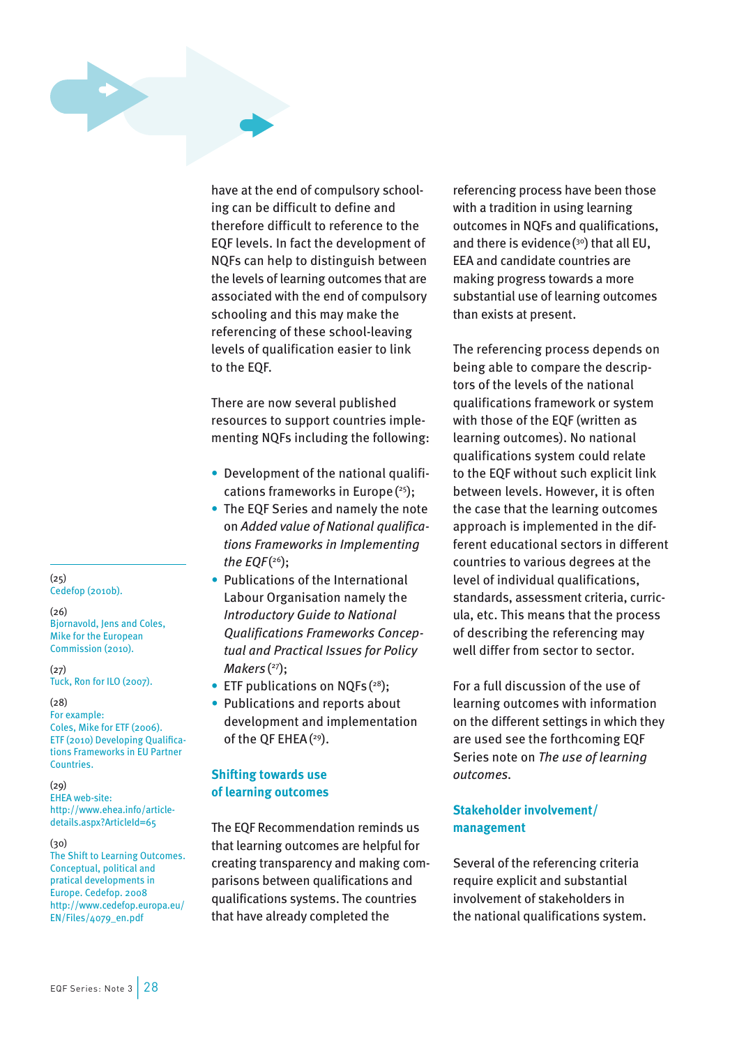have at the end of compulsory schooling can be difficult to define and therefore difficult to reference to the EQF levels. In fact the development of NQFs can help to distinguish between the levels of learning outcomes that are associated with the end of compulsory schooling and this may make the referencing of these school-leaving levels of qualification easier to link to the EQF.

There are now several published resources to support countries implementing NQFs including the following:

- Development of the national qualifications frameworks in Europe [25];
- The EQF Series and namely the note on *Added value of National qualifications Frameworks in Implementing the EQF* [26];
- Publications of the International Labour Organisation namely the *Introductory Guide to National Qualifications Frameworks Conceptual and Practical Issues for Policy Makers* [27];
- ETF publications on NQFs [28];
- Publications and reports about development and implementation of the QF EHEA [29].

### Shifting towards use of learning outcomes

The EQF Recommendation reminds us that learning outcomes are helpful for creating transparency and making comparisons between qualifications and qualifications systems. The countries that have already completed the referencing process have been those with a tradition in using learning outcomes in NQFs and qualifications, and there is evidence [30] that all EU, EEA and candidate countries are making progress towards a more substantial use of learning outcomes than exists at present.

The referencing process depends on being able to compare the descriptors of the levels of the national qualifications framework or system with those of the EQF (written as learning outcomes). No national qualifications system could relate to the EQF without such explicit link between levels. However, it is often the case that the learning outcomes approach is implemented in the different educational sectors in different countries to various degrees at the level of individual qualifications, standards, assessment criteria, curricula, etc. This means that the process of describing the referencing may well differ from sector to sector.

For a full discussion of the use of learning outcomes with information on the different settings in which they are used see the forthcoming EQF Series note on *The use of learning outcomes*.

### Stakeholder involvement/ management

Several of the referencing criteria require explicit and substantial involvement of stakeholders in the national qualifications system.

---

(25) Cedefop (2010b).

(26) Bjornavold, Jens and Coles, Mike for the European Commission (2010).

(27) Tuck, Ron for ILO (2007).

(28) For example: Coles, Mike for ETF (2006). ETF (2010) Developing Qualifications Frameworks in EU Partner Countries.

(29) EHEA web-site: http://www.ehea.info/article-details.aspx?ArticleId=65

(30) The Shift to Learning Outcomes. Conceptual, political and pratical developments in Europe. Cedefop. 2008 http://www.cedefop.europa.eu/EN/Files/4079_en.pdf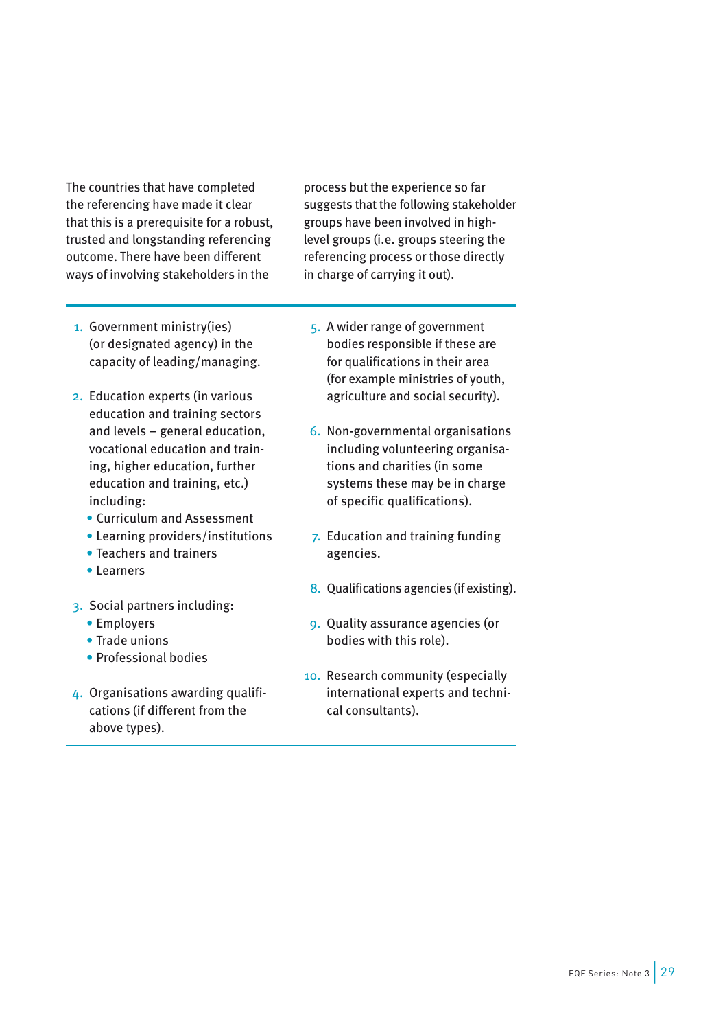The countries that have completed the referencing have made it clear that this is a prerequisite for a robust, trusted and longstanding referencing outcome. There have been different ways of involving stakeholders in the process but the experience so far suggests that the following stakeholder groups have been involved in high-level groups (i.e. groups steering the referencing process or those directly in charge of carrying it out).

1. Government ministry(ies) (or designated agency) in the capacity of leading/managing.
2. Education experts (in various education and training sectors and levels – general education, vocational education and training, higher education, further education and training, etc.) including:
   - Curriculum and Assessment
   - Learning providers/institutions
   - Teachers and trainers
   - Learners
3. Social partners including:
   - Employers
   - Trade unions
   - Professional bodies
4. Organisations awarding qualifications (if different from the above types).
5. A wider range of government bodies responsible if these are for qualifications in their area (for example ministries of youth, agriculture and social security).
6. Non-governmental organisations including volunteering organisations and charities (in some systems these may be in charge of specific qualifications).
7. Education and training funding agencies.
8. Qualifications agencies (if existing).
9. Quality assurance agencies (or bodies with this role).
10. Research community (especially international experts and technical consultants).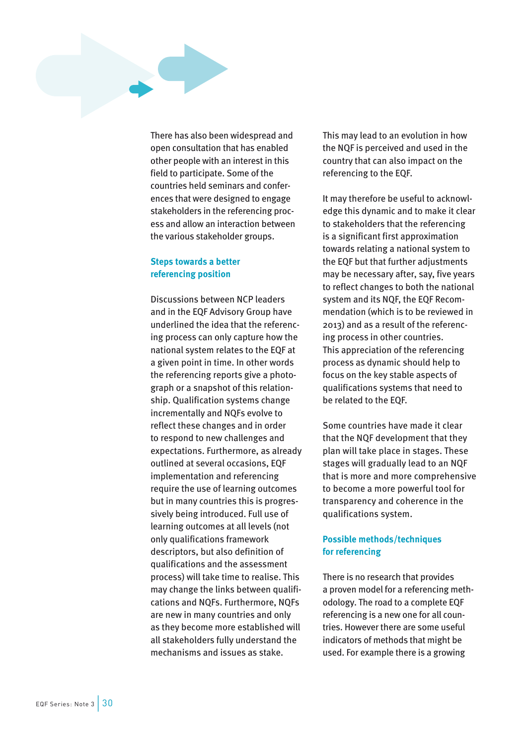There has also been widespread and open consultation that has enabled other people with an interest in this field to participate. Some of the countries held seminars and conferences that were designed to engage stakeholders in the referencing process and allow an interaction between the various stakeholder groups.

### Steps towards a better referencing position

Discussions between NCP leaders and in the EQF Advisory Group have underlined the idea that the referencing process can only capture how the national system relates to the EQF at a given point in time. In other words the referencing reports give a photograph or a snapshot of this relationship. Qualification systems change incrementally and NQFs evolve to reflect these changes and in order to respond to new challenges and expectations. Furthermore, as already outlined at several occasions, EQF implementation and referencing require the use of learning outcomes but in many countries this is progressively being introduced. Full use of learning outcomes at all levels (not only qualifications framework descriptors, but also definition of qualifications and the assessment process) will take time to realise. This may change the links between qualifications and NQFs. Furthermore, NQFs are new in many countries and only as they become more established will all stakeholders fully understand the mechanisms and issues as stake.

This may lead to an evolution in how the NQF is perceived and used in the country that can also impact on the referencing to the EQF.

It may therefore be useful to acknowledge this dynamic and to make it clear to stakeholders that the referencing is a significant first approximation towards relating a national system to the EQF but that further adjustments may be necessary after, say, five years to reflect changes to both the national system and its NQF, the EQF Recommendation (which is to be reviewed in 2013) and as a result of the referencing process in other countries. This appreciation of the referencing process as dynamic should help to focus on the key stable aspects of qualifications systems that need to be related to the EQF.

Some countries have made it clear that the NQF development that they plan will take place in stages. These stages will gradually lead to an NQF that is more and more comprehensive to become a more powerful tool for transparency and coherence in the qualifications system.

### Possible methods/techniques for referencing

There is no research that provides a proven model for a referencing methodology. The road to a complete EQF referencing is a new one for all countries. However there are some useful indicators of methods that might be used. For example there is a growing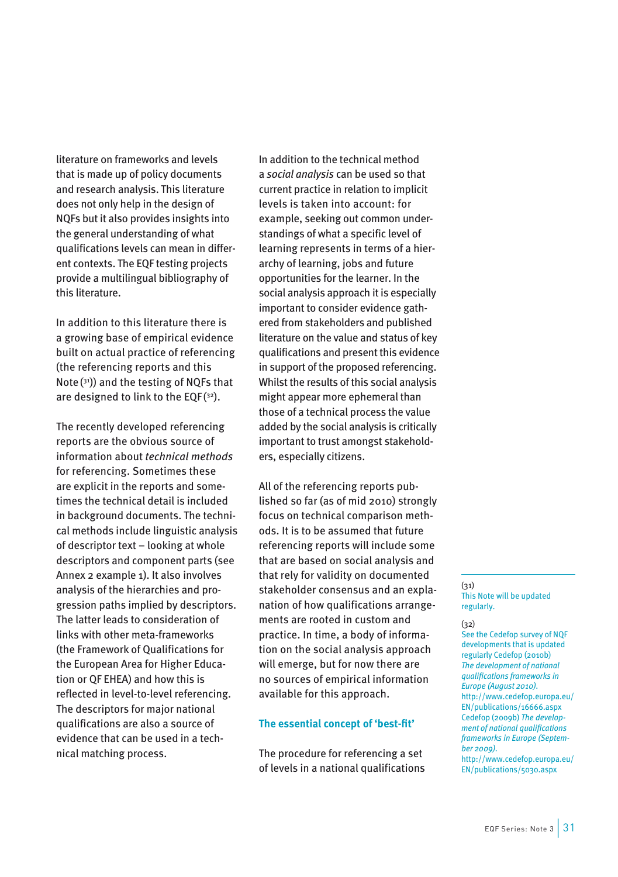literature on frameworks and levels that is made up of policy documents and research analysis. This literature does not only help in the design of NQFs but it also provides insights into the general understanding of what qualifications levels can mean in different contexts. The EQF testing projects provide a multilingual bibliography of this literature.

In addition to this literature there is a growing base of empirical evidence built on actual practice of referencing (the referencing reports and this Note [31]) and the testing of NQFs that are designed to link to the EQF [32].

The recently developed referencing reports are the obvious source of information about *technical methods* for referencing. Sometimes these are explicit in the reports and sometimes the technical detail is included in background documents. The technical methods include linguistic analysis of descriptor text – looking at whole descriptors and component parts (see Annex 2 example 1). It also involves analysis of the hierarchies and progression paths implied by descriptors. The latter leads to consideration of links with other meta-frameworks (the Framework of Qualifications for the European Area for Higher Education or QF EHEA) and how this is reflected in level-to-level referencing. The descriptors for major national qualifications are also a source of evidence that can be used in a technical matching process.

In addition to the technical method a *social analysis* can be used so that current practice in relation to implicit levels is taken into account: for example, seeking out common understandings of what a specific level of learning represents in terms of a hierarchy of learning, jobs and future opportunities for the learner. In the social analysis approach it is especially important to consider evidence gathered from stakeholders and published literature on the value and status of key qualifications and present this evidence in support of the proposed referencing. Whilst the results of this social analysis might appear more ephemeral than those of a technical process the value added by the social analysis is critically important to trust amongst stakeholders, especially citizens.

All of the referencing reports published so far (as of mid 2010) strongly focus on technical comparison methods. It is to be assumed that future referencing reports will include some that are based on social analysis and that rely for validity on documented stakeholder consensus and an explanation of how qualifications arrangements are rooted in custom and practice. In time, a body of information on the social analysis approach will emerge, but for now there are no sources of empirical information available for this approach.

### The essential concept of 'best-fit'

The procedure for referencing a set of levels in a national qualifications

---

(31)
This Note will be updated regularly.

(32)
See the Cedefop survey of NQF developments that is updated regularly Cedefop (2010b) *The development of national qualifications frameworks in Europe (August 2010)*. http://www.cedefop.europa.eu/EN/publications/16666.aspx
Cedefop (2009b) *The development of national qualifications frameworks in Europe (September 2009)*. http://www.cedefop.europa.eu/EN/publications/5030.aspx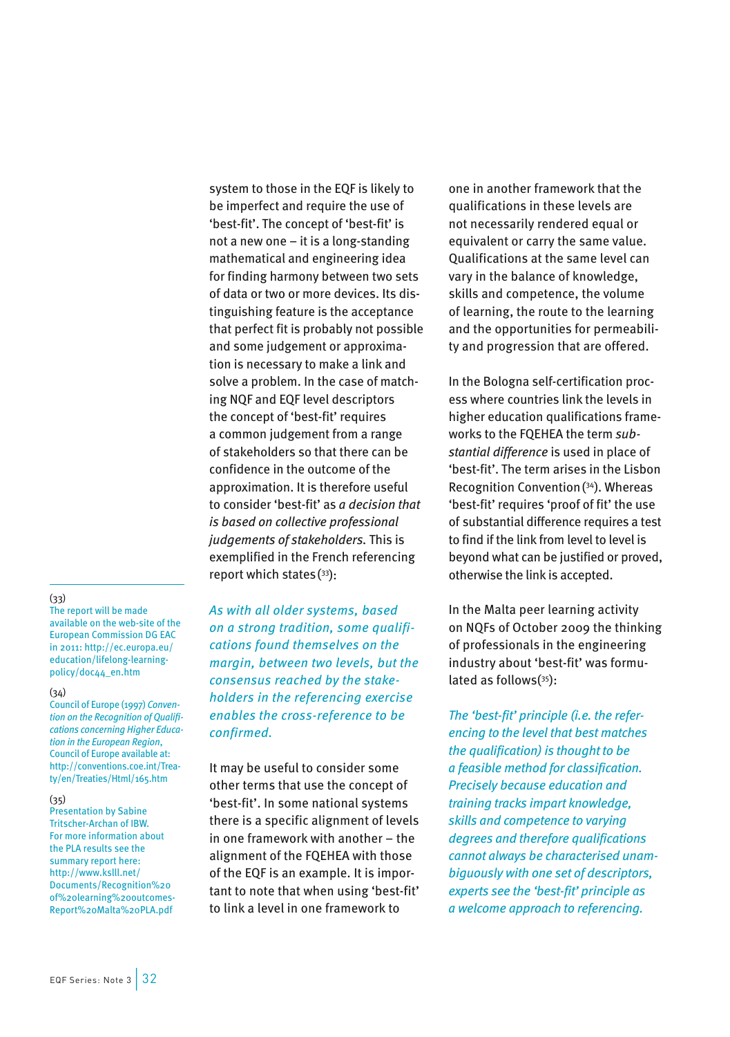system to those in the EQF is likely to be imperfect and require the use of 'best-fit'. The concept of 'best-fit' is not a new one – it is a long-standing mathematical and engineering idea for finding harmony between two sets of data or two or more devices. Its distinguishing feature is the acceptance that perfect fit is probably not possible and some judgement or approximation is necessary to make a link and solve a problem. In the case of matching NQF and EQF level descriptors the concept of 'best-fit' requires a common judgement from a range of stakeholders so that there can be confidence in the outcome of the approximation. It is therefore useful to consider 'best-fit' as *a decision that is based on collective professional judgements of stakeholders*. This is exemplified in the French referencing report which states (33):

*As with all older systems, based on a strong tradition, some qualifications found themselves on the margin, between two levels, but the consensus reached by the stakeholders in the referencing exercise enables the cross-reference to be confirmed.*

It may be useful to consider some other terms that use the concept of 'best-fit'. In some national systems there is a specific alignment of levels in one framework with another – the alignment of the FQEHEA with those of the EQF is an example. It is important to note that when using 'best-fit' to link a level in one framework to one in another framework that the qualifications in these levels are not necessarily rendered equal or equivalent or carry the same value. Qualifications at the same level can vary in the balance of knowledge, skills and competence, the volume of learning, the route to the learning and the opportunities for permeability and progression that are offered.

In the Bologna self-certification process where countries link the levels in higher education qualifications frameworks to the FQEHEA the term *substantial difference* is used in place of 'best-fit'. The term arises in the Lisbon Recognition Convention (34). Whereas 'best-fit' requires 'proof of fit' the use of substantial difference requires a test to find if the link from level to level is beyond what can be justified or proved, otherwise the link is accepted.

In the Malta peer learning activity on NQFs of October 2009 the thinking of professionals in the engineering industry about 'best-fit' was formulated as follows (35):

*The 'best-fit' principle (i.e. the referencing to the level that best matches the qualification) is thought to be a feasible method for classification. Precisely because education and training tracks impart knowledge, skills and competence to varying degrees and therefore qualifications cannot always be characterised unambiguously with one set of descriptors, experts see the 'best-fit' principle as a welcome approach to referencing.*

---

(33) The report will be made available on the web-site of the European Commission DG EAC in 2011: http://ec.europa.eu/education/lifelong-learning-policy/doc44_en.htm

(34) Council of Europe (1997) *Convention on the Recognition of Qualifications concerning Higher Education in the European Region*, Council of Europe available at: http://conventions.coe.int/Treaty/en/Treaties/Html/165.htm

(35) Presentation by Sabine Tritscher-Archan of IBW. For more information about the PLA results see the summary report here: http://www.kslll.net/Documents/Recognition%20of%20learning%20outcomes-Report%20Malta%20PLA.pdf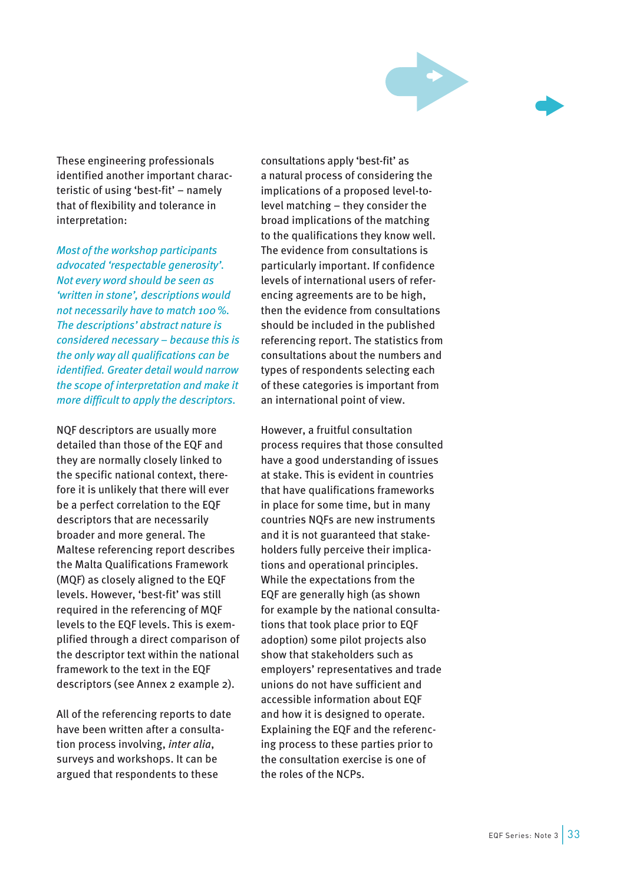These engineering professionals identified another important characteristic of using 'best-fit' – namely that of flexibility and tolerance in interpretation:

*Most of the workshop participants advocated 'respectable generosity'. Not every word should be seen as 'written in stone', descriptions would not necessarily have to match 100%. The descriptions' abstract nature is considered necessary – because this is the only way all qualifications can be identified. Greater detail would narrow the scope of interpretation and make it more difficult to apply the descriptors.*

NQF descriptors are usually more detailed than those of the EQF and they are normally closely linked to the specific national context, therefore it is unlikely that there will ever be a perfect correlation to the EQF descriptors that are necessarily broader and more general. The Maltese referencing report describes the Malta Qualifications Framework (MQF) as closely aligned to the EQF levels. However, 'best-fit' was still required in the referencing of MQF levels to the EQF levels. This is exemplified through a direct comparison of the descriptor text within the national framework to the text in the EQF descriptors (see Annex 2 example 2).

All of the referencing reports to date have been written after a consultation process involving, *inter alia*, surveys and workshops. It can be argued that respondents to these consultations apply 'best-fit' as a natural process of considering the implications of a proposed level-to-level matching – they consider the broad implications of the matching to the qualifications they know well. The evidence from consultations is particularly important. If confidence levels of international users of referencing agreements are to be high, then the evidence from consultations should be included in the published referencing report. The statistics from consultations about the numbers and types of respondents selecting each of these categories is important from an international point of view.

However, a fruitful consultation process requires that those consulted have a good understanding of issues at stake. This is evident in countries that have qualifications frameworks in place for some time, but in many countries NQFs are new instruments and it is not guaranteed that stakeholders fully perceive their implications and operational principles. While the expectations from the EQF are generally high (as shown for example by the national consultations that took place prior to EQF adoption) some pilot projects also show that stakeholders such as employers' representatives and trade unions do not have sufficient and accessible information about EQF and how it is designed to operate. Explaining the EQF and the referencing process to these parties prior to the consultation exercise is one of the roles of the NCPs.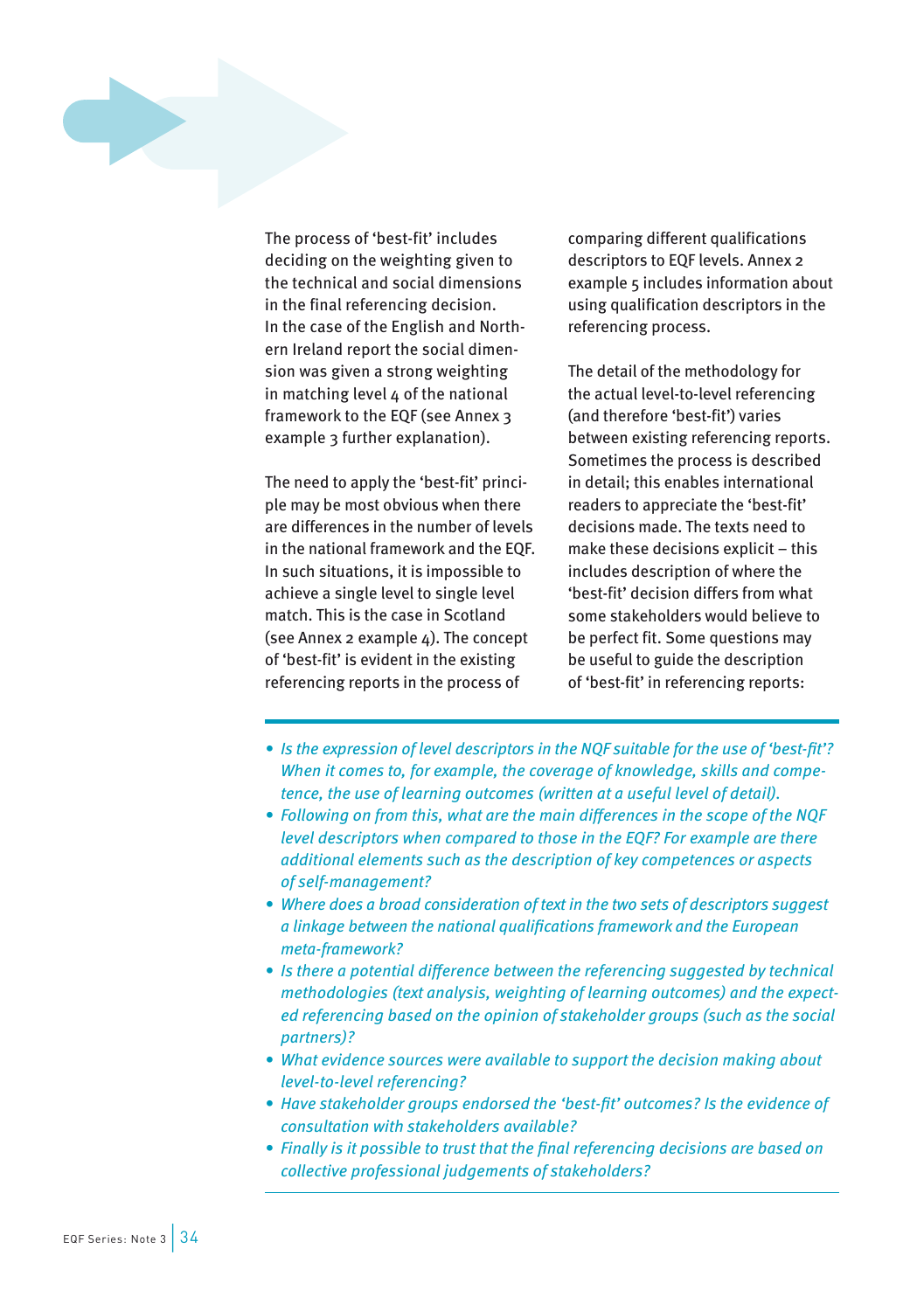The process of 'best-fit' includes deciding on the weighting given to the technical and social dimensions in the final referencing decision. In the case of the English and Northern Ireland report the social dimension was given a strong weighting in matching level 4 of the national framework to the EQF (see Annex 3 example 3 further explanation).

The need to apply the 'best-fit' principle may be most obvious when there are differences in the number of levels in the national framework and the EQF. In such situations, it is impossible to achieve a single level to single level match. This is the case in Scotland (see Annex 2 example 4). The concept of 'best-fit' is evident in the existing referencing reports in the process of comparing different qualifications descriptors to EQF levels. Annex 2 example 5 includes information about using qualification descriptors in the referencing process.

The detail of the methodology for the actual level-to-level referencing (and therefore 'best-fit') varies between existing referencing reports. Sometimes the process is described in detail; this enables international readers to appreciate the 'best-fit' decisions made. The texts need to make these decisions explicit – this includes description of where the 'best-fit' decision differs from what some stakeholders would believe to be perfect fit. Some questions may be useful to guide the description of 'best-fit' in referencing reports:

- *Is the expression of level descriptors in the NQF suitable for the use of 'best-fit'? When it comes to, for example, the coverage of knowledge, skills and competence, the use of learning outcomes (written at a useful level of detail).*
- *Following on from this, what are the main differences in the scope of the NQF level descriptors when compared to those in the EQF? For example are there additional elements such as the description of key competences or aspects of self-management?*
- *Where does a broad consideration of text in the two sets of descriptors suggest a linkage between the national qualifications framework and the European meta-framework?*
- *Is there a potential difference between the referencing suggested by technical methodologies (text analysis, weighting of learning outcomes) and the expected referencing based on the opinion of stakeholder groups (such as the social partners)?*
- *What evidence sources were available to support the decision making about level-to-level referencing?*
- *Have stakeholder groups endorsed the 'best-fit' outcomes? Is the evidence of consultation with stakeholders available?*
- *Finally is it possible to trust that the final referencing decisions are based on collective professional judgements of stakeholders?*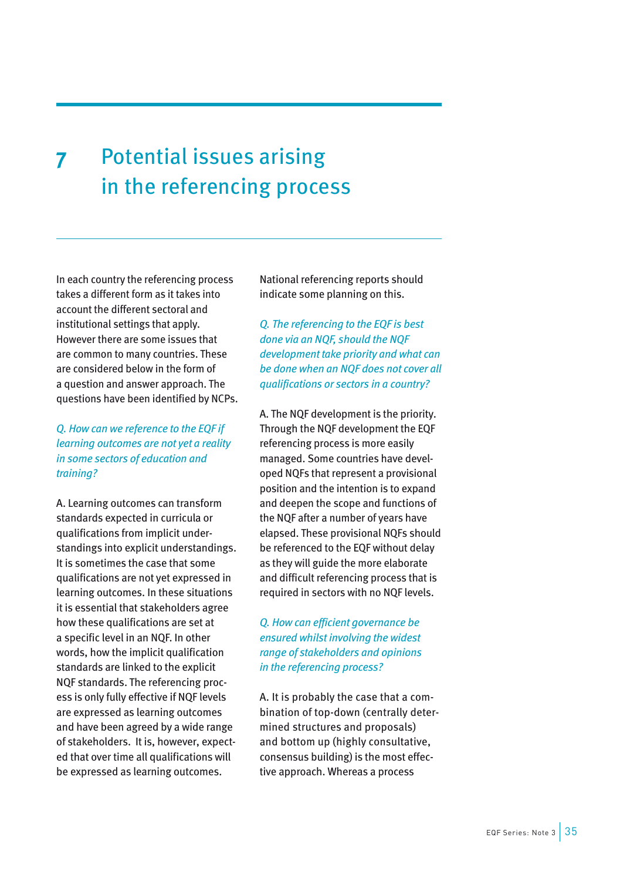# 7 Potential issues arising in the referencing process

In each country the referencing process takes a different form as it takes into account the different sectoral and institutional settings that apply. However there are some issues that are common to many countries. These are considered below in the form of a question and answer approach. The questions have been identified by NCPs.

*Q. How can we reference to the EQF if learning outcomes are not yet a reality in some sectors of education and training?*

A. Learning outcomes can transform standards expected in curricula or qualifications from implicit understandings into explicit understandings. It is sometimes the case that some qualifications are not yet expressed in learning outcomes. In these situations it is essential that stakeholders agree how these qualifications are set at a specific level in an NQF. In other words, how the implicit qualification standards are linked to the explicit NQF standards. The referencing process is only fully effective if NQF levels are expressed as learning outcomes and have been agreed by a wide range of stakeholders. It is, however, expected that over time all qualifications will be expressed as learning outcomes. National referencing reports should indicate some planning on this.

*Q. The referencing to the EQF is best done via an NQF, should the NQF development take priority and what can be done when an NQF does not cover all qualifications or sectors in a country?*

A. The NQF development is the priority. Through the NQF development the EQF referencing process is more easily managed. Some countries have developed NQFs that represent a provisional position and the intention is to expand and deepen the scope and functions of the NQF after a number of years have elapsed. These provisional NQFs should be referenced to the EQF without delay as they will guide the more elaborate and difficult referencing process that is required in sectors with no NQF levels.

*Q. How can efficient governance be ensured whilst involving the widest range of stakeholders and opinions in the referencing process?*

A. It is probably the case that a combination of top-down (centrally determined structures and proposals) and bottom up (highly consultative, consensus building) is the most effective approach. Whereas a process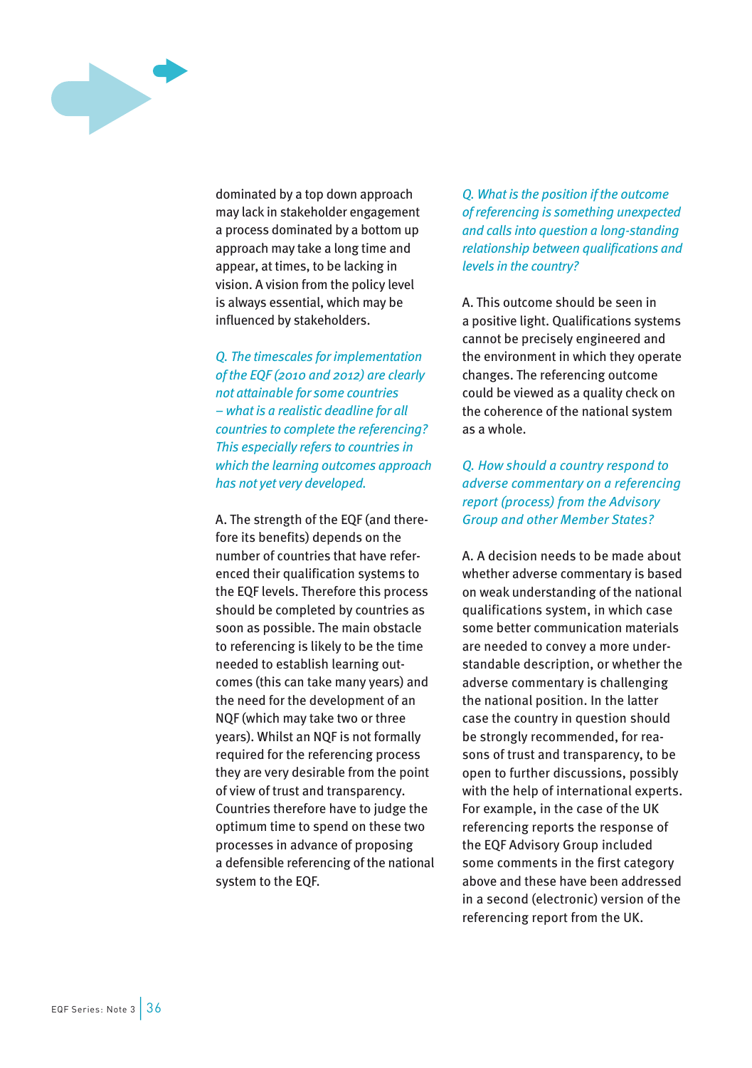dominated by a top down approach may lack in stakeholder engagement a process dominated by a bottom up approach may take a long time and appear, at times, to be lacking in vision. A vision from the policy level is always essential, which may be influenced by stakeholders.

*Q. The timescales for implementation of the EQF (2010 and 2012) are clearly not attainable for some countries – what is a realistic deadline for all countries to complete the referencing? This especially refers to countries in which the learning outcomes approach has not yet very developed.*

A. The strength of the EQF (and therefore its benefits) depends on the number of countries that have referenced their qualification systems to the EQF levels. Therefore this process should be completed by countries as soon as possible. The main obstacle to referencing is likely to be the time needed to establish learning outcomes (this can take many years) and the need for the development of an NQF (which may take two or three years). Whilst an NQF is not formally required for the referencing process they are very desirable from the point of view of trust and transparency. Countries therefore have to judge the optimum time to spend on these two processes in advance of proposing a defensible referencing of the national system to the EQF.

*Q. What is the position if the outcome of referencing is something unexpected and calls into question a long-standing relationship between qualifications and levels in the country?*

A. This outcome should be seen in a positive light. Qualifications systems cannot be precisely engineered and the environment in which they operate changes. The referencing outcome could be viewed as a quality check on the coherence of the national system as a whole.

*Q. How should a country respond to adverse commentary on a referencing report (process) from the Advisory Group and other Member States?*

A. A decision needs to be made about whether adverse commentary is based on weak understanding of the national qualifications system, in which case some better communication materials are needed to convey a more understandable description, or whether the adverse commentary is challenging the national position. In the latter case the country in question should be strongly recommended, for reasons of trust and transparency, to be open to further discussions, possibly with the help of international experts. For example, in the case of the UK referencing reports the response of the EQF Advisory Group included some comments in the first category above and these have been addressed in a second (electronic) version of the referencing report from the UK.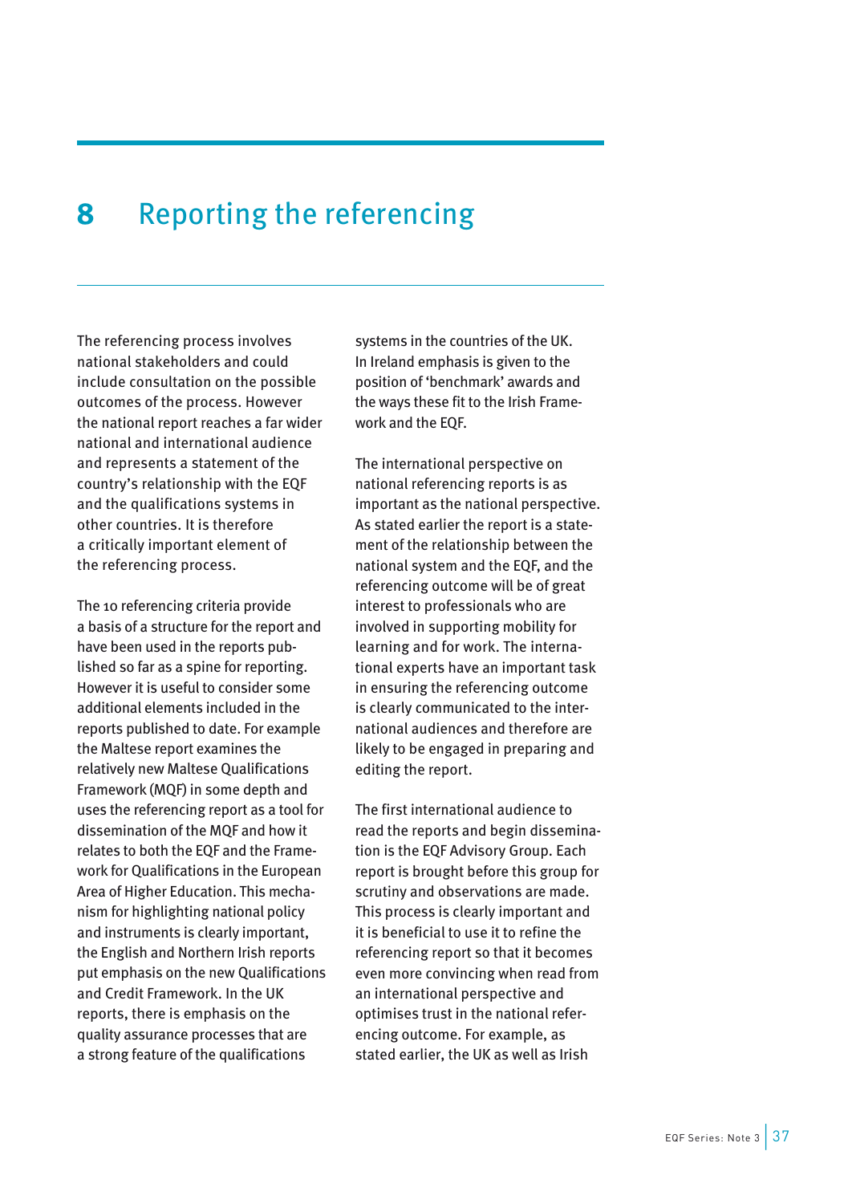# 8 Reporting the referencing

The referencing process involves national stakeholders and could include consultation on the possible outcomes of the process. However the national report reaches a far wider national and international audience and represents a statement of the country's relationship with the EQF and the qualifications systems in other countries. It is therefore a critically important element of the referencing process.

The 10 referencing criteria provide a basis of a structure for the report and have been used in the reports published so far as a spine for reporting. However it is useful to consider some additional elements included in the reports published to date. For example the Maltese report examines the relatively new Maltese Qualifications Framework (MQF) in some depth and uses the referencing report as a tool for dissemination of the MQF and how it relates to both the EQF and the Framework for Qualifications in the European Area of Higher Education. This mechanism for highlighting national policy and instruments is clearly important, the English and Northern Irish reports put emphasis on the new Qualifications and Credit Framework. In the UK reports, there is emphasis on the quality assurance processes that are a strong feature of the qualifications systems in the countries of the UK. In Ireland emphasis is given to the position of 'benchmark' awards and the ways these fit to the Irish Framework and the EQF.

The international perspective on national referencing reports is as important as the national perspective. As stated earlier the report is a statement of the relationship between the national system and the EQF, and the referencing outcome will be of great interest to professionals who are involved in supporting mobility for learning and for work. The international experts have an important task in ensuring the referencing outcome is clearly communicated to the international audiences and therefore are likely to be engaged in preparing and editing the report.

The first international audience to read the reports and begin dissemination is the EQF Advisory Group. Each report is brought before this group for scrutiny and observations are made. This process is clearly important and it is beneficial to use it to refine the referencing report so that it becomes even more convincing when read from an international perspective and optimises trust in the national referencing outcome. For example, as stated earlier, the UK as well as Irish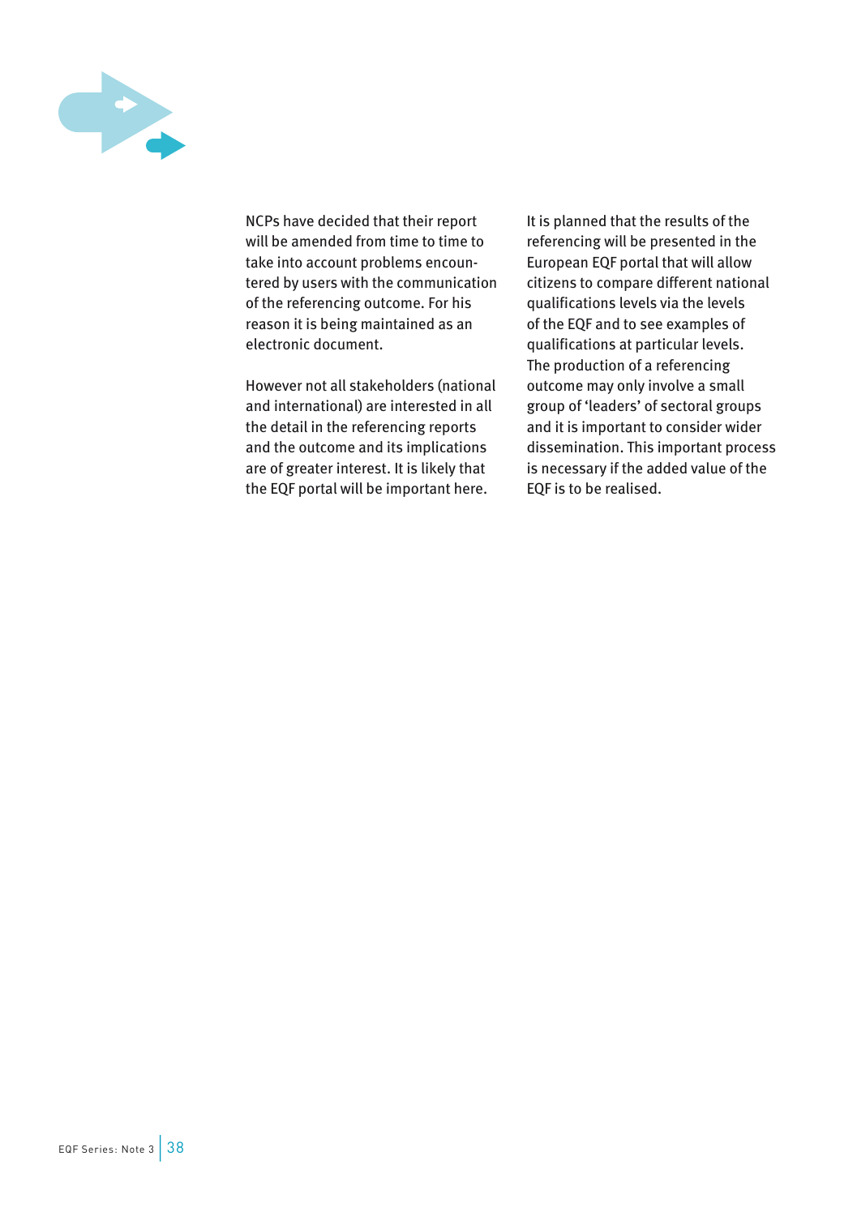NCPs have decided that their report will be amended from time to time to take into account problems encountered by users with the communication of the referencing outcome. For his reason it is being maintained as an electronic document.

However not all stakeholders (national and international) are interested in all the detail in the referencing reports and the outcome and its implications are of greater interest. It is likely that the EQF portal will be important here.

It is planned that the results of the referencing will be presented in the European EQF portal that will allow citizens to compare different national qualifications levels via the levels of the EQF and to see examples of qualifications at particular levels. The production of a referencing outcome may only involve a small group of 'leaders' of sectoral groups and it is important to consider wider dissemination. This important process is necessary if the added value of the EQF is to be realised.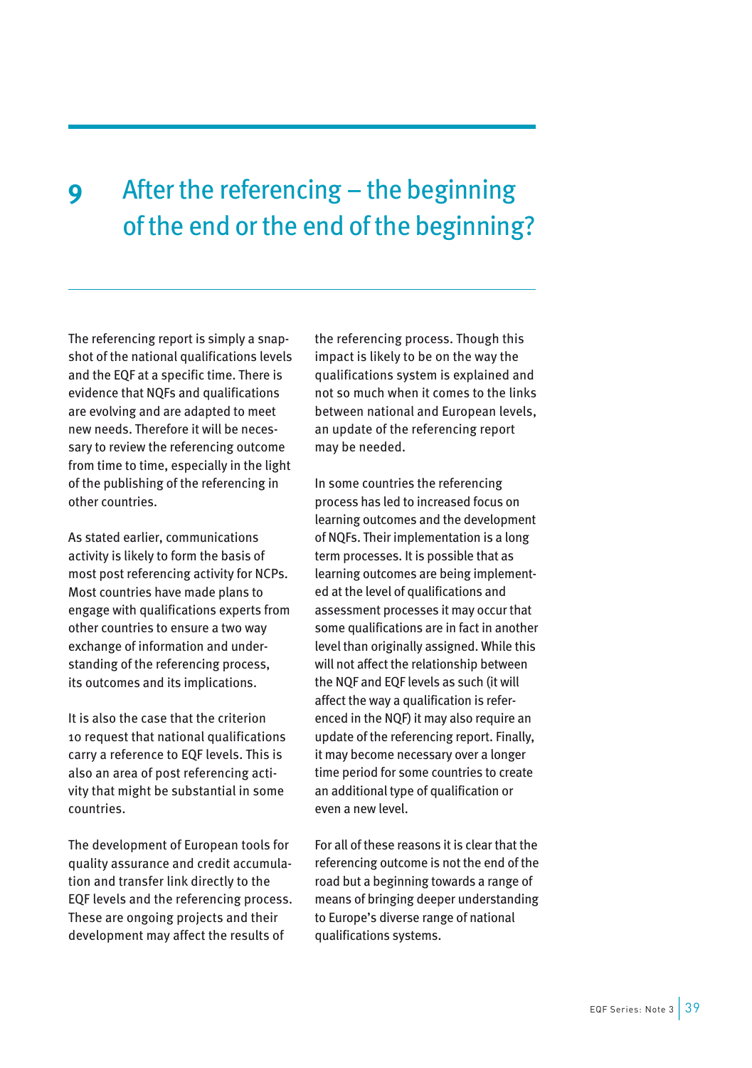# 9 After the referencing – the beginning of the end or the end of the beginning?

The referencing report is simply a snapshot of the national qualifications levels and the EQF at a specific time. There is evidence that NQFs and qualifications are evolving and are adapted to meet new needs. Therefore it will be necessary to review the referencing outcome from time to time, especially in the light of the publishing of the referencing in other countries.

As stated earlier, communications activity is likely to form the basis of most post referencing activity for NCPs. Most countries have made plans to engage with qualifications experts from other countries to ensure a two way exchange of information and understanding of the referencing process, its outcomes and its implications.

It is also the case that the criterion 10 request that national qualifications carry a reference to EQF levels. This is also an area of post referencing activity that might be substantial in some countries.

The development of European tools for quality assurance and credit accumulation and transfer link directly to the EQF levels and the referencing process. These are ongoing projects and their development may affect the results of the referencing process. Though this impact is likely to be on the way the qualifications system is explained and not so much when it comes to the links between national and European levels, an update of the referencing report may be needed.

In some countries the referencing process has led to increased focus on learning outcomes and the development of NQFs. Their implementation is a long term processes. It is possible that as learning outcomes are being implemented at the level of qualifications and assessment processes it may occur that some qualifications are in fact in another level than originally assigned. While this will not affect the relationship between the NQF and EQF levels as such (it will affect the way a qualification is referenced in the NQF) it may also require an update of the referencing report. Finally, it may become necessary over a longer time period for some countries to create an additional type of qualification or even a new level.

For all of these reasons it is clear that the referencing outcome is not the end of the road but a beginning towards a range of means of bringing deeper understanding to Europe's diverse range of national qualifications systems.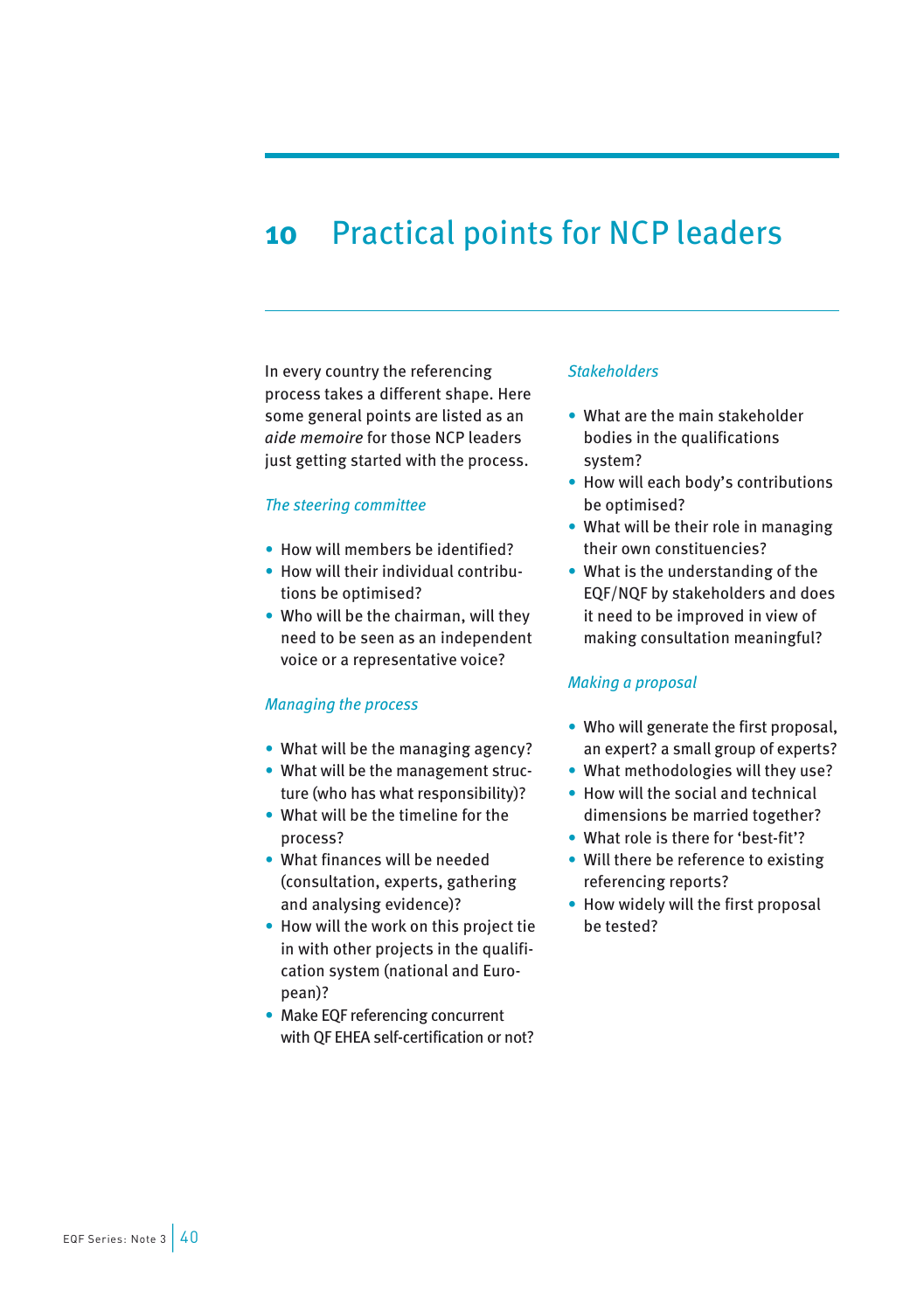# 10 Practical points for NCP leaders

In every country the referencing process takes a different shape. Here some general points are listed as an *aide memoire* for those NCP leaders just getting started with the process.

*The steering committee*

- How will members be identified?
- How will their individual contributions be optimised?
- Who will be the chairman, will they need to be seen as an independent voice or a representative voice?

*Managing the process*

- What will be the managing agency?
- What will be the management structure (who has what responsibility)?
- What will be the timeline for the process?
- What finances will be needed (consultation, experts, gathering and analysing evidence)?
- How will the work on this project tie in with other projects in the qualification system (national and European)?
- Make EQF referencing concurrent with QF EHEA self-certification or not?

*Stakeholders*

- What are the main stakeholder bodies in the qualifications system?
- How will each body's contributions be optimised?
- What will be their role in managing their own constituencies?
- What is the understanding of the EQF/NQF by stakeholders and does it need to be improved in view of making consultation meaningful?

*Making a proposal*

- Who will generate the first proposal, an expert? a small group of experts?
- What methodologies will they use?
- How will the social and technical dimensions be married together?
- What role is there for 'best-fit'?
- Will there be reference to existing referencing reports?
- How widely will the first proposal be tested?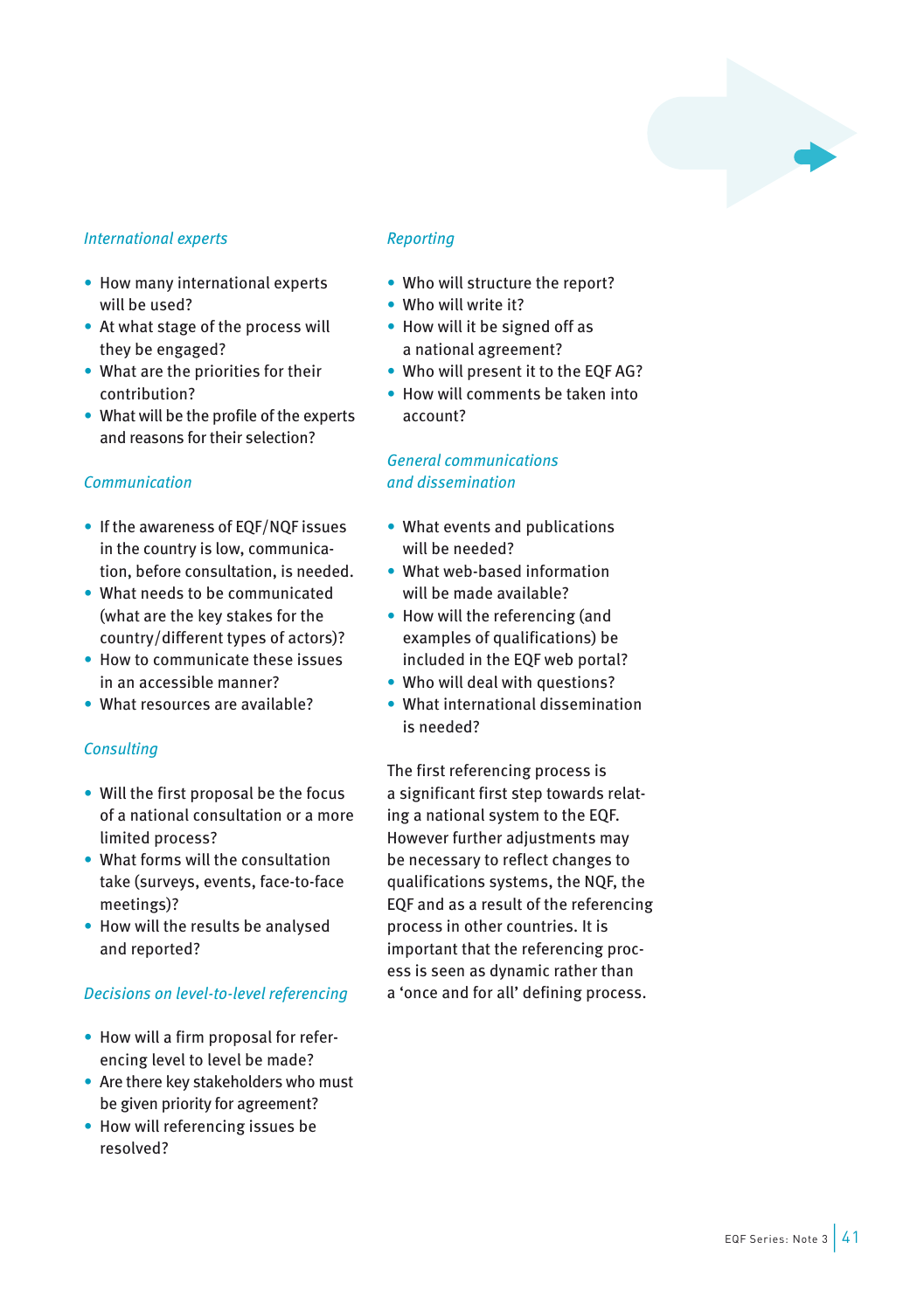*International experts*

- How many international experts will be used?
- At what stage of the process will they be engaged?
- What are the priorities for their contribution?
- What will be the profile of the experts and reasons for their selection?

*Communication*

- If the awareness of EQF/NQF issues in the country is low, communication, before consultation, is needed.
- What needs to be communicated (what are the key stakes for the country/different types of actors)?
- How to communicate these issues in an accessible manner?
- What resources are available?

*Consulting*

- Will the first proposal be the focus of a national consultation or a more limited process?
- What forms will the consultation take (surveys, events, face-to-face meetings)?
- How will the results be analysed and reported?

*Decisions on level-to-level referencing*

- How will a firm proposal for referencing level to level be made?
- Are there key stakeholders who must be given priority for agreement?
- How will referencing issues be resolved?

*Reporting*

- Who will structure the report?
- Who will write it?
- How will it be signed off as a national agreement?
- Who will present it to the EQF AG?
- How will comments be taken into account?

*General communications and dissemination*

- What events and publications will be needed?
- What web-based information will be made available?
- How will the referencing (and examples of qualifications) be included in the EQF web portal?
- Who will deal with questions?
- What international dissemination is needed?

The first referencing process is a significant first step towards relating a national system to the EQF. However further adjustments may be necessary to reflect changes to qualifications systems, the NQF, the EQF and as a result of the referencing process in other countries. It is important that the referencing process is seen as dynamic rather than a 'once and for all' defining process.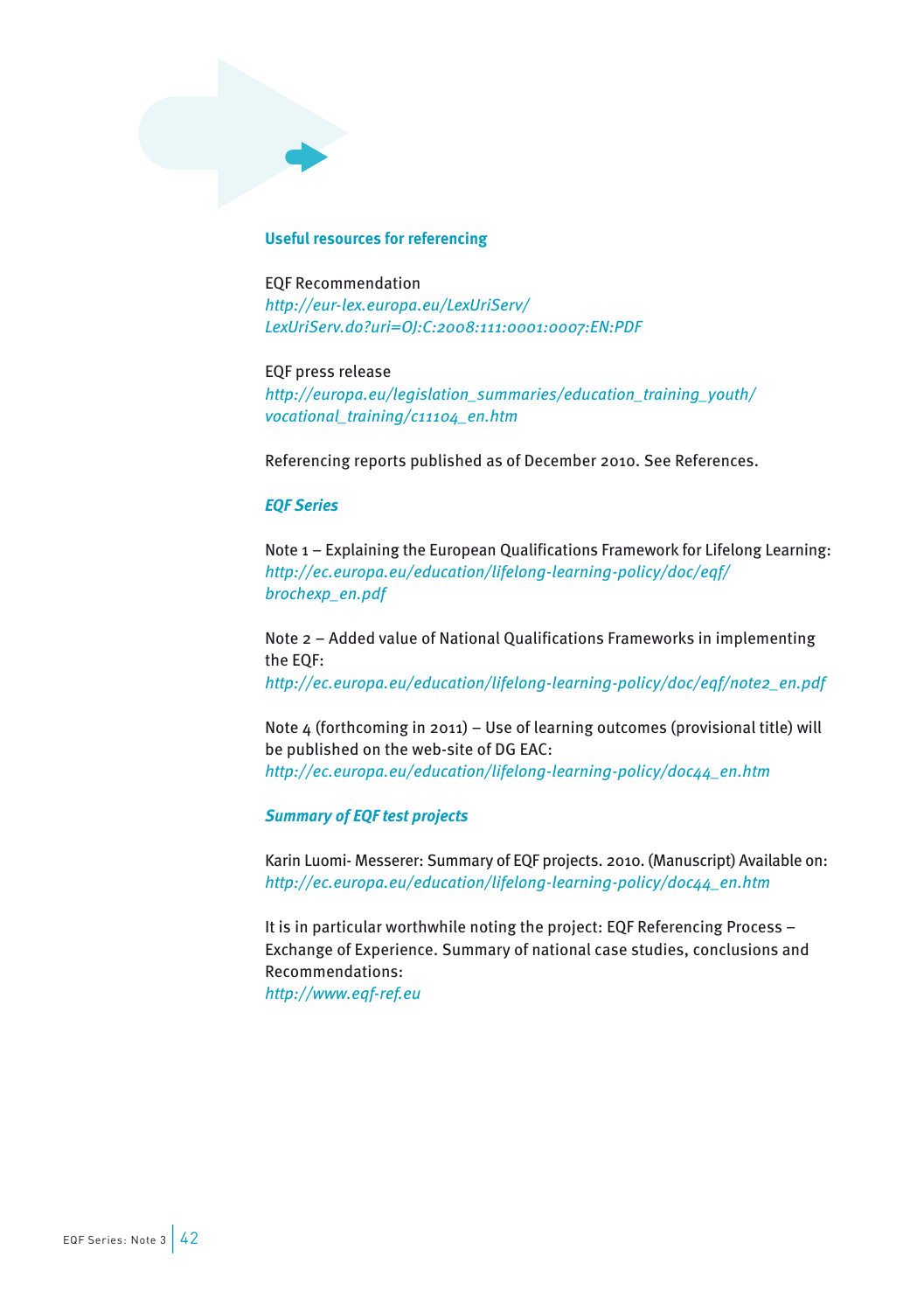## Useful resources for referencing

EQF Recommendation
*http://eur-lex.europa.eu/LexUriServ/LexUriServ.do?uri=OJ:C:2008:111:0001:0007:EN:PDF*

EQF press release
*http://europa.eu/legislation_summaries/education_training_youth/vocational_training/c11104_en.htm*

Referencing reports published as of December 2010. See References.

### *EQF Series*

Note 1 – Explaining the European Qualifications Framework for Lifelong Learning:
*http://ec.europa.eu/education/lifelong-learning-policy/doc/eqf/brochexp_en.pdf*

Note 2 – Added value of National Qualifications Frameworks in implementing the EQF:
*http://ec.europa.eu/education/lifelong-learning-policy/doc/eqf/note2_en.pdf*

Note 4 (forthcoming in 2011) – Use of learning outcomes (provisional title) will be published on the web-site of DG EAC:
*http://ec.europa.eu/education/lifelong-learning-policy/doc44_en.htm*

### *Summary of EQF test projects*

Karin Luomi- Messerer: Summary of EQF projects. 2010. (Manuscript) Available on:
*http://ec.europa.eu/education/lifelong-learning-policy/doc44_en.htm*

It is in particular worthwhile noting the project: EQF Referencing Process – Exchange of Experience. Summary of national case studies, conclusions and Recommendations:
*http://www.eqf-ref.eu*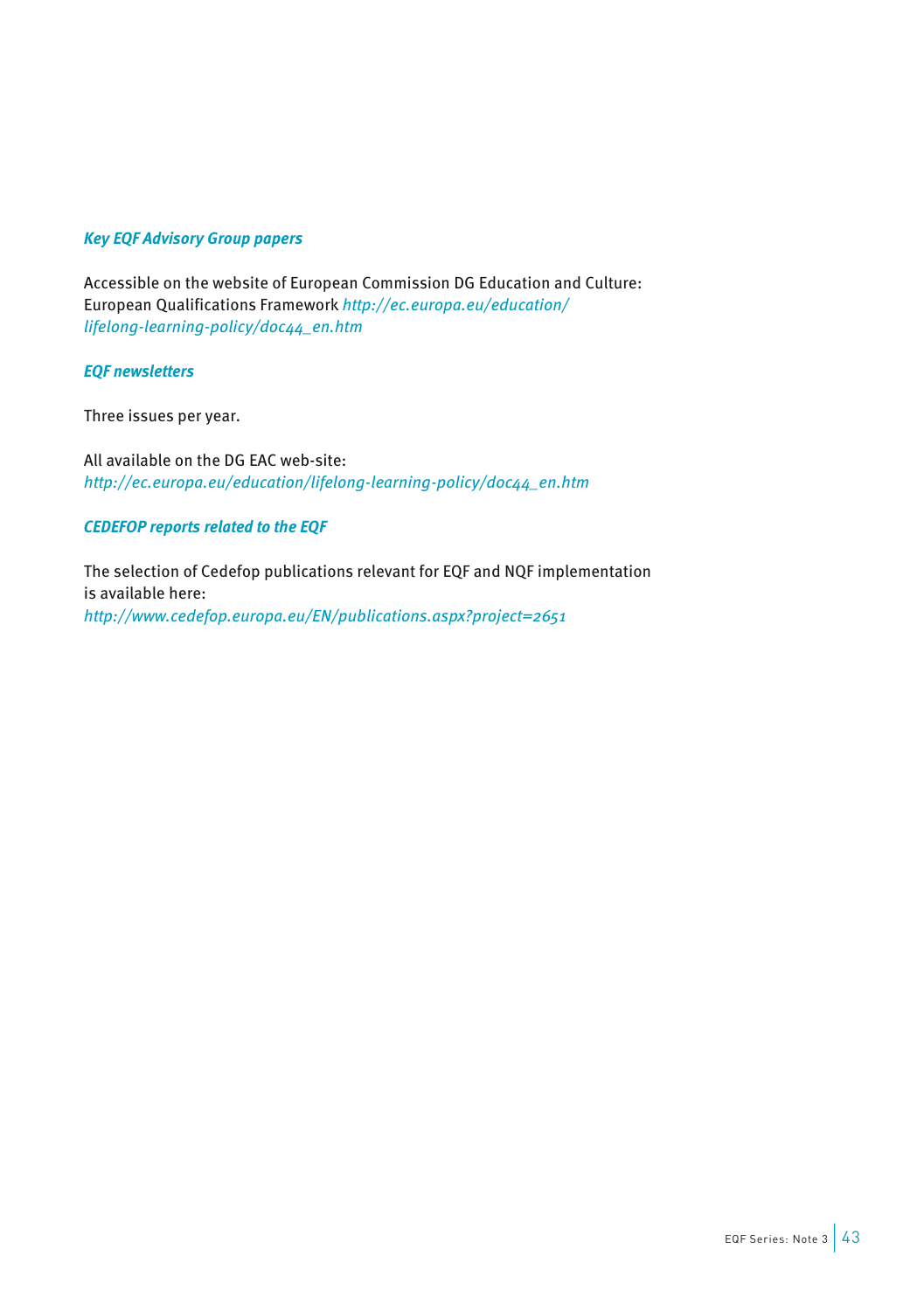***Key EQF Advisory Group papers***

Accessible on the website of European Commission DG Education and Culture: European Qualifications Framework *http://ec.europa.eu/education/lifelong-learning-policy/doc44_en.htm*

***EQF newsletters***

Three issues per year.

All available on the DG EAC web-site:
*http://ec.europa.eu/education/lifelong-learning-policy/doc44_en.htm*

***CEDEFOP reports related to the EQF***

The selection of Cedefop publications relevant for EQF and NQF implementation is available here:
*http://www.cedefop.europa.eu/EN/publications.aspx?project=2651*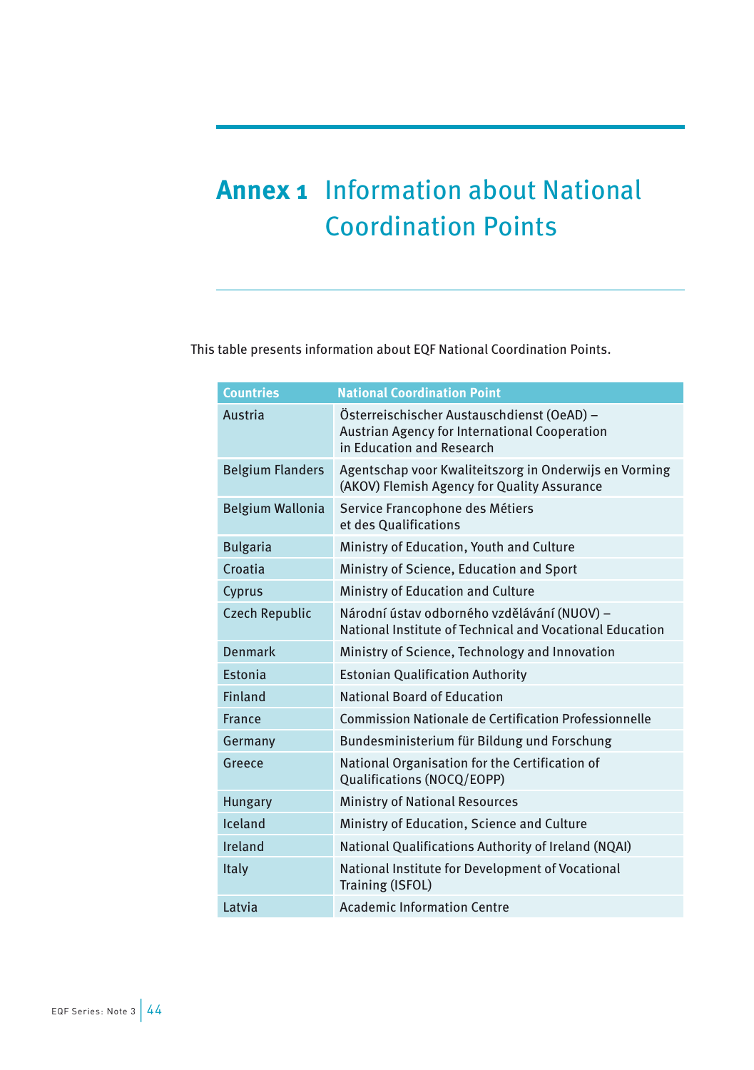# Annex 1 Information about National Coordination Points

This table presents information about EQF National Coordination Points.

| Countries | National Coordination Point |
|---|---|
| Austria | Österreischischer Austauschdienst (OeAD) – Austrian Agency for International Cooperation in Education and Research |
| Belgium Flanders | Agentschap voor Kwaliteitszorg in Onderwijs en Vorming (AKOV) Flemish Agency for Quality Assurance |
| Belgium Wallonia | Service Francophone des Métiers et des Qualifications |
| Bulgaria | Ministry of Education, Youth and Culture |
| Croatia | Ministry of Science, Education and Sport |
| Cyprus | Ministry of Education and Culture |
| Czech Republic | Národní ústav odborného vzdělávání (NUOV) – National Institute of Technical and Vocational Education |
| Denmark | Ministry of Science, Technology and Innovation |
| Estonia | Estonian Qualification Authority |
| Finland | National Board of Education |
| France | Commission Nationale de Certification Professionnelle |
| Germany | Bundesministerium für Bildung und Forschung |
| Greece | National Organisation for the Certification of Qualifications (NOCQ/EOPP) |
| Hungary | Ministry of National Resources |
| Iceland | Ministry of Education, Science and Culture |
| Ireland | National Qualifications Authority of Ireland (NQAI) |
| Italy | National Institute for Development of Vocational Training (ISFOL) |
| Latvia | Academic Information Centre |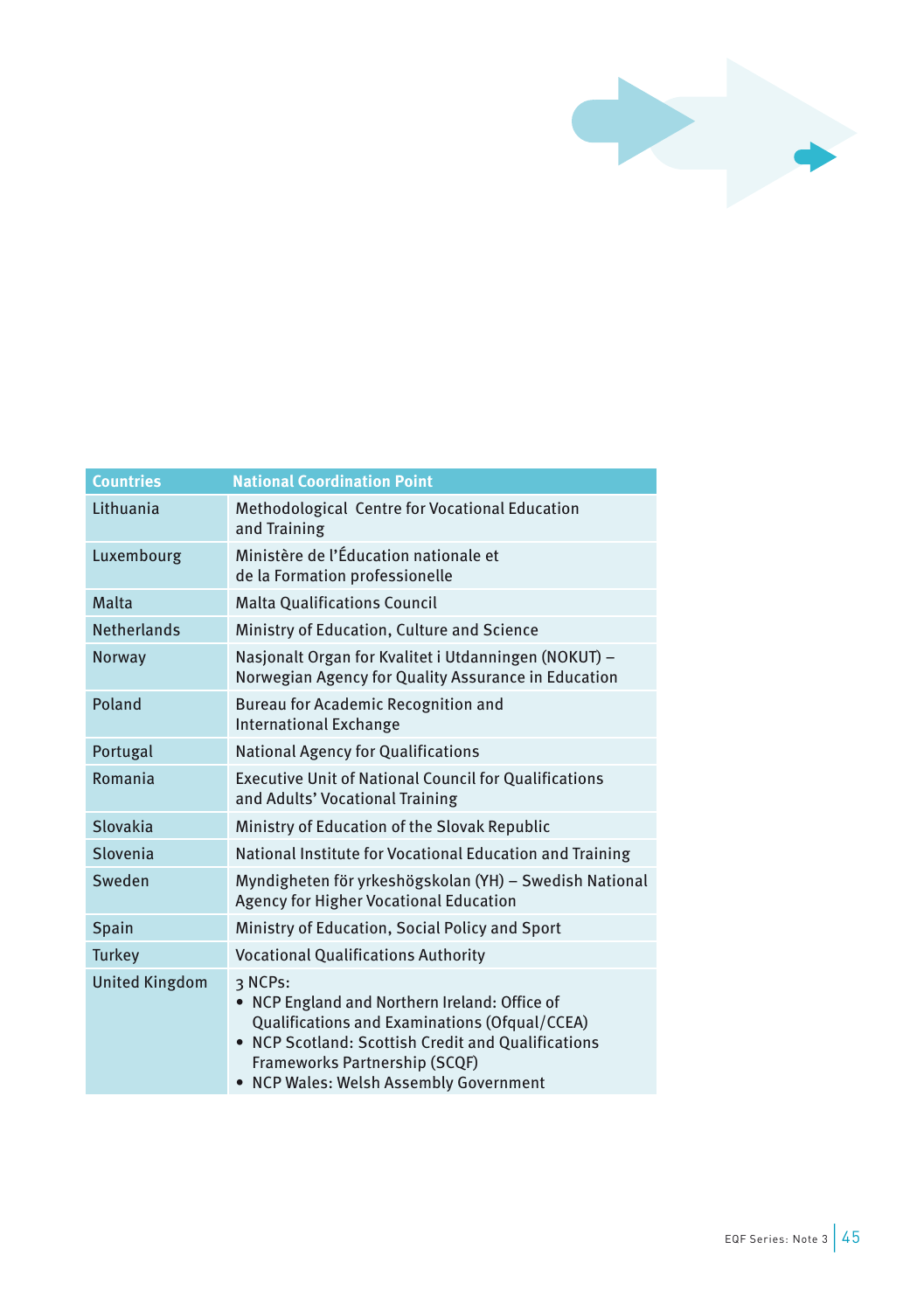| Countries | National Coordination Point |
|---|---|
| Lithuania | Methodological Centre for Vocational Education and Training |
| Luxembourg | Ministère de l'Éducation nationale et de la Formation professionelle |
| Malta | Malta Qualifications Council |
| Netherlands | Ministry of Education, Culture and Science |
| Norway | Nasjonalt Organ for Kvalitet i Utdanningen (NOKUT) – Norwegian Agency for Quality Assurance in Education |
| Poland | Bureau for Academic Recognition and International Exchange |
| Portugal | National Agency for Qualifications |
| Romania | Executive Unit of National Council for Qualifications and Adults' Vocational Training |
| Slovakia | Ministry of Education of the Slovak Republic |
| Slovenia | National Institute for Vocational Education and Training |
| Sweden | Myndigheten för yrkeshögskolan (YH) – Swedish National Agency for Higher Vocational Education |
| Spain | Ministry of Education, Social Policy and Sport |
| Turkey | Vocational Qualifications Authority |
| United Kingdom | 3 NCPs:<br>• NCP England and Northern Ireland: Office of Qualifications and Examinations (Ofqual/CCEA)<br>• NCP Scotland: Scottish Credit and Qualifications Frameworks Partnership (SCQF)<br>• NCP Wales: Welsh Assembly Government |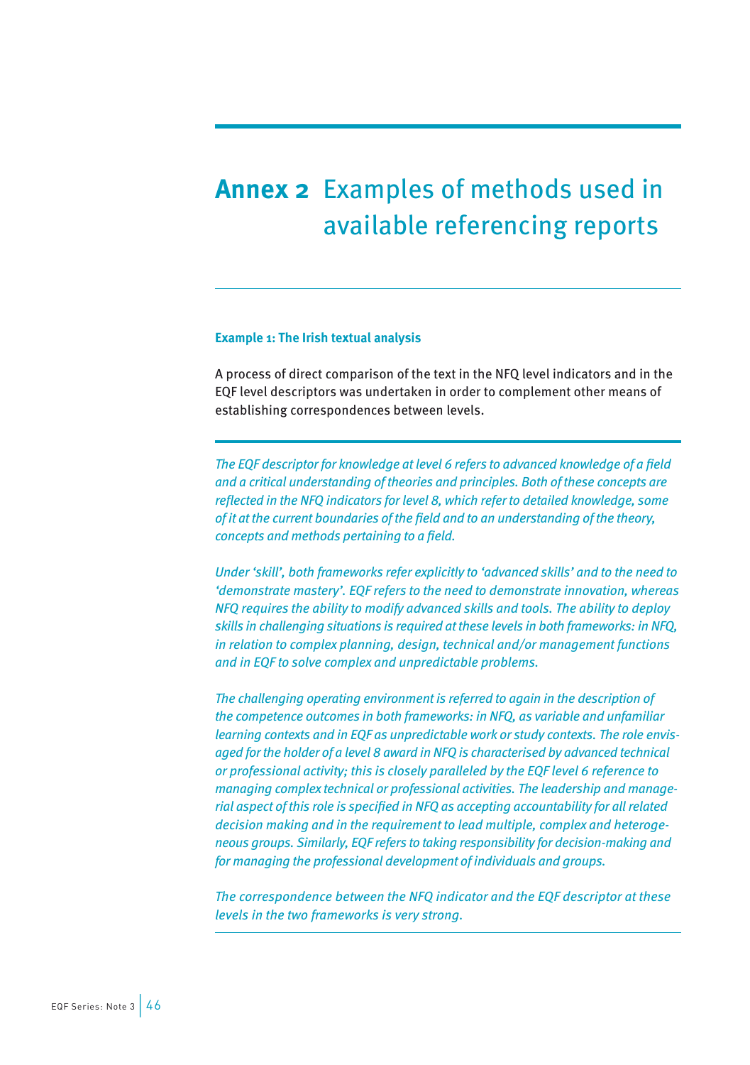# **Annex 2** Examples of methods used in available referencing reports

**Example 1: The Irish textual analysis**

A process of direct comparison of the text in the NFQ level indicators and in the EQF level descriptors was undertaken in order to complement other means of establishing correspondences between levels.

---

*The EQF descriptor for knowledge at level 6 refers to advanced knowledge of a field and a critical understanding of theories and principles. Both of these concepts are reflected in the NFQ indicators for level 8, which refer to detailed knowledge, some of it at the current boundaries of the field and to an understanding of the theory, concepts and methods pertaining to a field.*

*Under 'skill', both frameworks refer explicitly to 'advanced skills' and to the need to 'demonstrate mastery'. EQF refers to the need to demonstrate innovation, whereas NFQ requires the ability to modify advanced skills and tools. The ability to deploy skills in challenging situations is required at these levels in both frameworks: in NFQ, in relation to complex planning, design, technical and/or management functions and in EQF to solve complex and unpredictable problems.*

*The challenging operating environment is referred to again in the description of the competence outcomes in both frameworks: in NFQ, as variable and unfamiliar learning contexts and in EQF as unpredictable work or study contexts. The role envisaged for the holder of a level 8 award in NFQ is characterised by advanced technical or professional activity; this is closely paralleled by the EQF level 6 reference to managing complex technical or professional activities. The leadership and managerial aspect of this role is specified in NFQ as accepting accountability for all related decision making and in the requirement to lead multiple, complex and heterogeneous groups. Similarly, EQF refers to taking responsibility for decision-making and for managing the professional development of individuals and groups.*

*The correspondence between the NFQ indicator and the EQF descriptor at these levels in the two frameworks is very strong.*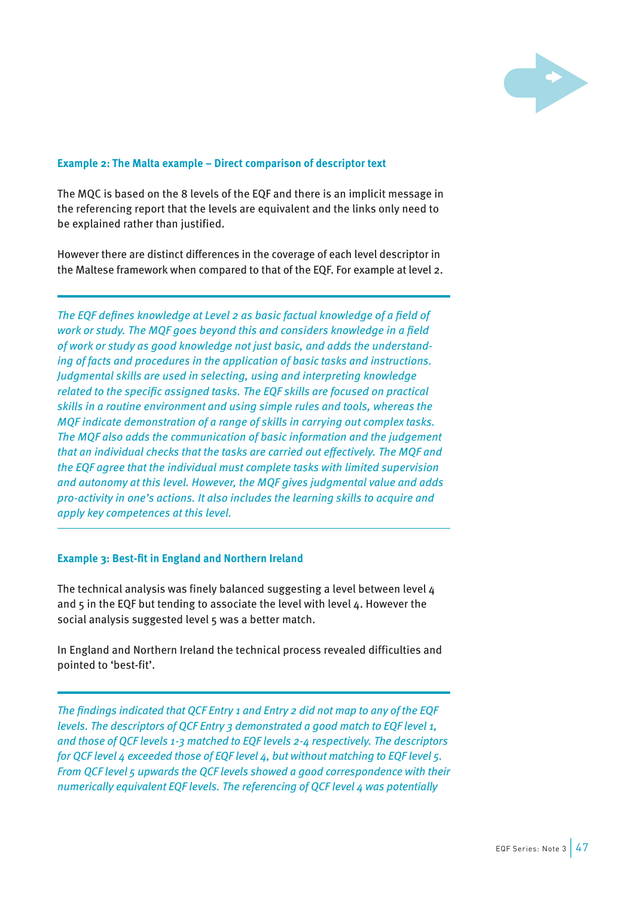#### Example 2: The Malta example – Direct comparison of descriptor text

The MQC is based on the 8 levels of the EQF and there is an implicit message in the referencing report that the levels are equivalent and the links only need to be explained rather than justified.

However there are distinct differences in the coverage of each level descriptor in the Maltese framework when compared to that of the EQF. For example at level 2.

*The EQF defines knowledge at Level 2 as basic factual knowledge of a field of work or study. The MQF goes beyond this and considers knowledge in a field of work or study as good knowledge not just basic, and adds the understanding of facts and procedures in the application of basic tasks and instructions. Judgmental skills are used in selecting, using and interpreting knowledge related to the specific assigned tasks. The EQF skills are focused on practical skills in a routine environment and using simple rules and tools, whereas the MQF indicate demonstration of a range of skills in carrying out complex tasks. The MQF also adds the communication of basic information and the judgement that an individual checks that the tasks are carried out effectively. The MQF and the EQF agree that the individual must complete tasks with limited supervision and autonomy at this level. However, the MQF gives judgmental value and adds pro-activity in one's actions. It also includes the learning skills to acquire and apply key competences at this level.*

#### Example 3: Best-fit in England and Northern Ireland

The technical analysis was finely balanced suggesting a level between level 4 and 5 in the EQF but tending to associate the level with level 4. However the social analysis suggested level 5 was a better match.

In England and Northern Ireland the technical process revealed difficulties and pointed to 'best-fit'.

*The findings indicated that QCF Entry 1 and Entry 2 did not map to any of the EQF levels. The descriptors of QCF Entry 3 demonstrated a good match to EQF level 1, and those of QCF levels 1-3 matched to EQF levels 2-4 respectively. The descriptors for QCF level 4 exceeded those of EQF level 4, but without matching to EQF level 5. From QCF level 5 upwards the QCF levels showed a good correspondence with their numerically equivalent EQF levels. The referencing of QCF level 4 was potentially*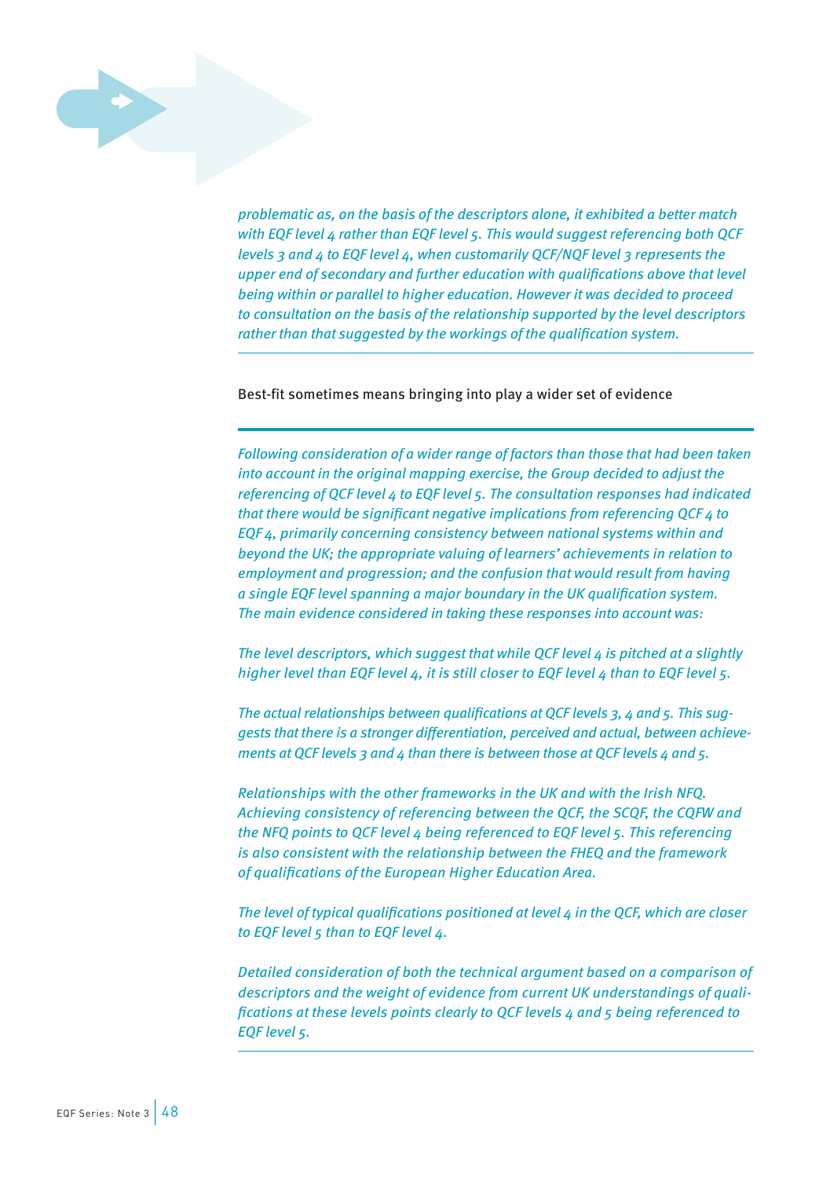*problematic as, on the basis of the descriptors alone, it exhibited a better match with EQF level 4 rather than EQF level 5. This would suggest referencing both QCF levels 3 and 4 to EQF level 4, when customarily QCF/NQF level 3 represents the upper end of secondary and further education with qualifications above that level being within or parallel to higher education. However it was decided to proceed to consultation on the basis of the relationship supported by the level descriptors rather than that suggested by the workings of the qualification system.*

---

Best-fit sometimes means bringing into play a wider set of evidence

---

*Following consideration of a wider range of factors than those that had been taken into account in the original mapping exercise, the Group decided to adjust the referencing of QCF level 4 to EQF level 5. The consultation responses had indicated that there would be significant negative implications from referencing QCF 4 to EQF 4, primarily concerning consistency between national systems within and beyond the UK; the appropriate valuing of learners' achievements in relation to employment and progression; and the confusion that would result from having a single EQF level spanning a major boundary in the UK qualification system. The main evidence considered in taking these responses into account was:*

*The level descriptors, which suggest that while QCF level 4 is pitched at a slightly higher level than EQF level 4, it is still closer to EQF level 4 than to EQF level 5.*

*The actual relationships between qualifications at QCF levels 3, 4 and 5. This suggests that there is a stronger differentiation, perceived and actual, between achievements at QCF levels 3 and 4 than there is between those at QCF levels 4 and 5.*

*Relationships with the other frameworks in the UK and with the Irish NFQ. Achieving consistency of referencing between the QCF, the SCQF, the CQFW and the NFQ points to QCF level 4 being referenced to EQF level 5. This referencing is also consistent with the relationship between the FHEQ and the framework of qualifications of the European Higher Education Area.*

*The level of typical qualifications positioned at level 4 in the QCF, which are closer to EQF level 5 than to EQF level 4.*

*Detailed consideration of both the technical argument based on a comparison of descriptors and the weight of evidence from current UK understandings of qualifications at these levels points clearly to QCF levels 4 and 5 being referenced to EQF level 5.*

---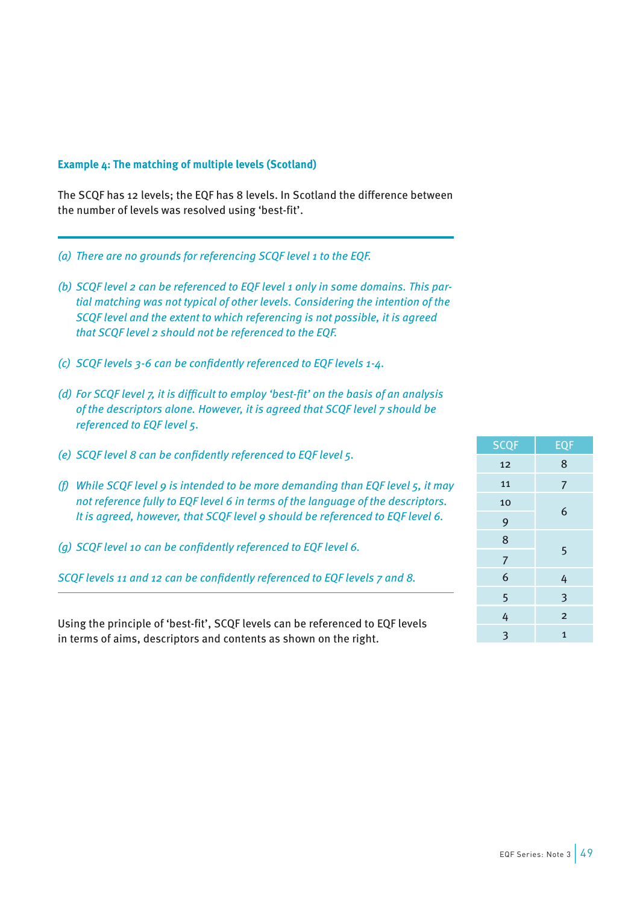### Example 4: The matching of multiple levels (Scotland)

The SCQF has 12 levels; the EQF has 8 levels. In Scotland the difference between the number of levels was resolved using 'best-fit'.

---

*(a) There are no grounds for referencing SCQF level 1 to the EQF.*

*(b) SCQF level 2 can be referenced to EQF level 1 only in some domains. This partial matching was not typical of other levels. Considering the intention of the SCQF level and the extent to which referencing is not possible, it is agreed that SCQF level 2 should not be referenced to the EQF.*

*(c) SCQF levels 3-6 can be confidently referenced to EQF levels 1-4.*

*(d) For SCQF level 7, it is difficult to employ 'best-fit' on the basis of an analysis of the descriptors alone. However, it is agreed that SCQF level 7 should be referenced to EQF level 5.*

*(e) SCQF level 8 can be confidently referenced to EQF level 5.*

*(f) While SCQF level 9 is intended to be more demanding than EQF level 5, it may not reference fully to EQF level 6 in terms of the language of the descriptors. It is agreed, however, that SCQF level 9 should be referenced to EQF level 6.*

*(g) SCQF level 10 can be confidently referenced to EQF level 6.*

*SCQF levels 11 and 12 can be confidently referenced to EQF levels 7 and 8.*

---

Using the principle of 'best-fit', SCQF levels can be referenced to EQF levels in terms of aims, descriptors and contents as shown on the right.

| SCQF | EQF |
|---|---|
| 12 | 8 |
| 11 | 7 |
| 10 | 6 |
| 9 | |
| 8 | 5 |
| 7 | |
| 6 | 4 |
| 5 | 3 |
| 4 | 2 |
| 3 | 1 |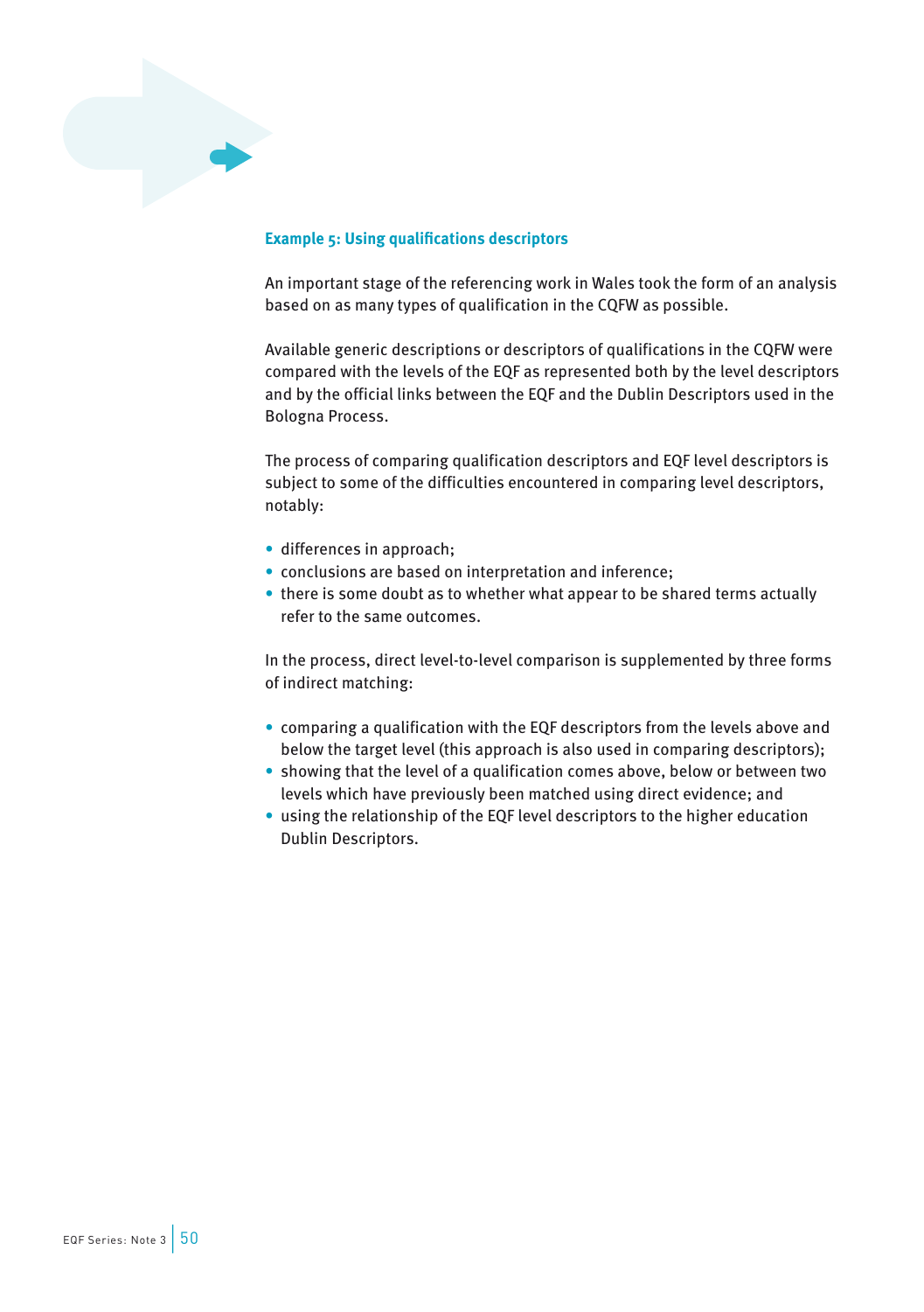### Example 5: Using qualifications descriptors

An important stage of the referencing work in Wales took the form of an analysis based on as many types of qualification in the CQFW as possible.

Available generic descriptions or descriptors of qualifications in the CQFW were compared with the levels of the EQF as represented both by the level descriptors and by the official links between the EQF and the Dublin Descriptors used in the Bologna Process.

The process of comparing qualification descriptors and EQF level descriptors is subject to some of the difficulties encountered in comparing level descriptors, notably:

- differences in approach;
- conclusions are based on interpretation and inference;
- there is some doubt as to whether what appear to be shared terms actually refer to the same outcomes.

In the process, direct level-to-level comparison is supplemented by three forms of indirect matching:

- comparing a qualification with the EQF descriptors from the levels above and below the target level (this approach is also used in comparing descriptors);
- showing that the level of a qualification comes above, below or between two levels which have previously been matched using direct evidence; and
- using the relationship of the EQF level descriptors to the higher education Dublin Descriptors.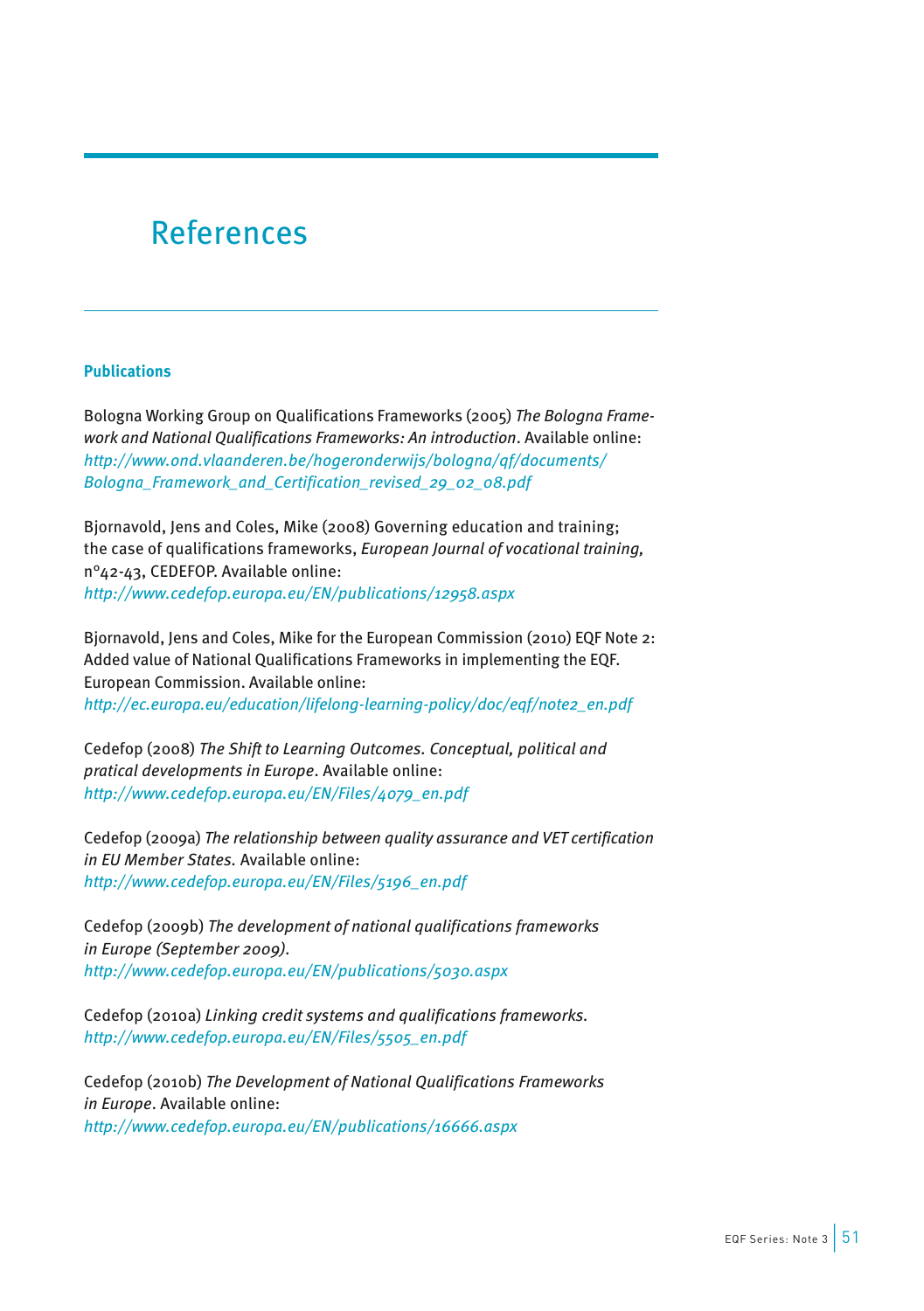# References

### Publications

Bologna Working Group on Qualifications Frameworks (2005) *The Bologna Framework and National Qualifications Frameworks: An introduction*. Available online: *http://www.ond.vlaanderen.be/hogeronderwijs/bologna/qf/documents/Bologna_Framework_and_Certification_revised_29_02_08.pdf*

Bjornavold, Jens and Coles, Mike (2008) Governing education and training; the case of qualifications frameworks, *European Journal of vocational training,* n°42-43, CEDEFOP. Available online: *http://www.cedefop.europa.eu/EN/publications/12958.aspx*

Bjornavold, Jens and Coles, Mike for the European Commission (2010) EQF Note 2: Added value of National Qualifications Frameworks in implementing the EQF. European Commission. Available online: *http://ec.europa.eu/education/lifelong-learning-policy/doc/eqf/note2_en.pdf*

Cedefop (2008) *The Shift to Learning Outcomes. Conceptual, political and pratical developments in Europe*. Available online: *http://www.cedefop.europa.eu/EN/Files/4079_en.pdf*

Cedefop (2009a) *The relationship between quality assurance and VET certification in EU Member States*. Available online: *http://www.cedefop.europa.eu/EN/Files/5196_en.pdf*

Cedefop (2009b) *The development of national qualifications frameworks in Europe (September 2009)*. *http://www.cedefop.europa.eu/EN/publications/5030.aspx*

Cedefop (2010a) *Linking credit systems and qualifications frameworks*. *http://www.cedefop.europa.eu/EN/Files/5505_en.pdf*

Cedefop (2010b) *The Development of National Qualifications Frameworks in Europe*. Available online: *http://www.cedefop.europa.eu/EN/publications/16666.aspx*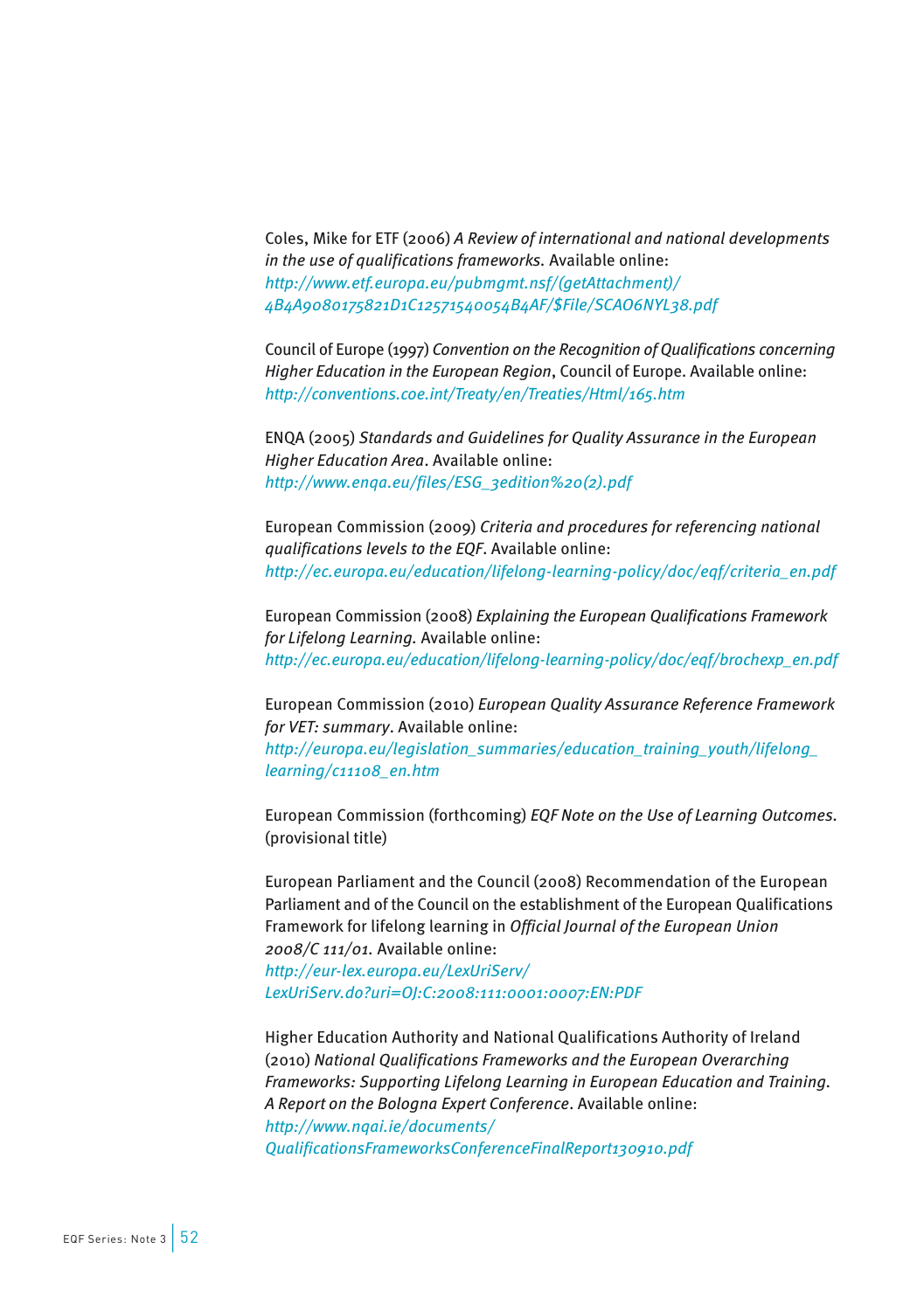Coles, Mike for ETF (2006) *A Review of international and national developments in the use of qualifications frameworks*. Available online:
*http://www.etf.europa.eu/pubmgmt.nsf/(getAttachment)/4B4A9080175821D1C12571540054B4AF/$File/SCAO6NYL38.pdf*

Council of Europe (1997) *Convention on the Recognition of Qualifications concerning Higher Education in the European Region*, Council of Europe. Available online:
*http://conventions.coe.int/Treaty/en/Treaties/Html/165.htm*

ENQA (2005) *Standards and Guidelines for Quality Assurance in the European Higher Education Area*. Available online:
*http://www.enqa.eu/files/ESG_3edition%20(2).pdf*

European Commission (2009) *Criteria and procedures for referencing national qualifications levels to the EQF*. Available online:
*http://ec.europa.eu/education/lifelong-learning-policy/doc/eqf/criteria_en.pdf*

European Commission (2008) *Explaining the European Qualifications Framework for Lifelong Learning*. Available online:
*http://ec.europa.eu/education/lifelong-learning-policy/doc/eqf/brochexp_en.pdf*

European Commission (2010) *European Quality Assurance Reference Framework for VET: summary*. Available online:
*http://europa.eu/legislation_summaries/education_training_youth/lifelong_learning/c11108_en.htm*

European Commission (forthcoming) *EQF Note on the Use of Learning Outcomes*. (provisional title)

European Parliament and the Council (2008) Recommendation of the European Parliament and of the Council on the establishment of the European Qualifications Framework for lifelong learning in *Official Journal of the European Union 2008/C 111/01*. Available online:
*http://eur-lex.europa.eu/LexUriServ/LexUriServ.do?uri=OJ:C:2008:111:0001:0007:EN:PDF*

Higher Education Authority and National Qualifications Authority of Ireland (2010) *National Qualifications Frameworks and the European Overarching Frameworks: Supporting Lifelong Learning in European Education and Training. A Report on the Bologna Expert Conference*. Available online:
*http://www.nqai.ie/documents/QualificationsFrameworksConferenceFinalReport130910.pdf*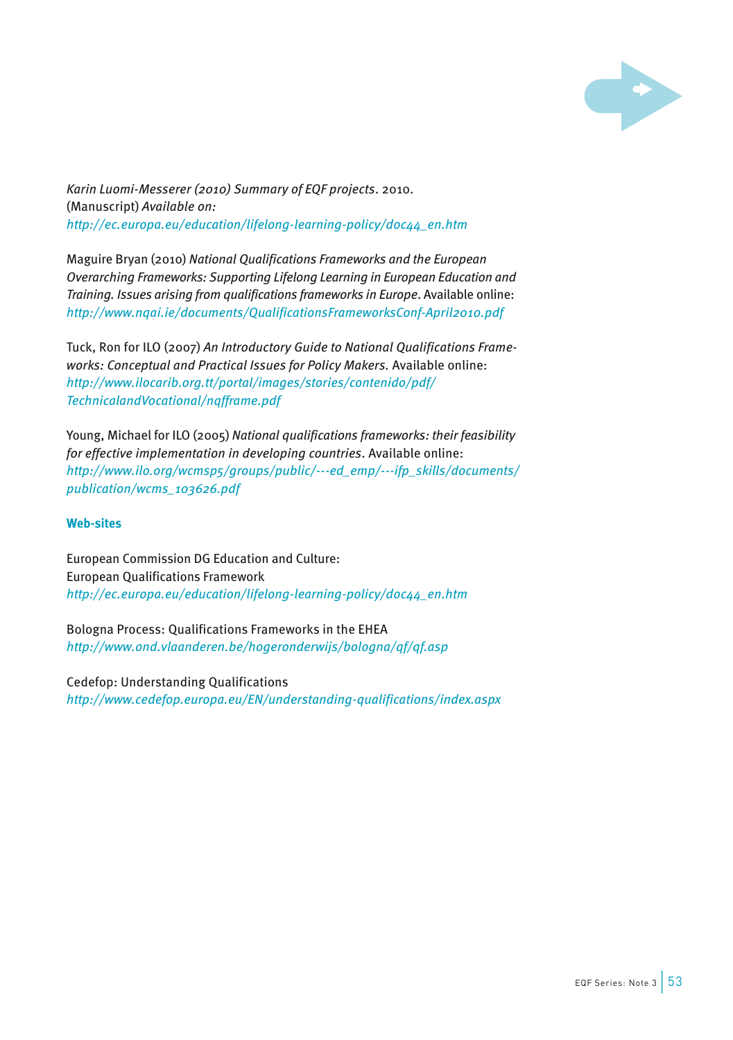*Karin Luomi-Messerer (2010) Summary of EQF projects*. 2010. (Manuscript) *Available on:* *http://ec.europa.eu/education/lifelong-learning-policy/doc44_en.htm*

Maguire Bryan (2010) *National Qualifications Frameworks and the European Overarching Frameworks: Supporting Lifelong Learning in European Education and Training. Issues arising from qualifications frameworks in Europe*. Available online: *http://www.nqai.ie/documents/QualificationsFrameworksConf-April2010.pdf*

Tuck, Ron for ILO (2007) *An Introductory Guide to National Qualifications Frameworks: Conceptual and Practical Issues for Policy Makers.* Available online: *http://www.ilocarib.org.tt/portal/images/stories/contenido/pdf/TechnicalandVocational/nqfframe.pdf*

Young, Michael for ILO (2005) *National qualifications frameworks: their feasibility for effective implementation in developing countries*. Available online: *http://www.ilo.org/wcmsp5/groups/public/---ed_emp/---ifp_skills/documents/publication/wcms_103626.pdf*

**Web-sites**

European Commission DG Education and Culture:
European Qualifications Framework
*http://ec.europa.eu/education/lifelong-learning-policy/doc44_en.htm*

Bologna Process: Qualifications Frameworks in the EHEA
*http://www.ond.vlaanderen.be/hogeronderwijs/bologna/qf/qf.asp*

Cedefop: Understanding Qualifications
*http://www.cedefop.europa.eu/EN/understanding-qualifications/index.aspx*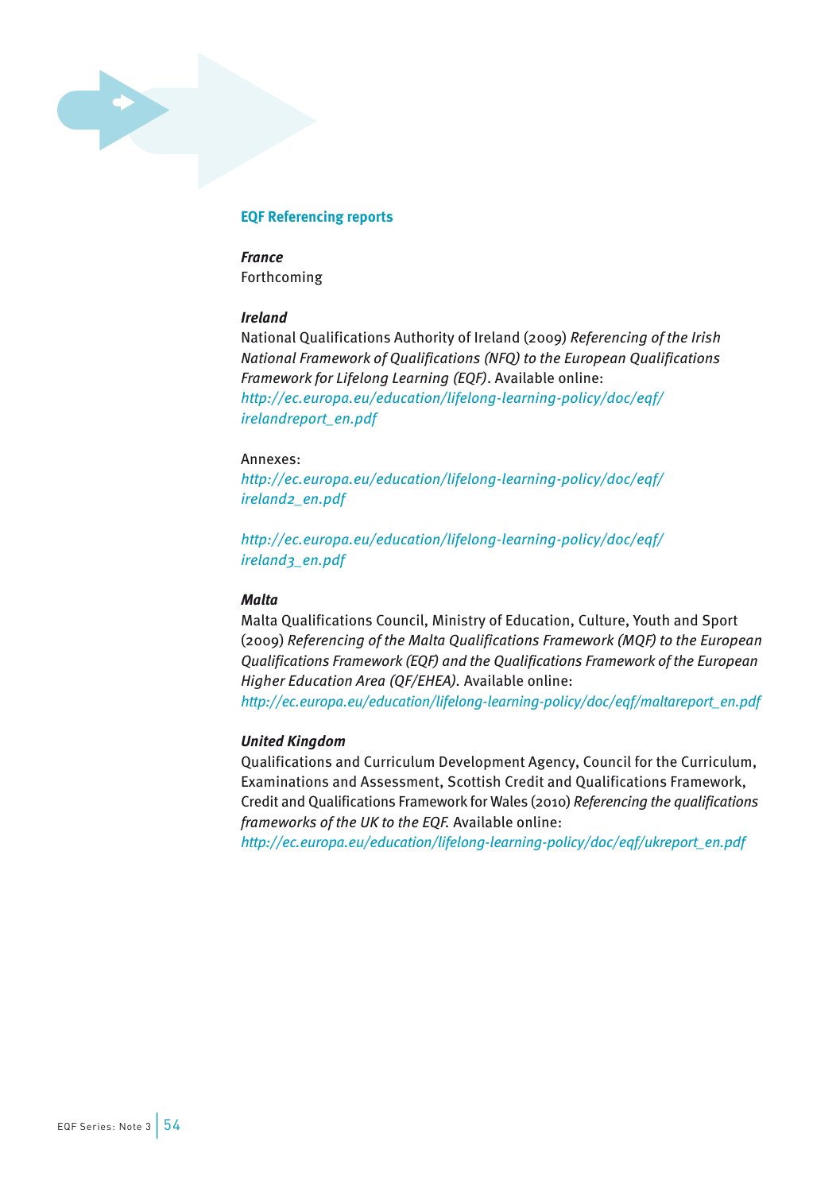## EQF Referencing reports

***France***

Forthcoming

***Ireland***

National Qualifications Authority of Ireland (2009) *Referencing of the Irish National Framework of Qualifications (NFQ) to the European Qualifications Framework for Lifelong Learning (EQF)*. Available online: *http://ec.europa.eu/education/lifelong-learning-policy/doc/eqf/irelandreport_en.pdf*

Annexes:
*http://ec.europa.eu/education/lifelong-learning-policy/doc/eqf/ireland2_en.pdf*

*http://ec.europa.eu/education/lifelong-learning-policy/doc/eqf/ireland3_en.pdf*

***Malta***

Malta Qualifications Council, Ministry of Education, Culture, Youth and Sport (2009) *Referencing of the Malta Qualifications Framework (MQF) to the European Qualifications Framework (EQF) and the Qualifications Framework of the European Higher Education Area (QF/EHEA)*. Available online: *http://ec.europa.eu/education/lifelong-learning-policy/doc/eqf/maltareport_en.pdf*

***United Kingdom***

Qualifications and Curriculum Development Agency, Council for the Curriculum, Examinations and Assessment, Scottish Credit and Qualifications Framework, Credit and Qualifications Framework for Wales (2010) *Referencing the qualifications frameworks of the UK to the EQF.* Available online: *http://ec.europa.eu/education/lifelong-learning-policy/doc/eqf/ukreport_en.pdf*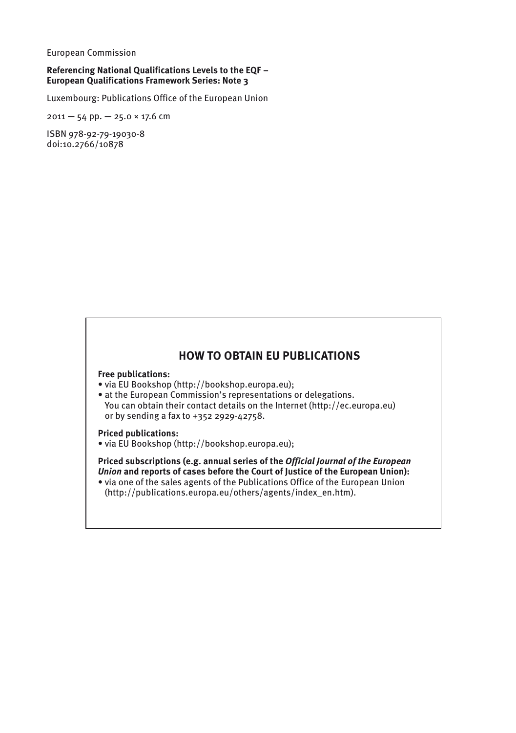European Commission

**Referencing National Qualifications Levels to the EQF – European Qualifications Framework Series: Note 3**

Luxembourg: Publications Office of the European Union

2011 — 54 pp. — 25.0 × 17.6 cm

ISBN 978-92-79-19030-8
doi:10.2766/10878

## HOW TO OBTAIN EU PUBLICATIONS

**Free publications:**

- via EU Bookshop (http://bookshop.europa.eu);
- at the European Commission's representations or delegations. You can obtain their contact details on the Internet (http://ec.europa.eu) or by sending a fax to +352 2929-42758.

**Priced publications:**

- via EU Bookshop (http://bookshop.europa.eu);

**Priced subscriptions (e.g. annual series of the *Official Journal of the European Union* and reports of cases before the Court of Justice of the European Union):**

- via one of the sales agents of the Publications Office of the European Union (http://publications.europa.eu/others/agents/index_en.htm).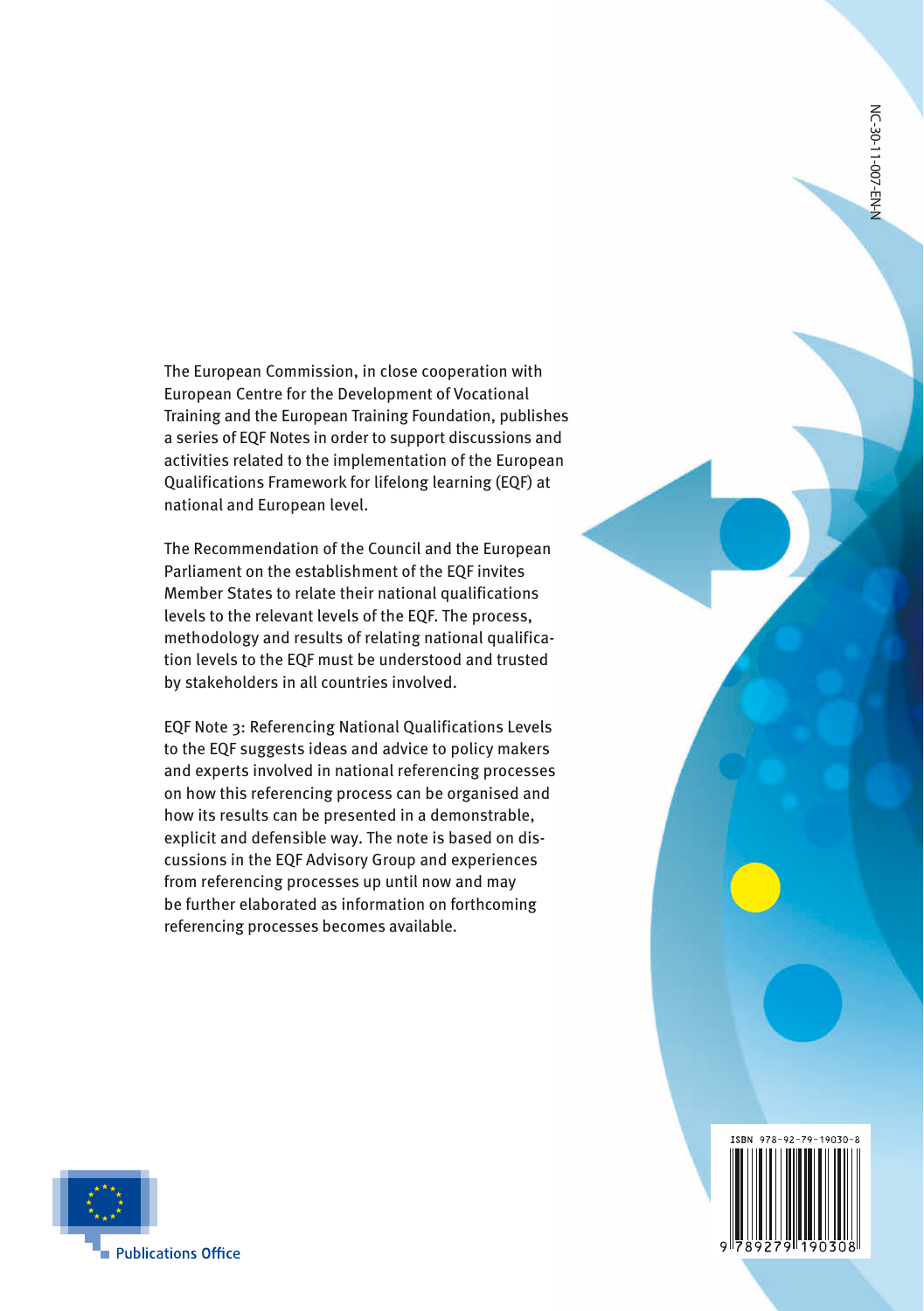NC-30-11-007-EN-N

The European Commission, in close cooperation with European Centre for the Development of Vocational Training and the European Training Foundation, publishes a series of EQF Notes in order to support discussions and activities related to the implementation of the European Qualifications Framework for lifelong learning (EQF) at national and European level.

The Recommendation of the Council and the European Parliament on the establishment of the EQF invites Member States to relate their national qualifications levels to the relevant levels of the EQF. The process, methodology and results of relating national qualification levels to the EQF must be understood and trusted by stakeholders in all countries involved.

EQF Note 3: Referencing National Qualifications Levels to the EQF suggests ideas and advice to policy makers and experts involved in national referencing processes on how this referencing process can be organised and how its results can be presented in a demonstrable, explicit and defensible way. The note is based on discussions in the EQF Advisory Group and experiences from referencing processes up until now and may be further elaborated as information on forthcoming referencing processes becomes available.

Publications Office

ISBN 978-92-79-19030-8